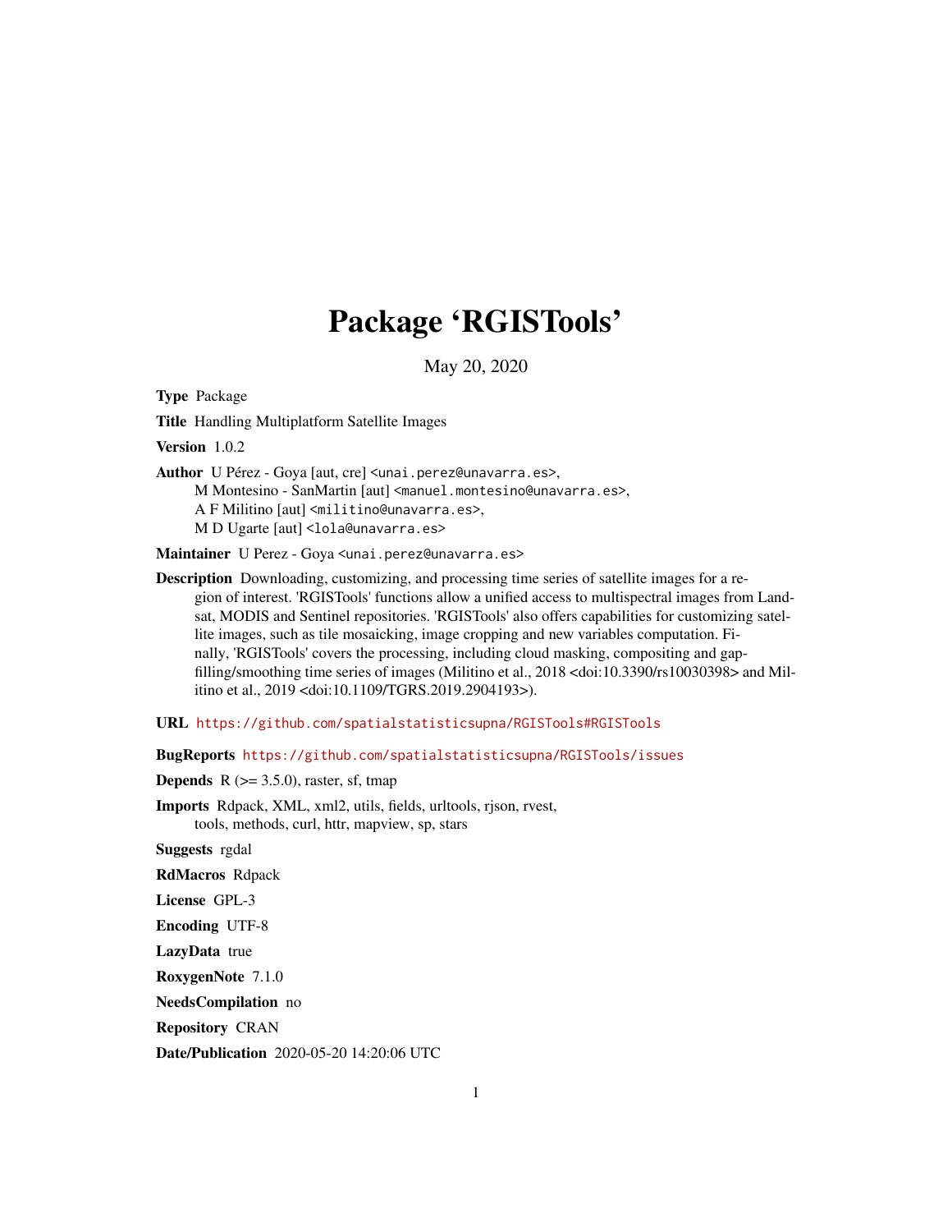# Package 'RGISTools'

May 20, 2020

**Type** Package

**Title** Handling Multiplatform Satellite Images

**Version** 1.0.2

**Author** U Pérez - Goya [aut, cre] <unai.perez@unavarra.es>,
M Montesino - SanMartin [aut] <manuel.montesino@unavarra.es>,
A F Militino [aut] <militino@unavarra.es>,
M D Ugarte [aut] <lola@unavarra.es>

**Maintainer** U Perez - Goya <unai.perez@unavarra.es>

**Description** Downloading, customizing, and processing time series of satellite images for a region of interest. 'RGISTools' functions allow a unified access to multispectral images from Landsat, MODIS and Sentinel repositories. 'RGISTools' also offers capabilities for customizing satellite images, such as tile mosaicking, image cropping and new variables computation. Finally, 'RGISTools' covers the processing, including cloud masking, compositing and gap-filling/smoothing time series of images (Militino et al., 2018 <doi:10.3390/rs10030398> and Militino et al., 2019 <doi:10.1109/TGRS.2019.2904193>).

**URL** https://github.com/spatialstatisticsupna/RGISTools#RGISTools

**BugReports** https://github.com/spatialstatisticsupna/RGISTools/issues

**Depends** R (>= 3.5.0), raster, sf, tmap

**Imports** Rdpack, XML, xml2, utils, fields, urltools, rjson, rvest, tools, methods, curl, httr, mapview, sp, stars

**Suggests** rgdal

**RdMacros** Rdpack

**License** GPL-3

**Encoding** UTF-8

**LazyData** true

**RoxygenNote** 7.1.0

**NeedsCompilation** no

**Repository** CRAN

**Date/Publication** 2020-05-20 14:20:06 UTC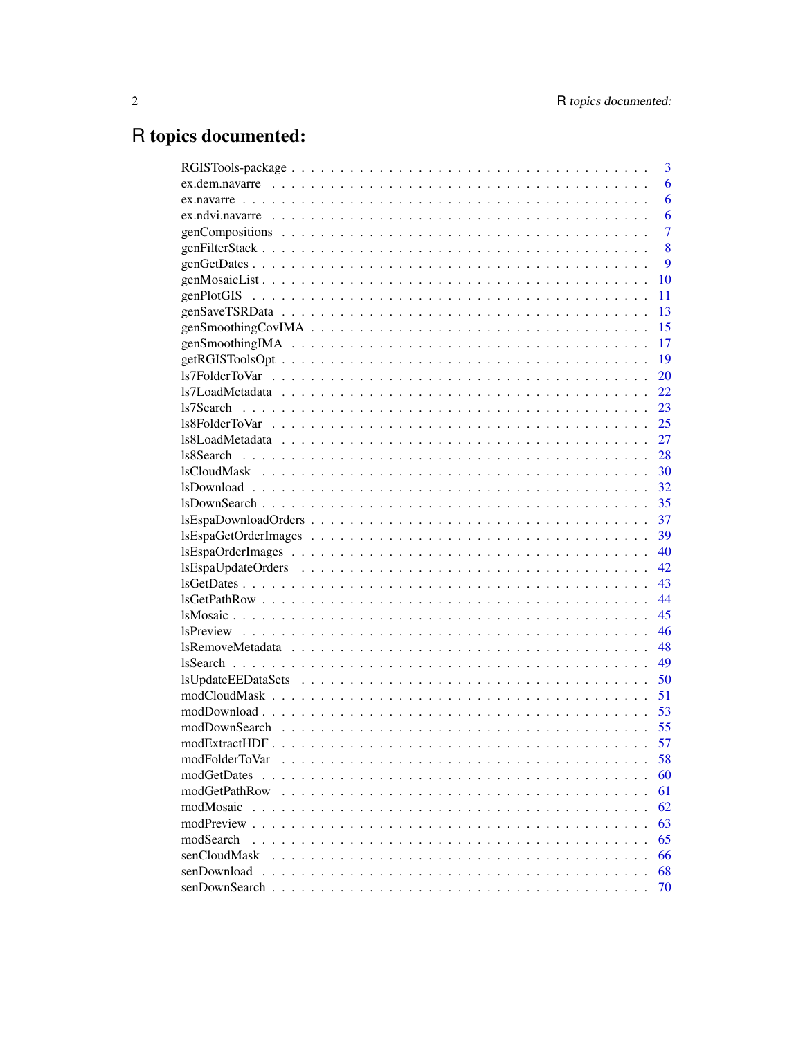# R topics documented:

| | |
|---|---|
| RGISTools-package | 3 |
| ex.dem.navarre | 6 |
| ex.navarre | 6 |
| ex.ndvi.navarre | 6 |
| genCompositions | 7 |
| genFilterStack | 8 |
| genGetDates | 9 |
| genMosaicList | 10 |
| genPlotGIS | 11 |
| genSaveTSRData | 13 |
| genSmoothingCovIMA | 15 |
| genSmoothingIMA | 17 |
| getRGISToolsOpt | 19 |
| ls7FolderToVar | 20 |
| ls7LoadMetadata | 22 |
| ls7Search | 23 |
| ls8FolderToVar | 25 |
| ls8LoadMetadata | 27 |
| ls8Search | 28 |
| lsCloudMask | 30 |
| lsDownload | 32 |
| lsDownSearch | 35 |
| lsEspaDownloadOrders | 37 |
| lsEspaGetOrderImages | 39 |
| lsEspaOrderImages | 40 |
| lsEspaUpdateOrders | 42 |
| lsGetDates | 43 |
| lsGetPathRow | 44 |
| lsMosaic | 45 |
| lsPreview | 46 |
| lsRemoveMetadata | 48 |
| lsSearch | 49 |
| lsUpdateEEDataSets | 50 |
| modCloudMask | 51 |
| modDownload | 53 |
| modDownSearch | 55 |
| modExtractHDF | 57 |
| modFolderToVar | 58 |
| modGetDates | 60 |
| modGetPathRow | 61 |
| modMosaic | 62 |
| modPreview | 63 |
| modSearch | 65 |
| senCloudMask | 66 |
| senDownload | 68 |
| senDownSearch | 70 |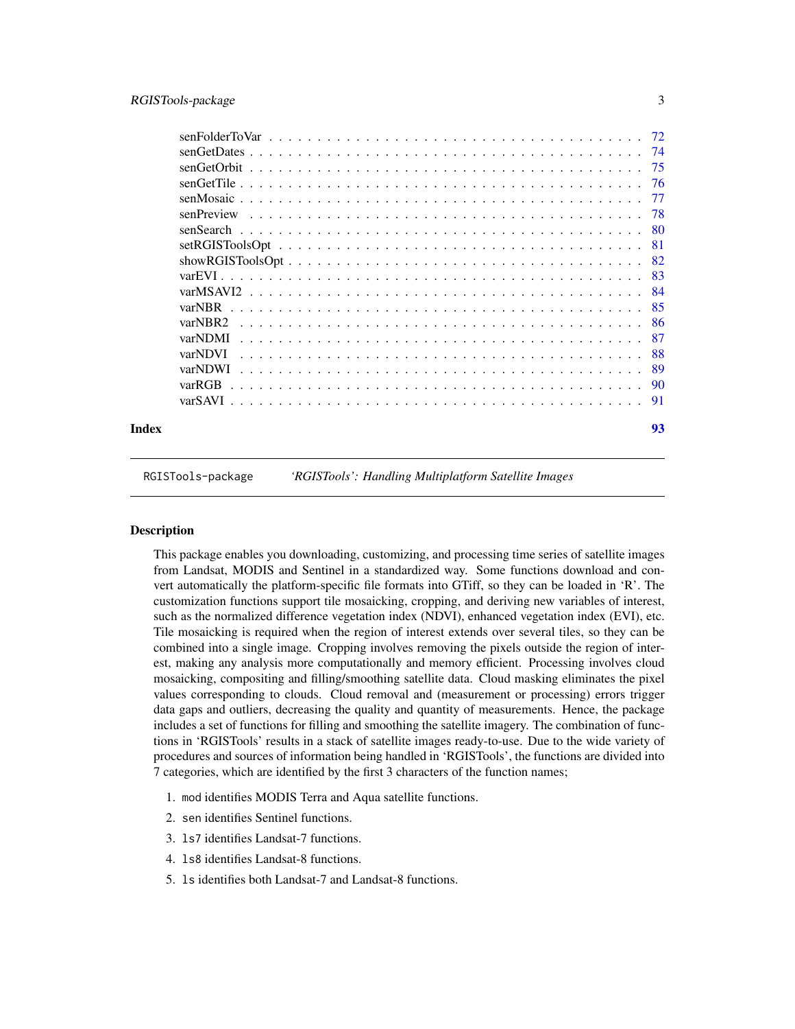senFolderToVar . . . . . . . . . . . . . . . . . . . . . . . . . . . . . . . . . . . . 72
senGetDates . . . . . . . . . . . . . . . . . . . . . . . . . . . . . . . . . . . . . . 74
senGetOrbit . . . . . . . . . . . . . . . . . . . . . . . . . . . . . . . . . . . . . . 75
senGetTile . . . . . . . . . . . . . . . . . . . . . . . . . . . . . . . . . . . . . . 76
senMosaic . . . . . . . . . . . . . . . . . . . . . . . . . . . . . . . . . . . . . . 77
senPreview . . . . . . . . . . . . . . . . . . . . . . . . . . . . . . . . . . . . . . 78
senSearch . . . . . . . . . . . . . . . . . . . . . . . . . . . . . . . . . . . . . . 80
setRGISToolsOpt . . . . . . . . . . . . . . . . . . . . . . . . . . . . . . . . . . . 81
showRGISToolsOpt . . . . . . . . . . . . . . . . . . . . . . . . . . . . . . . . . . 82
varEVI . . . . . . . . . . . . . . . . . . . . . . . . . . . . . . . . . . . . . . . . 83
varMSAVI2 . . . . . . . . . . . . . . . . . . . . . . . . . . . . . . . . . . . . . . 84
varNBR . . . . . . . . . . . . . . . . . . . . . . . . . . . . . . . . . . . . . . . . 85
varNBR2 . . . . . . . . . . . . . . . . . . . . . . . . . . . . . . . . . . . . . . . 86
varNDMI . . . . . . . . . . . . . . . . . . . . . . . . . . . . . . . . . . . . . . . 87
varNDVI . . . . . . . . . . . . . . . . . . . . . . . . . . . . . . . . . . . . . . . 88
varNDWI . . . . . . . . . . . . . . . . . . . . . . . . . . . . . . . . . . . . . . . 89
varRGB . . . . . . . . . . . . . . . . . . . . . . . . . . . . . . . . . . . . . . . . 90
varSAVI . . . . . . . . . . . . . . . . . . . . . . . . . . . . . . . . . . . . . . . 91

**Index** 93

---

`RGISTools-package` *'RGISTools': Handling Multiplatform Satellite Images*

---

### Description

This package enables you downloading, customizing, and processing time series of satellite images from Landsat, MODIS and Sentinel in a standardized way. Some functions download and convert automatically the platform-specific file formats into GTiff, so they can be loaded in 'R'. The customization functions support tile mosaicking, cropping, and deriving new variables of interest, such as the normalized difference vegetation index (NDVI), enhanced vegetation index (EVI), etc. Tile mosaicking is required when the region of interest extends over several tiles, so they can be combined into a single image. Cropping involves removing the pixels outside the region of interest, making any analysis more computationally and memory efficient. Processing involves cloud mosaicking, compositing and filling/smoothing satellite data. Cloud masking eliminates the pixel values corresponding to clouds. Cloud removal and (measurement or processing) errors trigger data gaps and outliers, decreasing the quality and quantity of measurements. Hence, the package includes a set of functions for filling and smoothing the satellite imagery. The combination of functions in 'RGISTools' results in a stack of satellite images ready-to-use. Due to the wide variety of procedures and sources of information being handled in 'RGISTools', the functions are divided into 7 categories, which are identified by the first 3 characters of the function names;

1. `mod` identifies MODIS Terra and Aqua satellite functions.
2. `sen` identifies Sentinel functions.
3. `ls7` identifies Landsat-7 functions.
4. `ls8` identifies Landsat-8 functions.
5. `ls` identifies both Landsat-7 and Landsat-8 functions.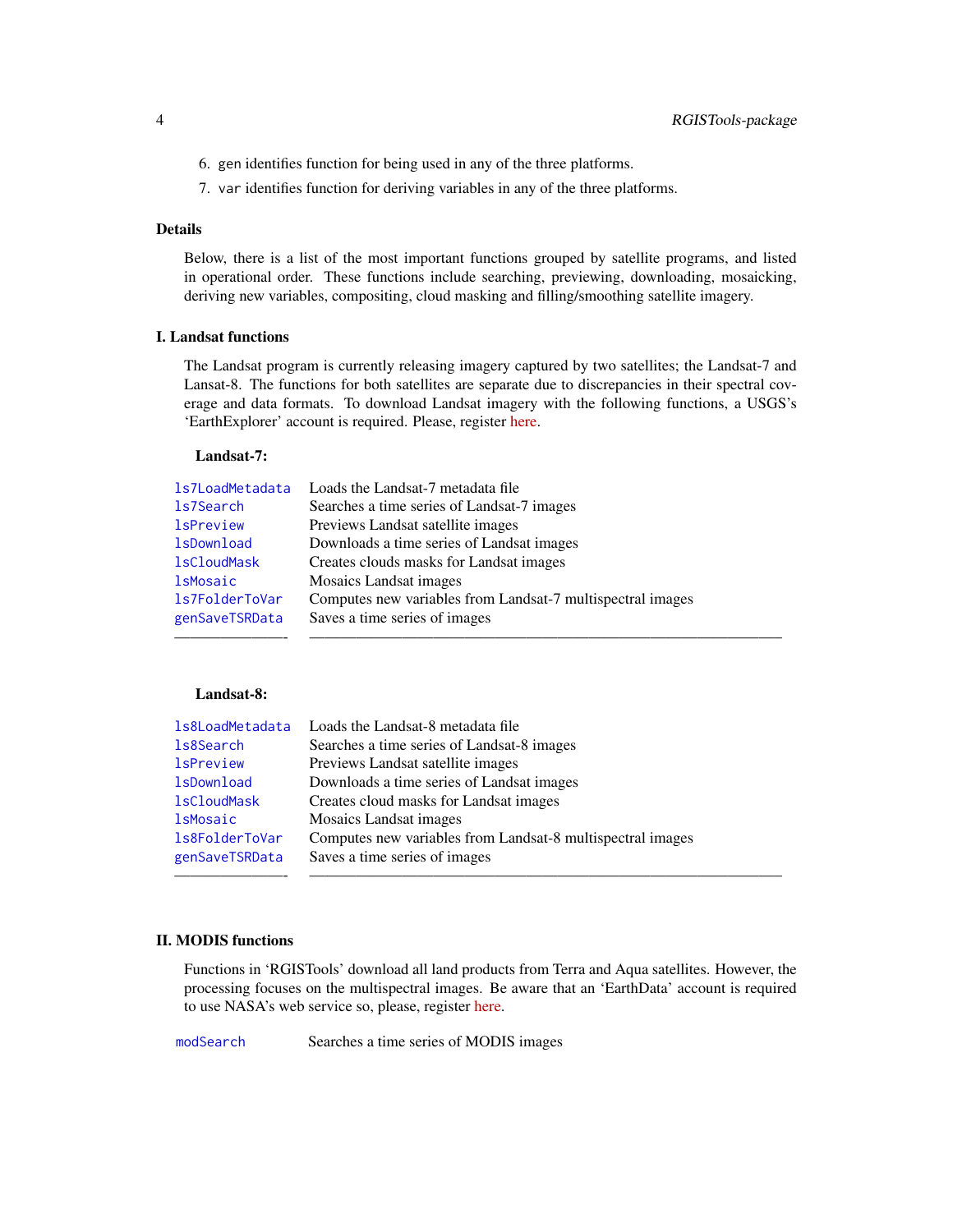6. gen identifies function for being used in any of the three platforms.
7. var identifies function for deriving variables in any of the three platforms.

## Details

Below, there is a list of the most important functions grouped by satellite programs, and listed in operational order. These functions include searching, previewing, downloading, mosaicking, deriving new variables, compositing, cloud masking and filling/smoothing satellite imagery.

## I. Landsat functions

The Landsat program is currently releasing imagery captured by two satellites; the Landsat-7 and Lansat-8. The functions for both satellites are separate due to discrepancies in their spectral coverage and data formats. To download Landsat imagery with the following functions, a USGS's 'EarthExplorer' account is required. Please, register here.

### Landsat-7:

| | |
|---|---|
| ls7LoadMetadata | Loads the Landsat-7 metadata file |
| ls7Search | Searches a time series of Landsat-7 images |
| lsPreview | Previews Landsat satellite images |
| lsDownload | Downloads a time series of Landsat images |
| lsCloudMask | Creates clouds masks for Landsat images |
| lsMosaic | Mosaics Landsat images |
| ls7FolderToVar | Computes new variables from Landsat-7 multispectral images |
| genSaveTSRData | Saves a time series of images |

### Landsat-8:

| | |
|---|---|
| ls8LoadMetadata | Loads the Landsat-8 metadata file |
| ls8Search | Searches a time series of Landsat-8 images |
| lsPreview | Previews Landsat satellite images |
| lsDownload | Downloads a time series of Landsat images |
| lsCloudMask | Creates cloud masks for Landsat images |
| lsMosaic | Mosaics Landsat images |
| ls8FolderToVar | Computes new variables from Landsat-8 multispectral images |
| genSaveTSRData | Saves a time series of images |

## II. MODIS functions

Functions in 'RGISTools' download all land products from Terra and Aqua satellites. However, the processing focuses on the multispectral images. Be aware that an 'EarthData' account is required to use NASA's web service so, please, register here.

| | |
|---|---|
| modSearch | Searches a time series of MODIS images |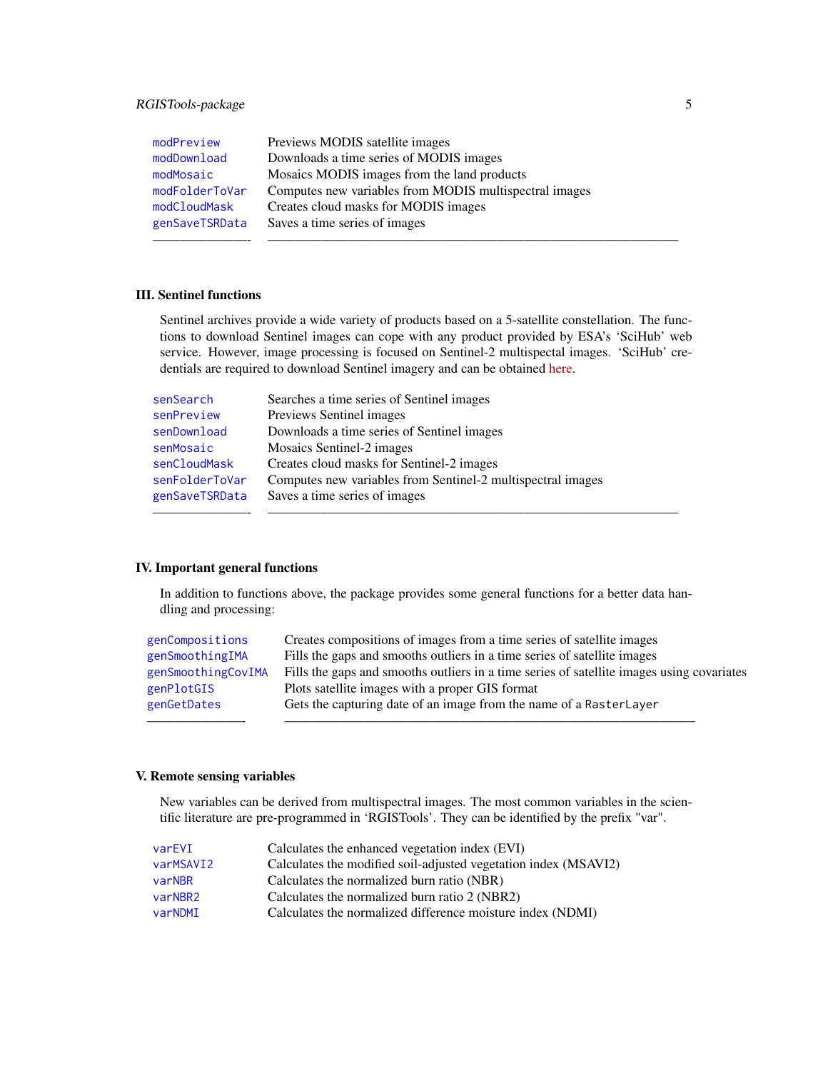| | |
|---|---|
| modPreview | Previews MODIS satellite images |
| modDownload | Downloads a time series of MODIS images |
| modMosaic | Mosaics MODIS images from the land products |
| modFolderToVar | Computes new variables from MODIS multispectral images |
| modCloudMask | Creates cloud masks for MODIS images |
| genSaveTSRData | Saves a time series of images |

### III. Sentinel functions

Sentinel archives provide a wide variety of products based on a 5-satellite constellation. The functions to download Sentinel images can cope with any product provided by ESA's 'SciHub' web service. However, image processing is focused on Sentinel-2 multispectal images. 'SciHub' credentials are required to download Sentinel imagery and can be obtained here.

| | |
|---|---|
| senSearch | Searches a time series of Sentinel images |
| senPreview | Previews Sentinel images |
| senDownload | Downloads a time series of Sentinel images |
| senMosaic | Mosaics Sentinel-2 images |
| senCloudMask | Creates cloud masks for Sentinel-2 images |
| senFolderToVar | Computes new variables from Sentinel-2 multispectral images |
| genSaveTSRData | Saves a time series of images |

### IV. Important general functions

In addition to functions above, the package provides some general functions for a better data handling and processing:

| | |
|---|---|
| genCompositions | Creates compositions of images from a time series of satellite images |
| genSmoothingIMA | Fills the gaps and smooths outliers in a time series of satellite images |
| genSmoothingCovIMA | Fills the gaps and smooths outliers in a time series of satellite images using covariates |
| genPlotGIS | Plots satellite images with a proper GIS format |
| genGetDates | Gets the capturing date of an image from the name of a RasterLayer |

### V. Remote sensing variables

New variables can be derived from multispectral images. The most common variables in the scientific literature are pre-programmed in 'RGISTools'. They can be identified by the prefix "var".

| | |
|---|---|
| varEVI | Calculates the enhanced vegetation index (EVI) |
| varMSAVI2 | Calculates the modified soil-adjusted vegetation index (MSAVI2) |
| varNBR | Calculates the normalized burn ratio (NBR) |
| varNBR2 | Calculates the normalized burn ratio 2 (NBR2) |
| varNDMI | Calculates the normalized difference moisture index (NDMI) |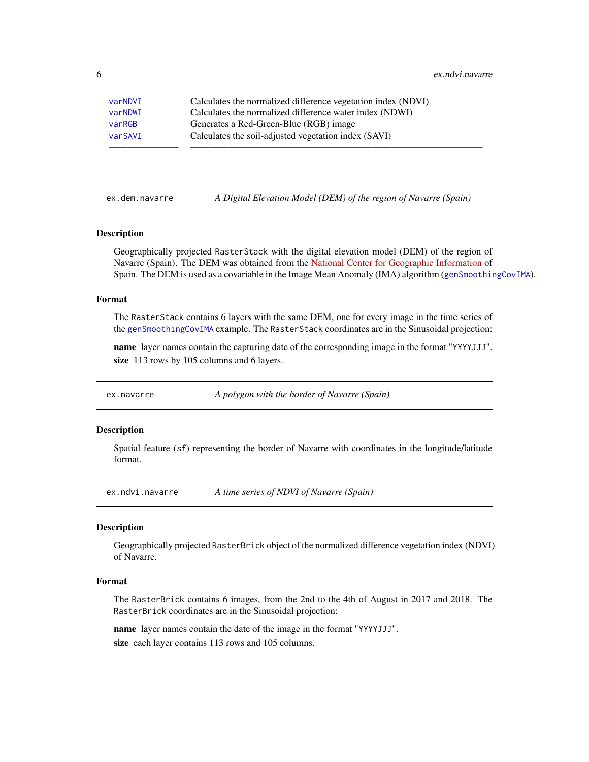| | |
|---|---|
| varNDVI | Calculates the normalized difference vegetation index (NDVI) |
| varNDWI | Calculates the normalized difference water index (NDWI) |
| varRGB | Generates a Red-Green-Blue (RGB) image |
| varSAVI | Calculates the soil-adjusted vegetation index (SAVI) |

## ex.dem.navarre — *A Digital Elevation Model (DEM) of the region of Navarre (Spain)*

### Description

Geographically projected RasterStack with the digital elevation model (DEM) of the region of Navarre (Spain). The DEM was obtained from the National Center for Geographic Information of Spain. The DEM is used as a covariable in the Image Mean Anomaly (IMA) algorithm (genSmoothingCovIMA).

### Format

The RasterStack contains 6 layers with the same DEM, one for every image in the time series of the genSmoothingCovIMA example. The RasterStack coordinates are in the Sinusoidal projection:

**name** layer names contain the capturing date of the corresponding image in the format "YYYYJJJ".

**size** 113 rows by 105 columns and 6 layers.

## ex.navarre — *A polygon with the border of Navarre (Spain)*

### Description

Spatial feature (sf) representing the border of Navarre with coordinates in the longitude/latitude format.

## ex.ndvi.navarre — *A time series of NDVI of Navarre (Spain)*

### Description

Geographically projected RasterBrick object of the normalized difference vegetation index (NDVI) of Navarre.

### Format

The RasterBrick contains 6 images, from the 2nd to the 4th of August in 2017 and 2018. The RasterBrick coordinates are in the Sinusoidal projection:

**name** layer names contain the date of the image in the format "YYYYJJJ".

**size** each layer contains 113 rows and 105 columns.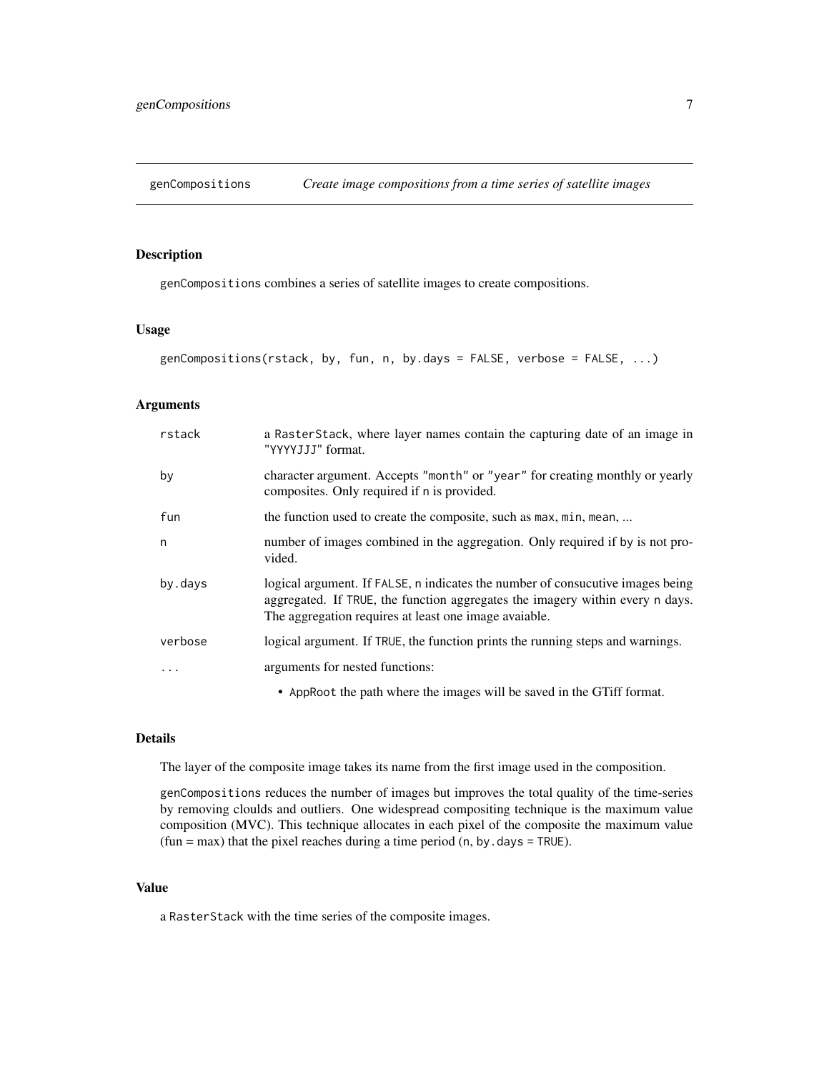# genCompositions — *Create image compositions from a time series of satellite images*

## Description

genCompositions combines a series of satellite images to create compositions.

## Usage

```
genCompositions(rstack, by, fun, n, by.days = FALSE, verbose = FALSE, ...)
```

## Arguments

| | |
|---|---|
| rstack | a RasterStack, where layer names contain the capturing date of an image in "YYYYJJJ" format. |
| by | character argument. Accepts "month" or "year" for creating monthly or yearly composites. Only required if n is provided. |
| fun | the function used to create the composite, such as max, min, mean, ... |
| n | number of images combined in the aggregation. Only required if by is not provided. |
| by.days | logical argument. If FALSE, n indicates the number of consucutive images being aggregated. If TRUE, the function aggregates the imagery within every n days. The aggregation requires at least one image avaiable. |
| verbose | logical argument. If TRUE, the function prints the running steps and warnings. |
| ... | arguments for nested functions:<br>• AppRoot the path where the images will be saved in the GTiff format. |

## Details

The layer of the composite image takes its name from the first image used in the composition.

genCompositions reduces the number of images but improves the total quality of the time-series by removing cloulds and outliers. One widespread compositing technique is the maximum value composition (MVC). This technique allocates in each pixel of the composite the maximum value (fun = max) that the pixel reaches during a time period (n, by.days = TRUE).

## Value

a RasterStack with the time series of the composite images.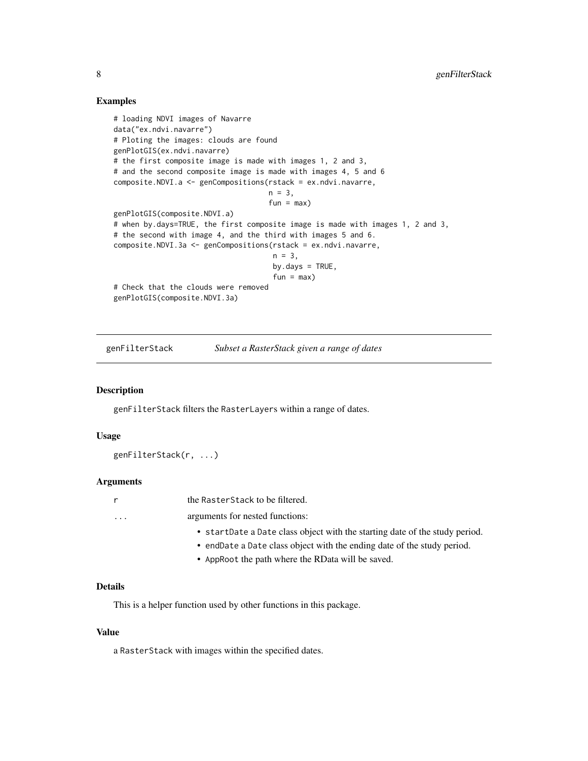## Examples

```
# loading NDVI images of Navarre
data("ex.ndvi.navarre")
# Ploting the images: clouds are found
genPlotGIS(ex.ndvi.navarre)
# the first composite image is made with images 1, 2 and 3,
# and the second composite image is made with images 4, 5 and 6
composite.NDVI.a <- genCompositions(rstack = ex.ndvi.navarre,
                                    n = 3,
                                    fun = max)
genPlotGIS(composite.NDVI.a)
# when by.days=TRUE, the first composite image is made with images 1, 2 and 3,
# the second with image 4, and the third with images 5 and 6.
composite.NDVI.3a <- genCompositions(rstack = ex.ndvi.navarre,
                                     n = 3,
                                     by.days = TRUE,
                                     fun = max)
# Check that the clouds were removed
genPlotGIS(composite.NDVI.3a)
```

---

# genFilterStack *Subset a RasterStack given a range of dates*

---

## Description

genFilterStack filters the RasterLayers within a range of dates.

## Usage

```
genFilterStack(r, ...)
```

## Arguments

| | |
|---|---|
| r | the RasterStack to be filtered. |
| ... | arguments for nested functions:<br>• startDate a Date class object with the starting date of the study period.<br>• endDate a Date class object with the ending date of the study period.<br>• AppRoot the path where the RData will be saved. |

## Details

This is a helper function used by other functions in this package.

## Value

a RasterStack with images within the specified dates.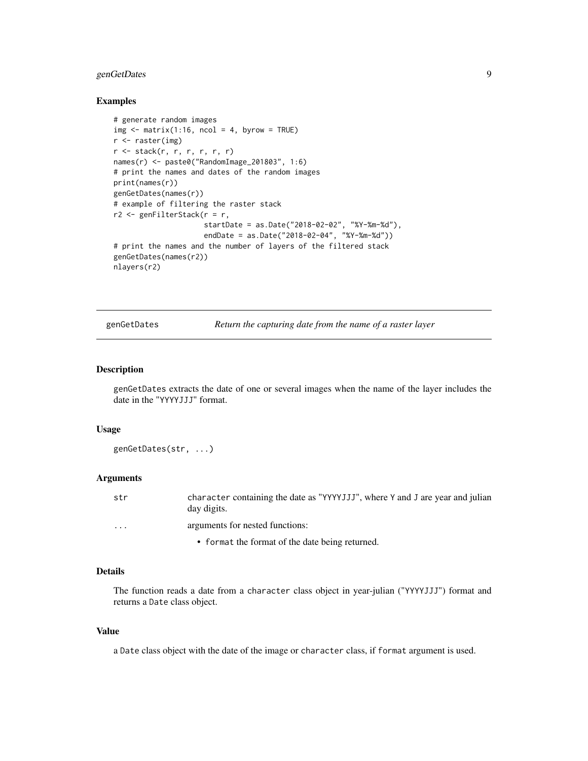### Examples

```
# generate random images
img <- matrix(1:16, ncol = 4, byrow = TRUE)
r <- raster(img)
r <- stack(r, r, r, r, r, r)
names(r) <- paste0("RandomImage_201803", 1:6)
# print the names and dates of the random images
print(names(r))
genGetDates(names(r))
# example of filtering the raster stack
r2 <- genFilterStack(r = r,
                     startDate = as.Date("2018-02-02", "%Y-%m-%d"),
                     endDate = as.Date("2018-02-04", "%Y-%m-%d"))
# print the names and the number of layers of the filtered stack
genGetDates(names(r2))
nlayers(r2)
```

---

## genGetDates — *Return the capturing date from the name of a raster layer*

### Description

genGetDates extracts the date of one or several images when the name of the layer includes the date in the "YYYYJJJ" format.

### Usage

```
genGetDates(str, ...)
```

### Arguments

| | |
|---|---|
| str | character containing the date as "YYYYJJJ", where Y and J are year and julian day digits. |
| ... | arguments for nested functions: <br> • format the format of the date being returned. |

### Details

The function reads a date from a character class object in year-julian ("YYYYJJJ") format and returns a Date class object.

### Value

a Date class object with the date of the image or character class, if format argument is used.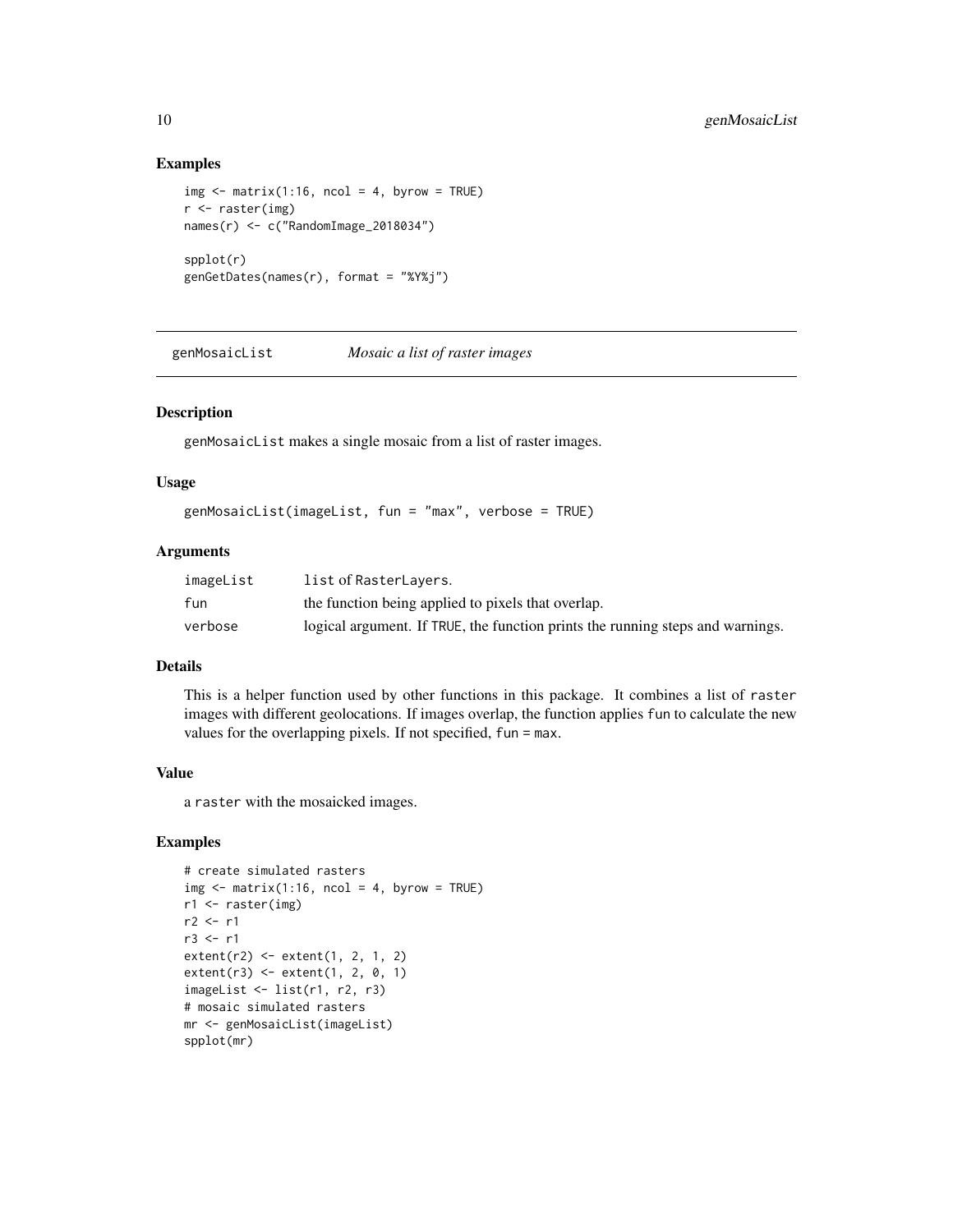## Examples

```
img <- matrix(1:16, ncol = 4, byrow = TRUE)
r <- raster(img)
names(r) <- c("RandomImage_2018034")

spplot(r)
genGetDates(names(r), format = "%Y%j")
```

---

# genMosaicList *Mosaic a list of raster images*

---

## Description

genMosaicList makes a single mosaic from a list of raster images.

## Usage

```
genMosaicList(imageList, fun = "max", verbose = TRUE)
```

## Arguments

| | |
|---|---|
| imageList | list of RasterLayers. |
| fun | the function being applied to pixels that overlap. |
| verbose | logical argument. If TRUE, the function prints the running steps and warnings. |

## Details

This is a helper function used by other functions in this package. It combines a list of raster images with different geolocations. If images overlap, the function applies fun to calculate the new values for the overlapping pixels. If not specified, fun = max.

## Value

a raster with the mosaicked images.

## Examples

```
# create simulated rasters
img <- matrix(1:16, ncol = 4, byrow = TRUE)
r1 <- raster(img)
r2 <- r1
r3 <- r1
extent(r2) <- extent(1, 2, 1, 2)
extent(r3) <- extent(1, 2, 0, 1)
imageList <- list(r1, r2, r3)
# mosaic simulated rasters
mr <- genMosaicList(imageList)
spplot(mr)
```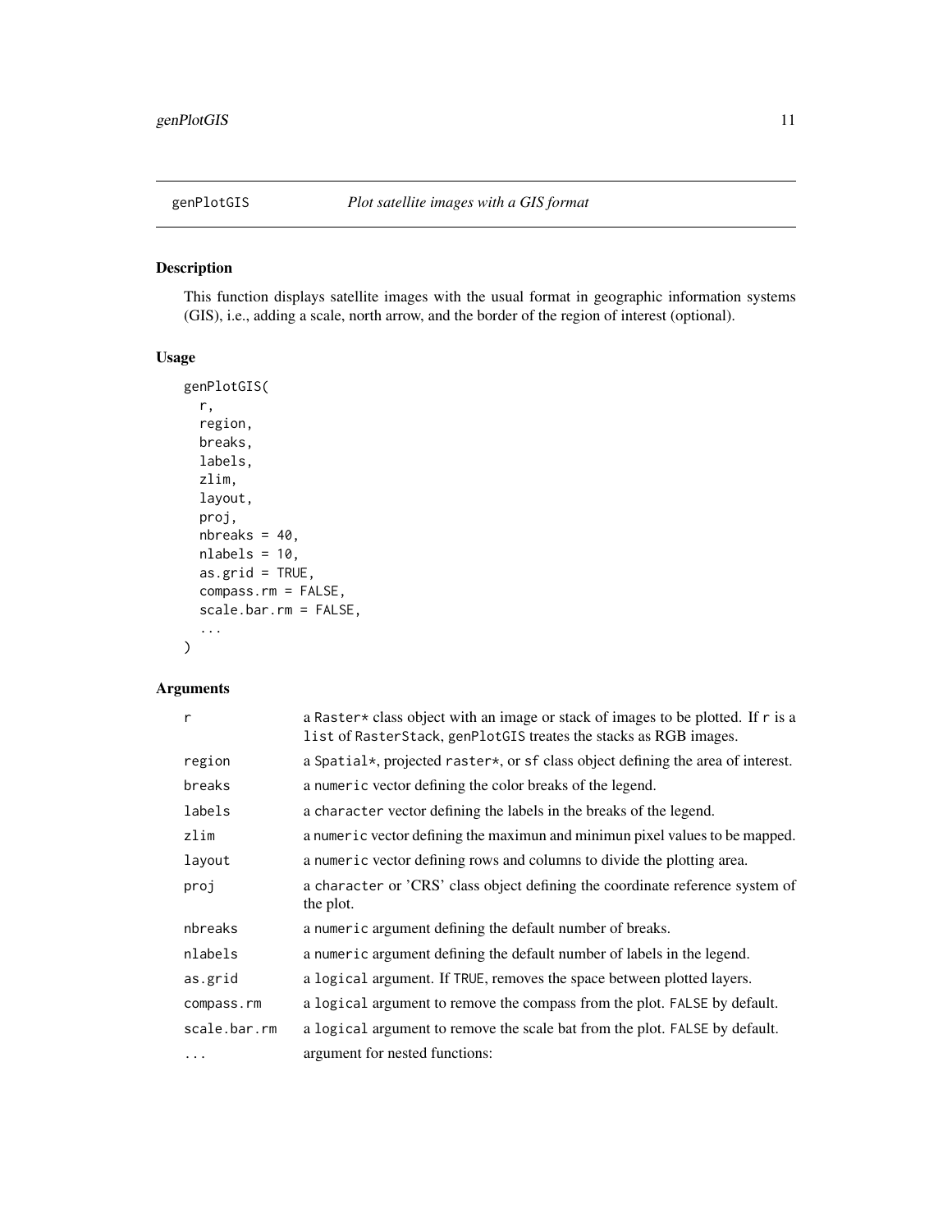## genPlotGIS — *Plot satellite images with a GIS format*

### Description

This function displays satellite images with the usual format in geographic information systems (GIS), i.e., adding a scale, north arrow, and the border of the region of interest (optional).

### Usage

```
genPlotGIS(
  r,
  region,
  breaks,
  labels,
  zlim,
  layout,
  proj,
  nbreaks = 40,
  nlabels = 10,
  as.grid = TRUE,
  compass.rm = FALSE,
  scale.bar.rm = FALSE,
  ...
)
```

### Arguments

| | |
|---|---|
| `r` | a `Raster*` class object with an image or stack of images to be plotted. If `r` is a `list` of `RasterStack`, `genPlotGIS` treates the stacks as RGB images. |
| `region` | a `Spatial*`, projected `raster*`, or `sf` class object defining the area of interest. |
| `breaks` | a `numeric` vector defining the color breaks of the legend. |
| `labels` | a `character` vector defining the labels in the breaks of the legend. |
| `zlim` | a `numeric` vector defining the maximun and minimun pixel values to be mapped. |
| `layout` | a `numeric` vector defining rows and columns to divide the plotting area. |
| `proj` | a `character` or 'CRS' class object defining the coordinate reference system of the plot. |
| `nbreaks` | a `numeric` argument defining the default number of breaks. |
| `nlabels` | a `numeric` argument defining the default number of labels in the legend. |
| `as.grid` | a `logical` argument. If `TRUE`, removes the space between plotted layers. |
| `compass.rm` | a `logical` argument to remove the compass from the plot. `FALSE` by default. |
| `scale.bar.rm` | a `logical` argument to remove the scale bat from the plot. `FALSE` by default. |
| `...` | argument for nested functions: |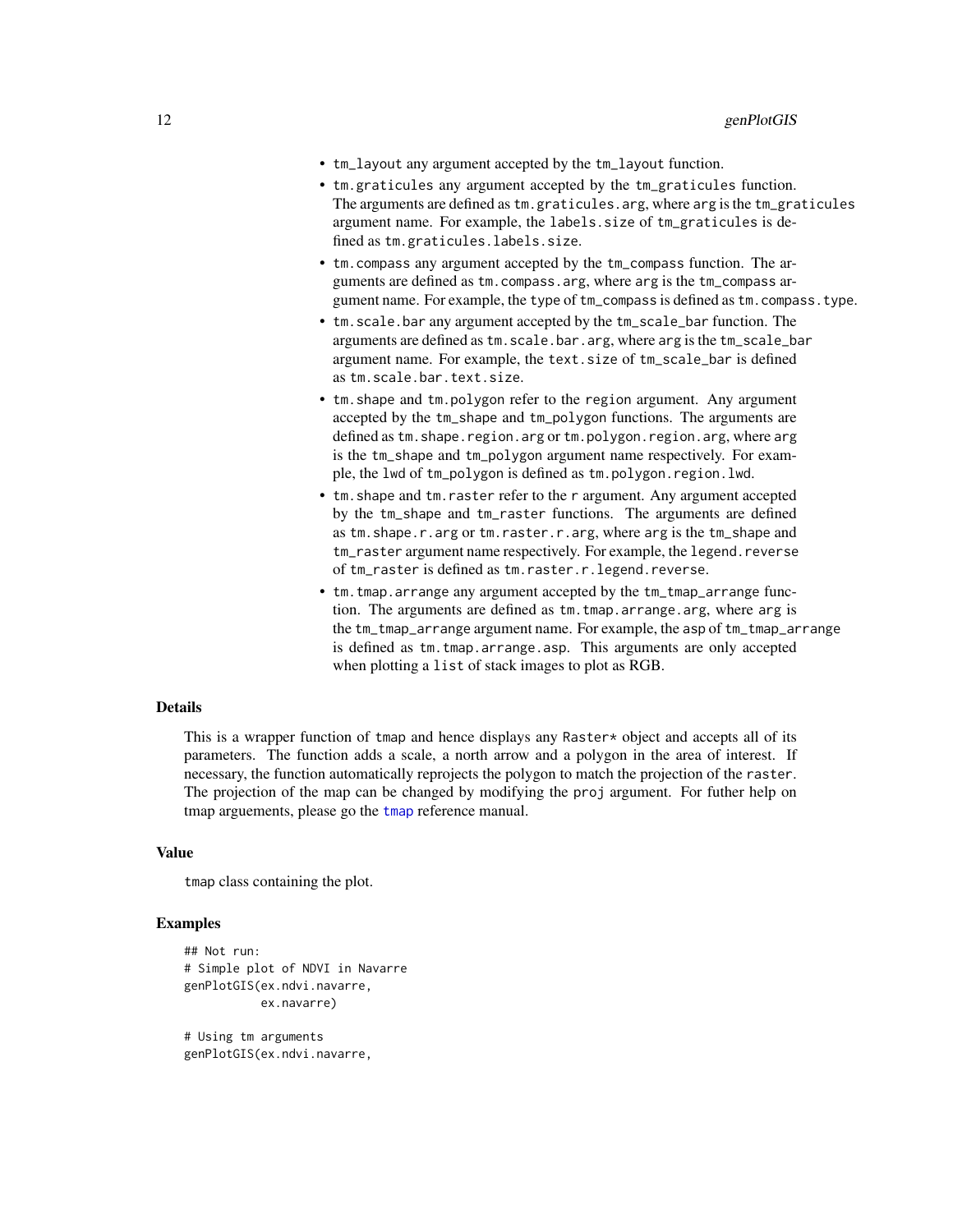- `tm_layout` any argument accepted by the `tm_layout` function.
- `tm.graticules` any argument accepted by the `tm_graticules` function. The arguments are defined as `tm.graticules.arg`, where `arg` is the `tm_graticules` argument name. For example, the `labels.size` of `tm_graticules` is defined as `tm.graticules.labels.size`.
- `tm.compass` any argument accepted by the `tm_compass` function. The arguments are defined as `tm.compass.arg`, where `arg` is the `tm_compass` argument name. For example, the `type` of `tm_compass` is defined as `tm.compass.type`.
- `tm.scale.bar` any argument accepted by the `tm_scale_bar` function. The arguments are defined as `tm.scale.bar.arg`, where `arg` is the `tm_scale_bar` argument name. For example, the `text.size` of `tm_scale_bar` is defined as `tm.scale.bar.text.size`.
- `tm.shape` and `tm.polygon` refer to the `region` argument. Any argument accepted by the `tm_shape` and `tm_polygon` functions. The arguments are defined as `tm.shape.region.arg` or `tm.polygon.region.arg`, where `arg` is the `tm_shape` and `tm_polygon` argument name respectively. For example, the `lwd` of `tm_polygon` is defined as `tm.polygon.region.lwd`.
- `tm.shape` and `tm.raster` refer to the `r` argument. Any argument accepted by the `tm_shape` and `tm_raster` functions. The arguments are defined as `tm.shape.r.arg` or `tm.raster.r.arg`, where `arg` is the `tm_shape` and `tm_raster` argument name respectively. For example, the `legend.reverse` of `tm_raster` is defined as `tm.raster.r.legend.reverse`.
- `tm.tmap.arrange` any argument accepted by the `tm_tmap_arrange` function. The arguments are defined as `tm.tmap.arrange.arg`, where `arg` is the `tm_tmap_arrange` argument name. For example, the `asp` of `tm_tmap_arrange` is defined as `tm.tmap.arrange.asp`. This arguments are only accepted when plotting a `list` of stack images to plot as RGB.

## Details

This is a wrapper function of `tmap` and hence displays any `Raster*` object and accepts all of its parameters. The function adds a scale, a north arrow and a polygon in the area of interest. If necessary, the function automatically reprojects the polygon to match the projection of the `raster`. The projection of the map can be changed by modifying the `proj` argument. For futher help on tmap arguements, please go the `tmap` reference manual.

## Value

`tmap` class containing the plot.

## Examples

```
## Not run:
# Simple plot of NDVI in Navarre
genPlotGIS(ex.ndvi.navarre,
           ex.navarre)

# Using tm arguments
genPlotGIS(ex.ndvi.navarre,
```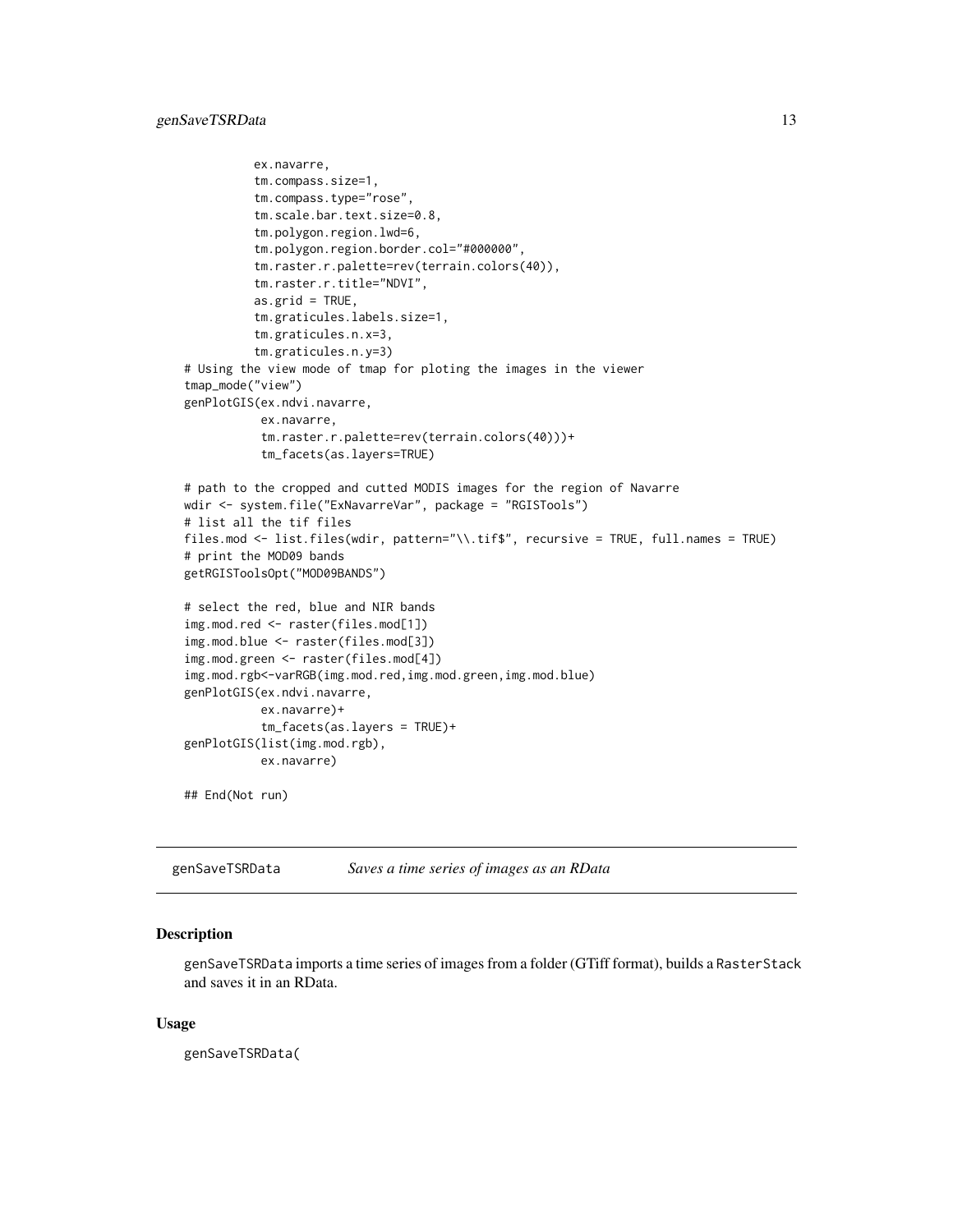```
          ex.navarre,
          tm.compass.size=1,
          tm.compass.type="rose",
          tm.scale.bar.text.size=0.8,
          tm.polygon.region.lwd=6,
          tm.polygon.region.border.col="#000000",
          tm.raster.r.palette=rev(terrain.colors(40)),
          tm.raster.r.title="NDVI",
          as.grid = TRUE,
          tm.graticules.labels.size=1,
          tm.graticules.n.x=3,
          tm.graticules.n.y=3)
# Using the view mode of tmap for ploting the images in the viewer
tmap_mode("view")
genPlotGIS(ex.ndvi.navarre,
           ex.navarre,
           tm.raster.r.palette=rev(terrain.colors(40)))+
           tm_facets(as.layers=TRUE)

# path to the cropped and cutted MODIS images for the region of Navarre
wdir <- system.file("ExNavarreVar", package = "RGISTools")
# list all the tif files
files.mod <- list.files(wdir, pattern="\\.tif$", recursive = TRUE, full.names = TRUE)
# print the MOD09 bands
getRGISToolsOpt("MOD09BANDS")

# select the red, blue and NIR bands
img.mod.red <- raster(files.mod[1])
img.mod.blue <- raster(files.mod[3])
img.mod.green <- raster(files.mod[4])
img.mod.rgb<-varRGB(img.mod.red,img.mod.green,img.mod.blue)
genPlotGIS(ex.ndvi.navarre,
           ex.navarre)+
           tm_facets(as.layers = TRUE)+
genPlotGIS(list(img.mod.rgb),
           ex.navarre)

## End(Not run)
```

## genSaveTSRData — *Saves a time series of images as an RData*

### Description

genSaveTSRData imports a time series of images from a folder (GTiff format), builds a RasterStack and saves it in an RData.

### Usage

```
genSaveTSRData(
```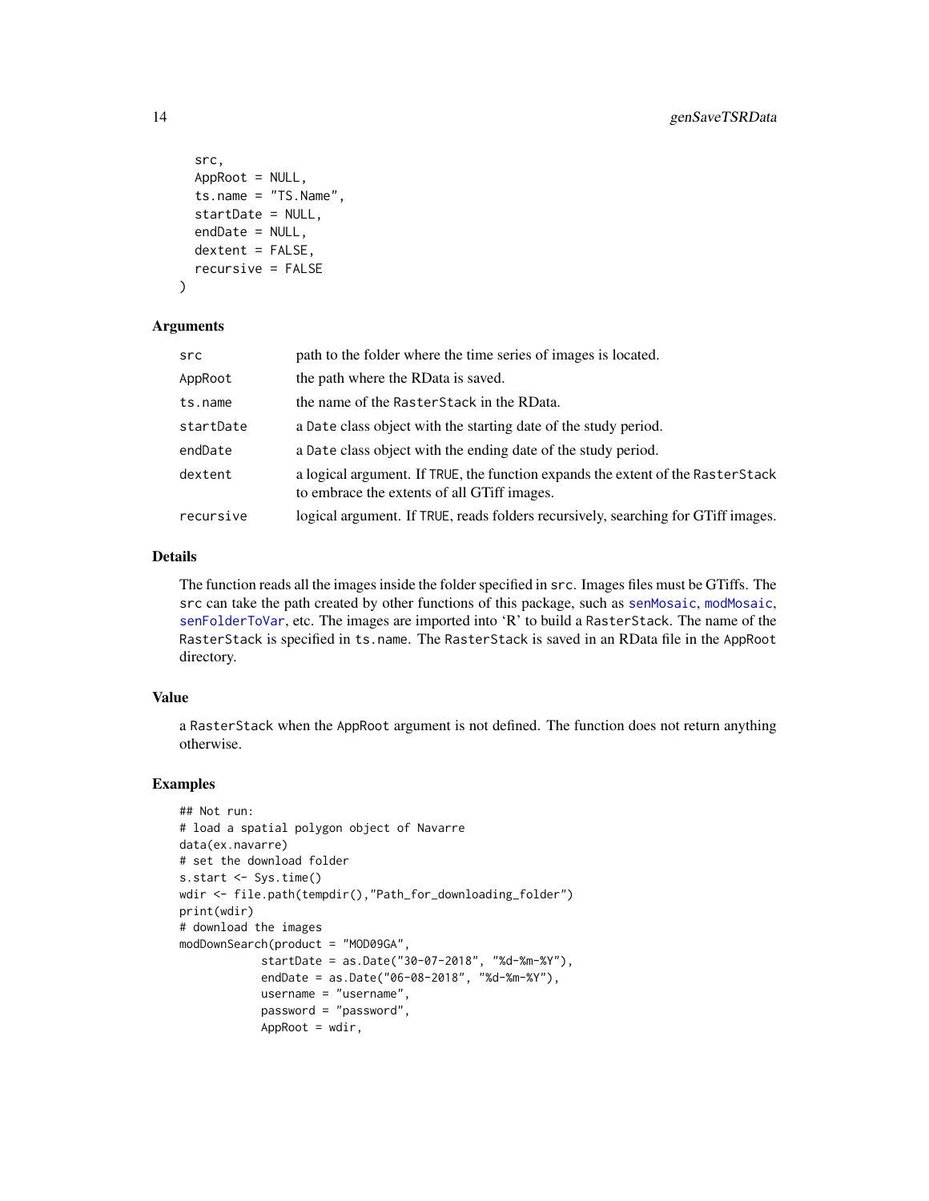```
  src,
  AppRoot = NULL,
  ts.name = "TS.Name",
  startDate = NULL,
  endDate = NULL,
  dextent = FALSE,
  recursive = FALSE
)
```

### Arguments

| | |
|---|---|
| `src` | path to the folder where the time series of images is located. |
| `AppRoot` | the path where the RData is saved. |
| `ts.name` | the name of the `RasterStack` in the RData. |
| `startDate` | a `Date` class object with the starting date of the study period. |
| `endDate` | a `Date` class object with the ending date of the study period. |
| `dextent` | a logical argument. If `TRUE`, the function expands the extent of the `RasterStack` to embrace the extents of all GTiff images. |
| `recursive` | logical argument. If `TRUE`, reads folders recursively, searching for GTiff images. |

### Details

The function reads all the images inside the folder specified in `src`. Images files must be GTiffs. The `src` can take the path created by other functions of this package, such as `senMosaic`, `modMosaic`, `senFolderToVar`, etc. The images are imported into 'R' to build a `RasterStack`. The name of the `RasterStack` is specified in `ts.name`. The `RasterStack` is saved in an RData file in the `AppRoot` directory.

### Value

a `RasterStack` when the `AppRoot` argument is not defined. The function does not return anything otherwise.

### Examples

```
## Not run:
# load a spatial polygon object of Navarre
data(ex.navarre)
# set the download folder
s.start <- Sys.time()
wdir <- file.path(tempdir(),"Path_for_downloading_folder")
print(wdir)
# download the images
modDownSearch(product = "MOD09GA",
            startDate = as.Date("30-07-2018", "%d-%m-%Y"),
            endDate = as.Date("06-08-2018", "%d-%m-%Y"),
            username = "username",
            password = "password",
            AppRoot = wdir,
```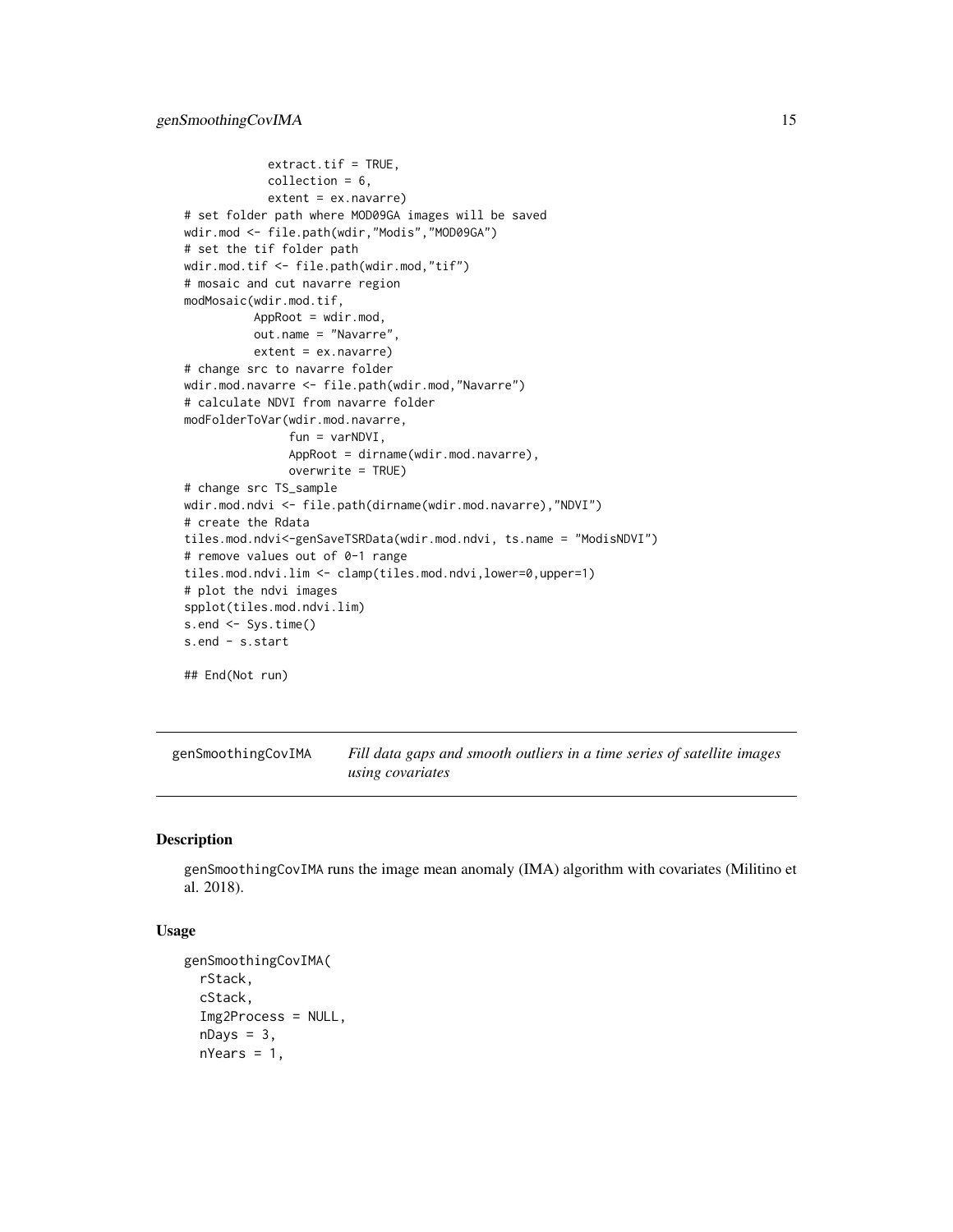```
            extract.tif = TRUE,
            collection = 6,
            extent = ex.navarre)
# set folder path where MOD09GA images will be saved
wdir.mod <- file.path(wdir,"Modis","MOD09GA")
# set the tif folder path
wdir.mod.tif <- file.path(wdir.mod,"tif")
# mosaic and cut navarre region
modMosaic(wdir.mod.tif,
          AppRoot = wdir.mod,
          out.name = "Navarre",
          extent = ex.navarre)
# change src to navarre folder
wdir.mod.navarre <- file.path(wdir.mod,"Navarre")
# calculate NDVI from navarre folder
modFolderToVar(wdir.mod.navarre,
               fun = varNDVI,
               AppRoot = dirname(wdir.mod.navarre),
               overwrite = TRUE)
# change src TS_sample
wdir.mod.ndvi <- file.path(dirname(wdir.mod.navarre),"NDVI")
# create the Rdata
tiles.mod.ndvi<-genSaveTSRData(wdir.mod.ndvi, ts.name = "ModisNDVI")
# remove values out of 0-1 range
tiles.mod.ndvi.lim <- clamp(tiles.mod.ndvi,lower=0,upper=1)
# plot the ndvi images
spplot(tiles.mod.ndvi.lim)
s.end <- Sys.time()
s.end - s.start

## End(Not run)
```

## genSmoothingCovIMA — *Fill data gaps and smooth outliers in a time series of satellite images using covariates*

### Description

genSmoothingCovIMA runs the image mean anomaly (IMA) algorithm with covariates (Militino et al. 2018).

### Usage

```
genSmoothingCovIMA(
  rStack,
  cStack,
  Img2Process = NULL,
  nDays = 3,
  nYears = 1,
```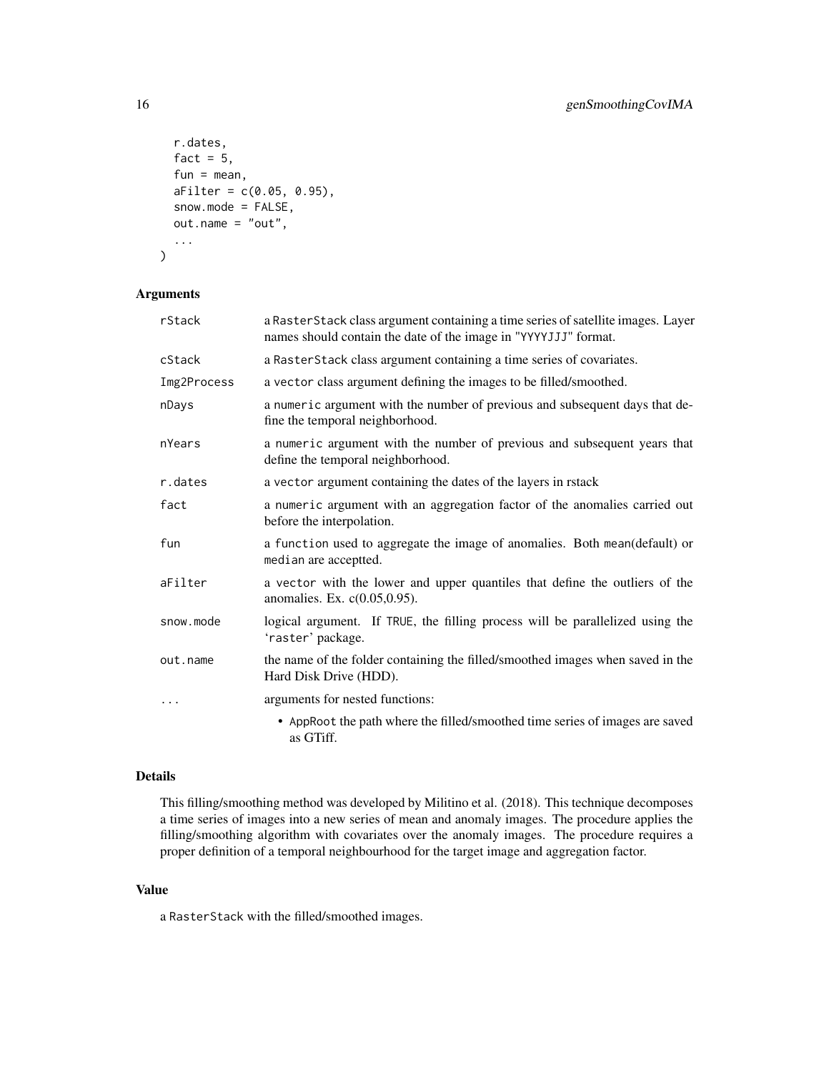```
  r.dates,
  fact = 5,
  fun = mean,
  aFilter = c(0.05, 0.95),
  snow.mode = FALSE,
  out.name = "out",
  ...
)
```

## Arguments

| | |
|---|---|
| rStack | a RasterStack class argument containing a time series of satellite images. Layer names should contain the date of the image in "YYYYJJJ" format. |
| cStack | a RasterStack class argument containing a time series of covariates. |
| Img2Process | a vector class argument defining the images to be filled/smoothed. |
| nDays | a numeric argument with the number of previous and subsequent days that define the temporal neighborhood. |
| nYears | a numeric argument with the number of previous and subsequent years that define the temporal neighborhood. |
| r.dates | a vector argument containing the dates of the layers in rstack |
| fact | a numeric argument with an aggregation factor of the anomalies carried out before the interpolation. |
| fun | a function used to aggregate the image of anomalies. Both mean(default) or median are acceptted. |
| aFilter | a vector with the lower and upper quantiles that define the outliers of the anomalies. Ex. c(0.05,0.95). |
| snow.mode | logical argument. If TRUE, the filling process will be parallelized using the 'raster' package. |
| out.name | the name of the folder containing the filled/smoothed images when saved in the Hard Disk Drive (HDD). |
| ... | arguments for nested functions: <br> • AppRoot the path where the filled/smoothed time series of images are saved as GTiff. |

## Details

This filling/smoothing method was developed by Militino et al. (2018). This technique decomposes a time series of images into a new series of mean and anomaly images. The procedure applies the filling/smoothing algorithm with covariates over the anomaly images. The procedure requires a proper definition of a temporal neighbourhood for the target image and aggregation factor.

## Value

a RasterStack with the filled/smoothed images.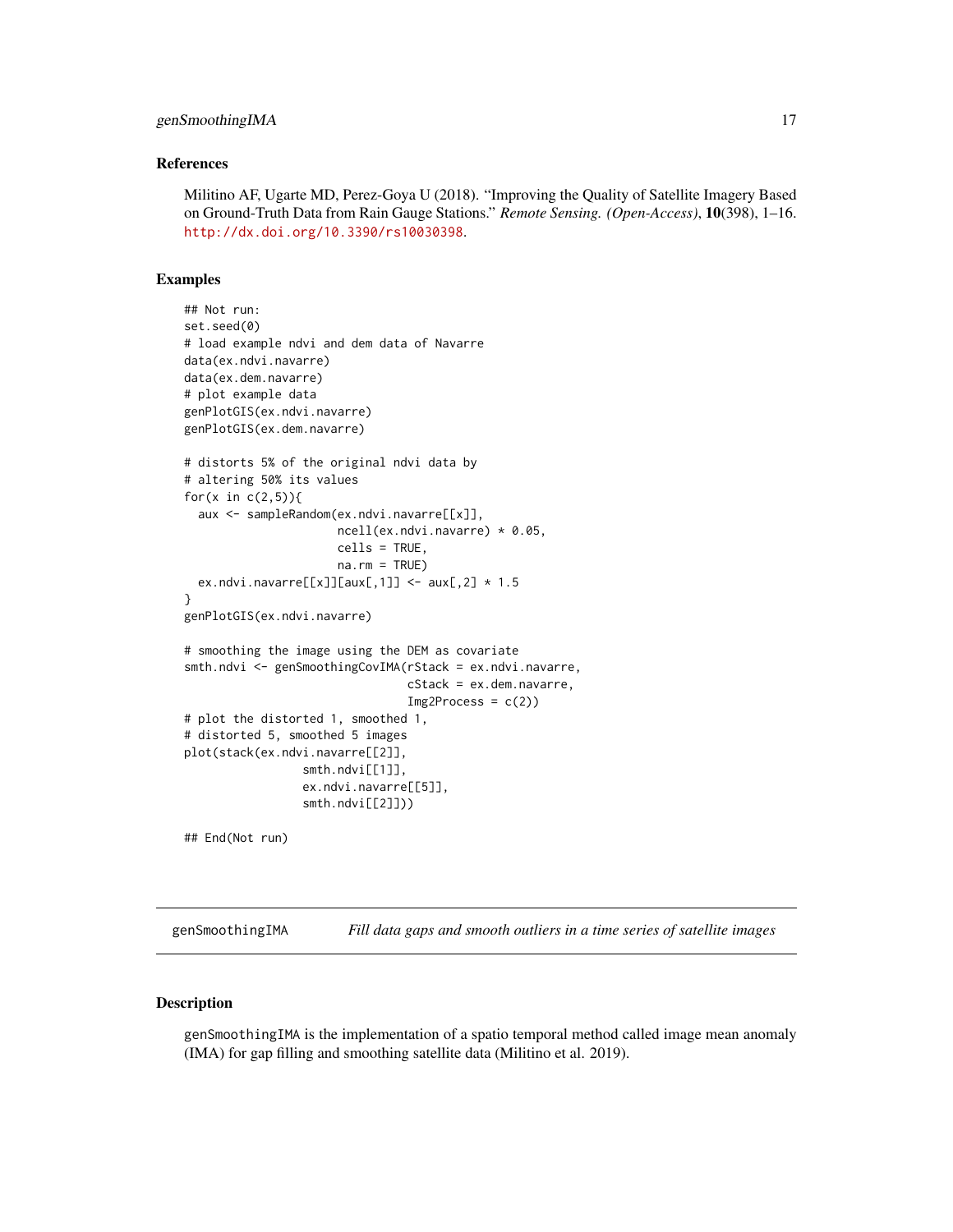### References

Militino AF, Ugarte MD, Perez-Goya U (2018). "Improving the Quality of Satellite Imagery Based on Ground-Truth Data from Rain Gauge Stations." *Remote Sensing. (Open-Access)*, **10**(398), 1–16. http://dx.doi.org/10.3390/rs10030398.

### Examples

```
## Not run:
set.seed(0)
# load example ndvi and dem data of Navarre
data(ex.ndvi.navarre)
data(ex.dem.navarre)
# plot example data
genPlotGIS(ex.ndvi.navarre)
genPlotGIS(ex.dem.navarre)

# distorts 5% of the original ndvi data by
# altering 50% its values
for(x in c(2,5)){
  aux <- sampleRandom(ex.ndvi.navarre[[x]],
                      ncell(ex.ndvi.navarre) * 0.05,
                      cells = TRUE,
                      na.rm = TRUE)
  ex.ndvi.navarre[[x]][aux[,1]] <- aux[,2] * 1.5
}
genPlotGIS(ex.ndvi.navarre)

# smoothing the image using the DEM as covariate
smth.ndvi <- genSmoothingCovIMA(rStack = ex.ndvi.navarre,
                                cStack = ex.dem.navarre,
                                Img2Process = c(2))
# plot the distorted 1, smoothed 1,
# distorted 5, smoothed 5 images
plot(stack(ex.ndvi.navarre[[2]],
                 smth.ndvi[[1]],
                 ex.ndvi.navarre[[5]],
                 smth.ndvi[[2]]))

## End(Not run)
```

## genSmoothingIMA — *Fill data gaps and smooth outliers in a time series of satellite images*

### Description

genSmoothingIMA is the implementation of a spatio temporal method called image mean anomaly (IMA) for gap filling and smoothing satellite data (Militino et al. 2019).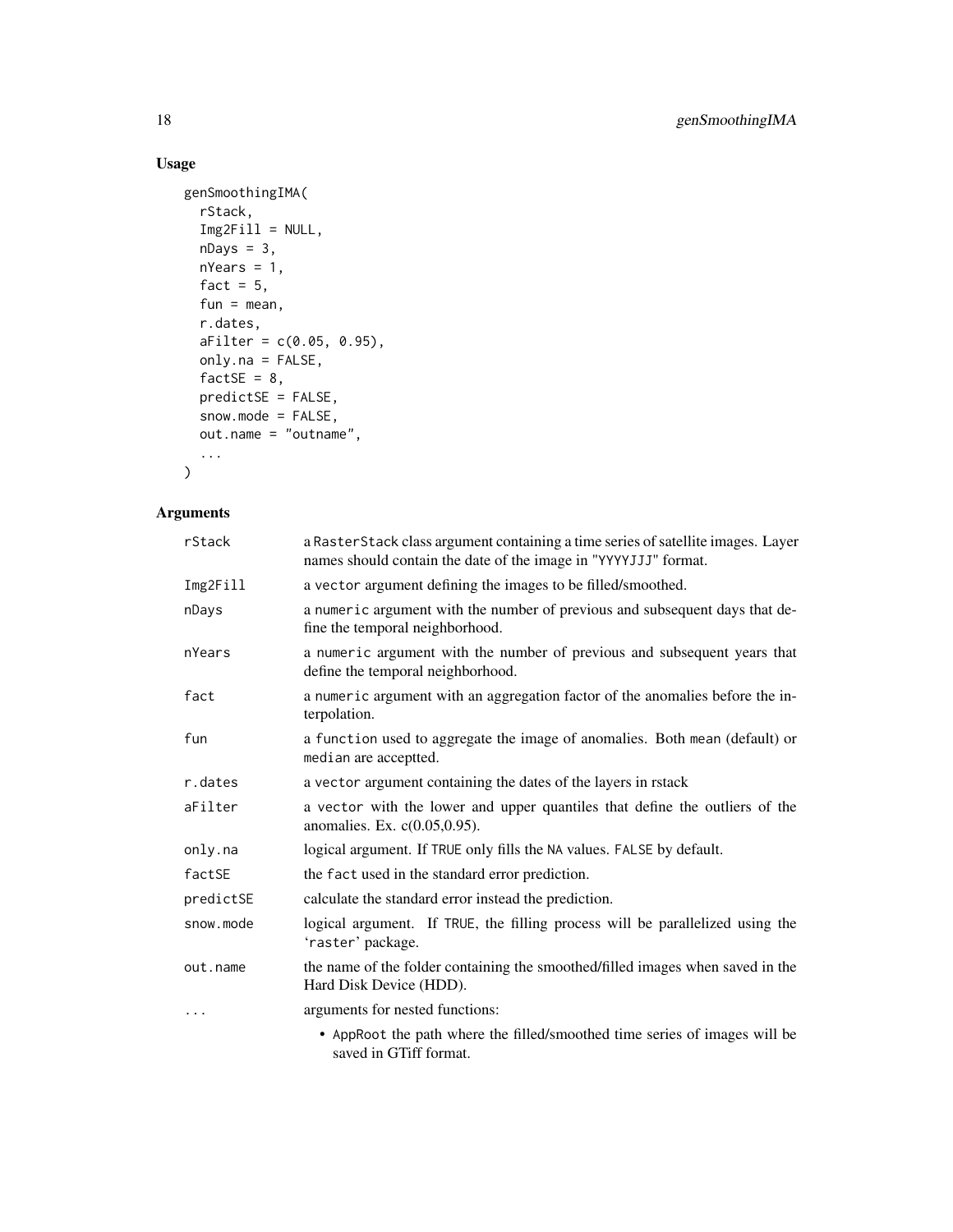## Usage

```
genSmoothingIMA(
  rStack,
  Img2Fill = NULL,
  nDays = 3,
  nYears = 1,
  fact = 5,
  fun = mean,
  r.dates,
  aFilter = c(0.05, 0.95),
  only.na = FALSE,
  factSE = 8,
  predictSE = FALSE,
  snow.mode = FALSE,
  out.name = "outname",
  ...
)
```

## Arguments

| | |
|---|---|
| rStack | a RasterStack class argument containing a time series of satellite images. Layer names should contain the date of the image in "YYYYJJJ" format. |
| Img2Fill | a vector argument defining the images to be filled/smoothed. |
| nDays | a numeric argument with the number of previous and subsequent days that define the temporal neighborhood. |
| nYears | a numeric argument with the number of previous and subsequent years that define the temporal neighborhood. |
| fact | a numeric argument with an aggregation factor of the anomalies before the interpolation. |
| fun | a function used to aggregate the image of anomalies. Both mean (default) or median are acceptted. |
| r.dates | a vector argument containing the dates of the layers in rstack |
| aFilter | a vector with the lower and upper quantiles that define the outliers of the anomalies. Ex. c(0.05,0.95). |
| only.na | logical argument. If TRUE only fills the NA values. FALSE by default. |
| factSE | the fact used in the standard error prediction. |
| predictSE | calculate the standard error instead the prediction. |
| snow.mode | logical argument. If TRUE, the filling process will be parallelized using the 'raster' package. |
| out.name | the name of the folder containing the smoothed/filled images when saved in the Hard Disk Device (HDD). |
| ... | arguments for nested functions: <br> • AppRoot the path where the filled/smoothed time series of images will be saved in GTiff format. |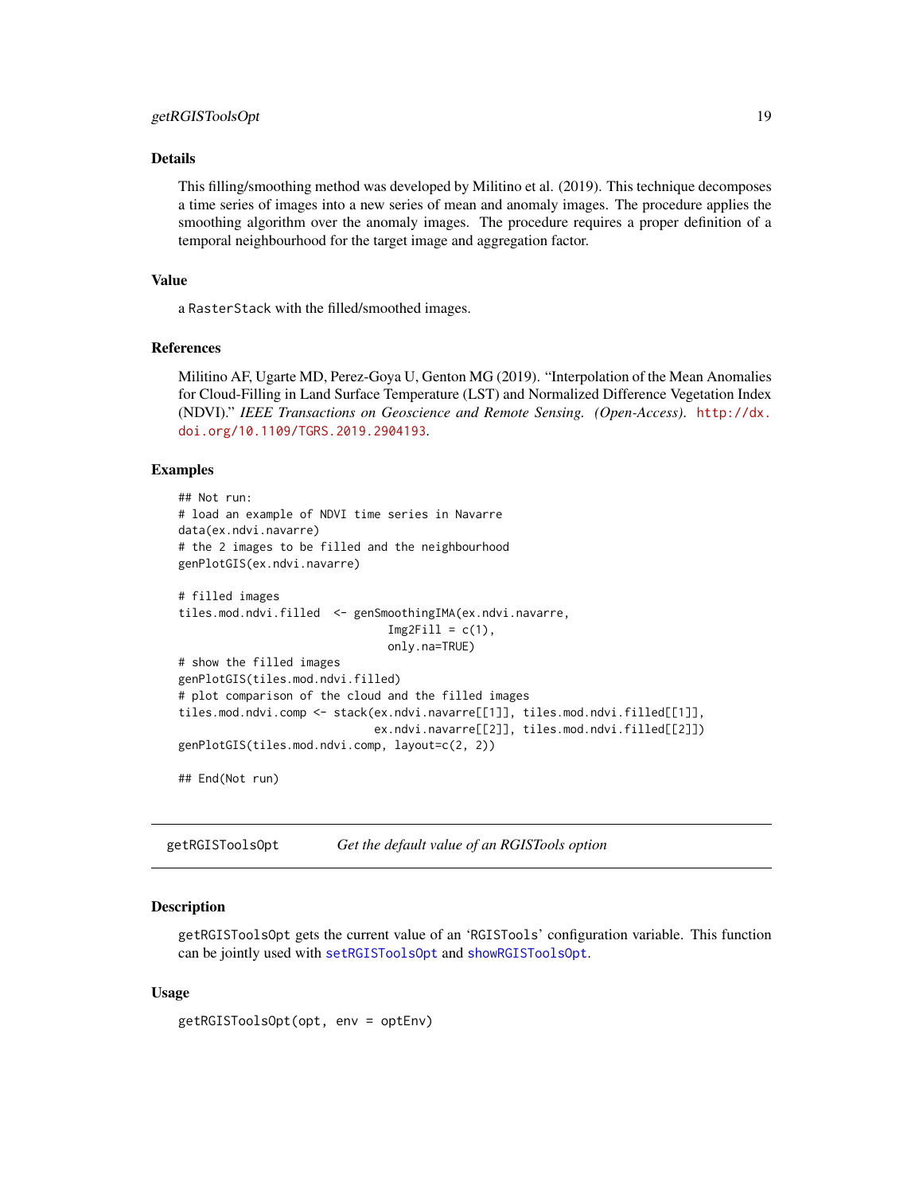### Details

This filling/smoothing method was developed by Militino et al. (2019). This technique decomposes a time series of images into a new series of mean and anomaly images. The procedure applies the smoothing algorithm over the anomaly images. The procedure requires a proper definition of a temporal neighbourhood for the target image and aggregation factor.

### Value

a `RasterStack` with the filled/smoothed images.

### References

Militino AF, Ugarte MD, Perez-Goya U, Genton MG (2019). "Interpolation of the Mean Anomalies for Cloud-Filling in Land Surface Temperature (LST) and Normalized Difference Vegetation Index (NDVI)." *IEEE Transactions on Geoscience and Remote Sensing. (Open-Access).* http://dx.doi.org/10.1109/TGRS.2019.2904193.

### Examples

```
## Not run:
# load an example of NDVI time series in Navarre
data(ex.ndvi.navarre)
# the 2 images to be filled and the neighbourhood
genPlotGIS(ex.ndvi.navarre)

# filled images
tiles.mod.ndvi.filled  <- genSmoothingIMA(ex.ndvi.navarre,
                              Img2Fill = c(1),
                              only.na=TRUE)
# show the filled images
genPlotGIS(tiles.mod.ndvi.filled)
# plot comparison of the cloud and the filled images
tiles.mod.ndvi.comp <- stack(ex.ndvi.navarre[[1]], tiles.mod.ndvi.filled[[1]],
                             ex.ndvi.navarre[[2]], tiles.mod.ndvi.filled[[2]])
genPlotGIS(tiles.mod.ndvi.comp, layout=c(2, 2))

## End(Not run)
```

---

## getRGISToolsOpt &nbsp;&nbsp;&nbsp; *Get the default value of an RGISTools option*

---

### Description

`getRGISToolsOpt` gets the current value of an 'RGISTools' configuration variable. This function can be jointly used with `setRGISToolsOpt` and `showRGISToolsOpt`.

### Usage

```
getRGISToolsOpt(opt, env = optEnv)
```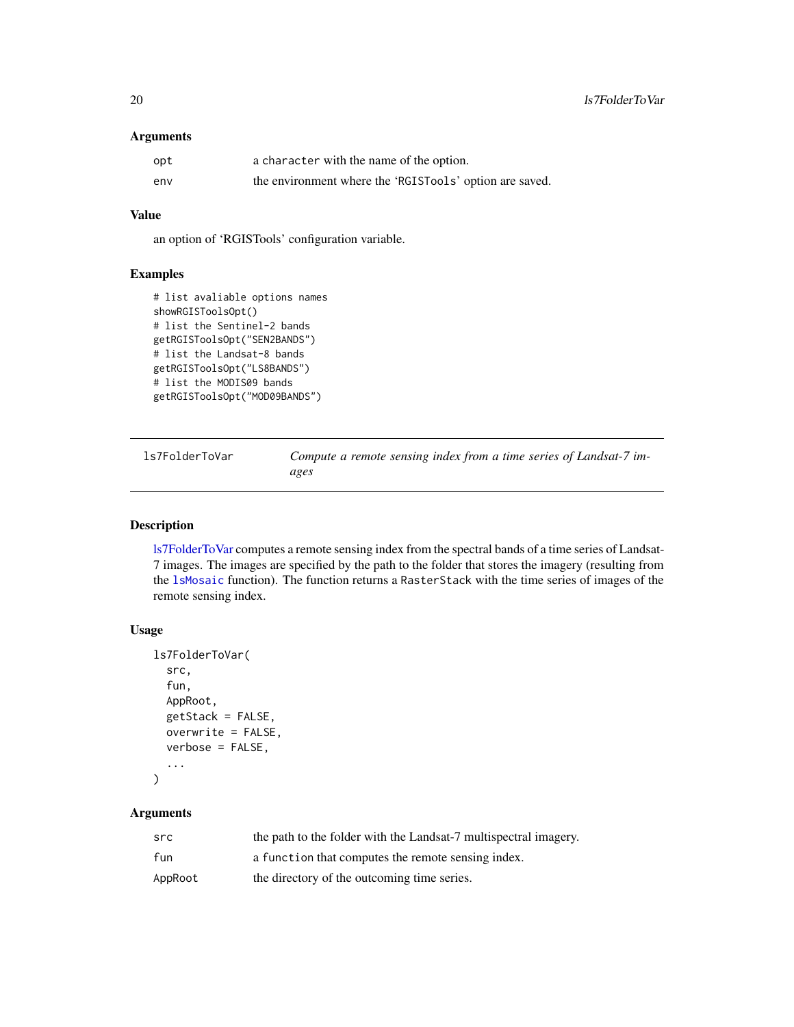### Arguments

| | |
|---|---|
| opt | a character with the name of the option. |
| env | the environment where the 'RGISTools' option are saved. |

### Value

an option of 'RGISTools' configuration variable.

### Examples

```
# list avaliable options names
showRGISToolsOpt()
# list the Sentinel-2 bands
getRGISToolsOpt("SEN2BANDS")
# list the Landsat-8 bands
getRGISToolsOpt("LS8BANDS")
# list the MODIS09 bands
getRGISToolsOpt("MOD09BANDS")
```

---

## ls7FolderToVar    *Compute a remote sensing index from a time series of Landsat-7 images*

---

### Description

ls7FolderToVar computes a remote sensing index from the spectral bands of a time series of Landsat-7 images. The images are specified by the path to the folder that stores the imagery (resulting from the `lsMosaic` function). The function returns a `RasterStack` with the time series of images of the remote sensing index.

### Usage

```
ls7FolderToVar(
  src,
  fun,
  AppRoot,
  getStack = FALSE,
  overwrite = FALSE,
  verbose = FALSE,
  ...
)
```

### Arguments

| | |
|---|---|
| src | the path to the folder with the Landsat-7 multispectral imagery. |
| fun | a function that computes the remote sensing index. |
| AppRoot | the directory of the outcoming time series. |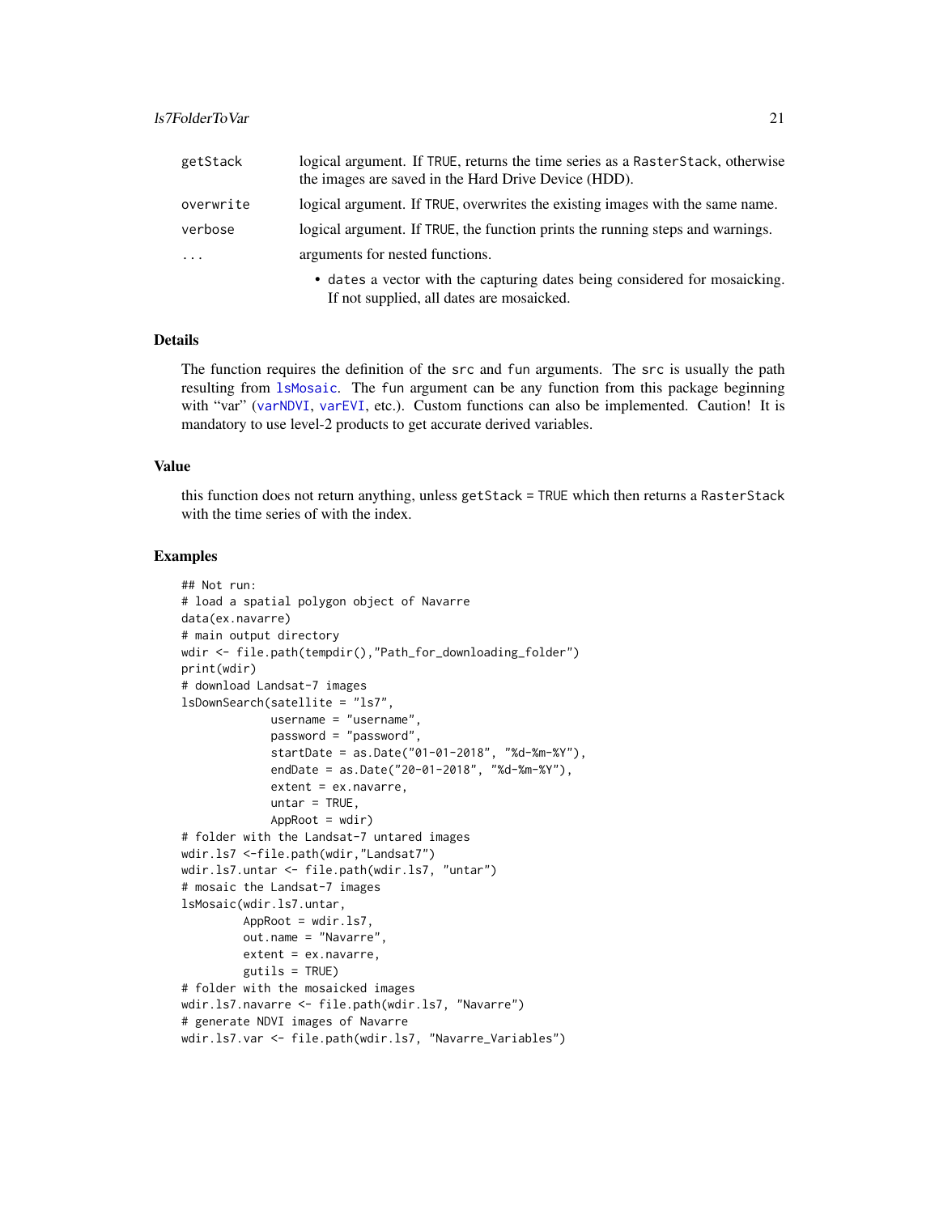| | |
|---|---|
| getStack | logical argument. If TRUE, returns the time series as a RasterStack, otherwise the images are saved in the Hard Drive Device (HDD). |
| overwrite | logical argument. If TRUE, overwrites the existing images with the same name. |
| verbose | logical argument. If TRUE, the function prints the running steps and warnings. |
| ... | arguments for nested functions.<br>• dates a vector with the capturing dates being considered for mosaicking. If not supplied, all dates are mosaicked. |

## Details

The function requires the definition of the src and fun arguments. The src is usually the path resulting from lsMosaic. The fun argument can be any function from this package beginning with "var" (varNDVI, varEVI, etc.). Custom functions can also be implemented. Caution! It is mandatory to use level-2 products to get accurate derived variables.

## Value

this function does not return anything, unless getStack = TRUE which then returns a RasterStack with the time series of with the index.

## Examples

```
## Not run:
# load a spatial polygon object of Navarre
data(ex.navarre)
# main output directory
wdir <- file.path(tempdir(),"Path_for_downloading_folder")
print(wdir)
# download Landsat-7 images
lsDownSearch(satellite = "ls7",
             username = "username",
             password = "password",
             startDate = as.Date("01-01-2018", "%d-%m-%Y"),
             endDate = as.Date("20-01-2018", "%d-%m-%Y"),
             extent = ex.navarre,
             untar = TRUE,
             AppRoot = wdir)
# folder with the Landsat-7 untared images
wdir.ls7 <-file.path(wdir,"Landsat7")
wdir.ls7.untar <- file.path(wdir.ls7, "untar")
# mosaic the Landsat-7 images
lsMosaic(wdir.ls7.untar,
         AppRoot = wdir.ls7,
         out.name = "Navarre",
         extent = ex.navarre,
         gutils = TRUE)
# folder with the mosaicked images
wdir.ls7.navarre <- file.path(wdir.ls7, "Navarre")
# generate NDVI images of Navarre
wdir.ls7.var <- file.path(wdir.ls7, "Navarre_Variables")
```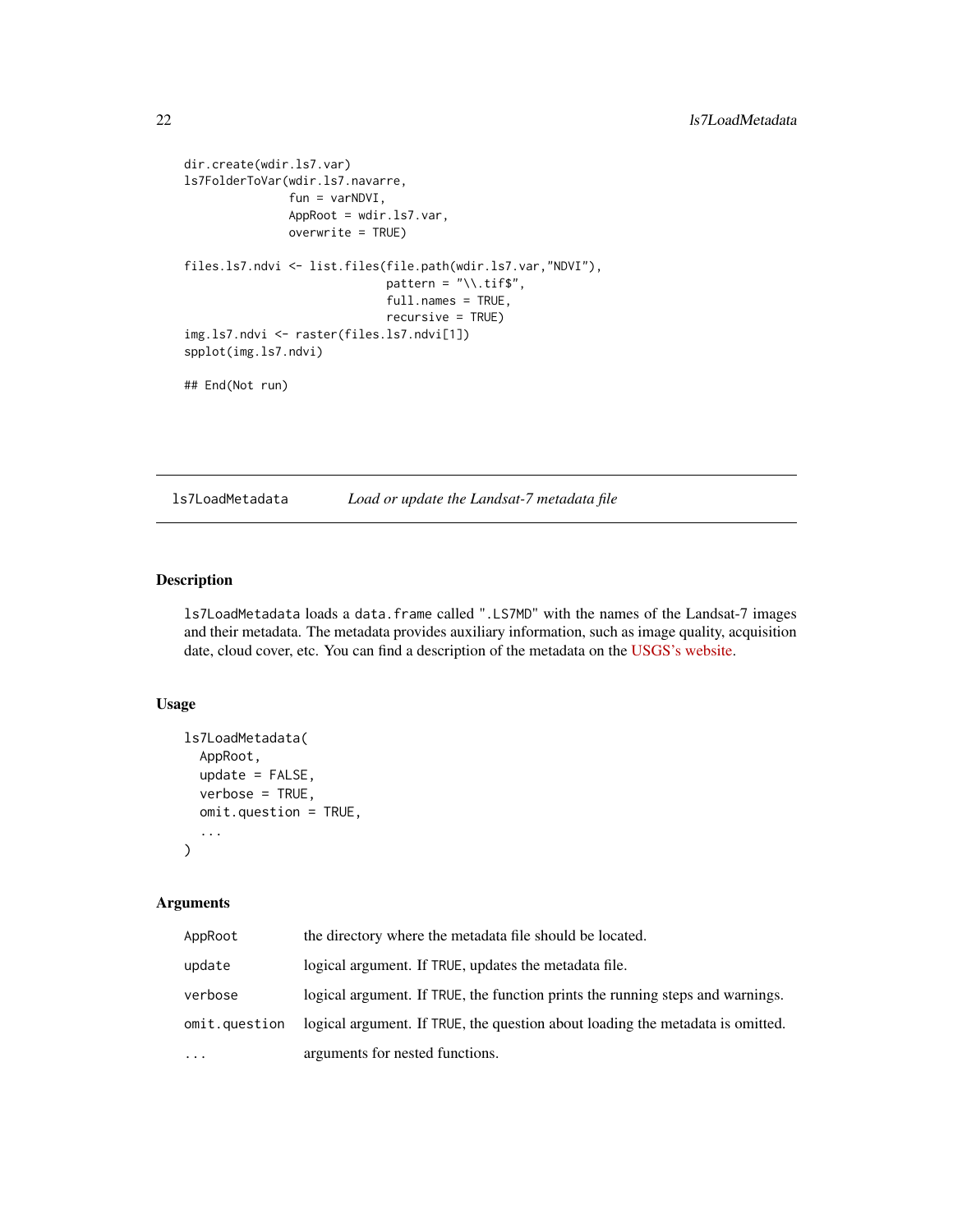```
dir.create(wdir.ls7.var)
ls7FolderToVar(wdir.ls7.navarre,
               fun = varNDVI,
               AppRoot = wdir.ls7.var,
               overwrite = TRUE)

files.ls7.ndvi <- list.files(file.path(wdir.ls7.var,"NDVI"),
                             pattern = "\\.tif$",
                             full.names = TRUE,
                             recursive = TRUE)
img.ls7.ndvi <- raster(files.ls7.ndvi[1])
spplot(img.ls7.ndvi)

## End(Not run)
```

## ls7LoadMetadata *Load or update the Landsat-7 metadata file*

### Description

`ls7LoadMetadata` loads a `data.frame` called "`.LS7MD`" with the names of the Landsat-7 images and their metadata. The metadata provides auxiliary information, such as image quality, acquisition date, cloud cover, etc. You can find a description of the metadata on the USGS's website.

### Usage

```
ls7LoadMetadata(
  AppRoot,
  update = FALSE,
  verbose = TRUE,
  omit.question = TRUE,
  ...
)
```

### Arguments

| | |
|---|---|
| `AppRoot` | the directory where the metadata file should be located. |
| `update` | logical argument. If `TRUE`, updates the metadata file. |
| `verbose` | logical argument. If `TRUE`, the function prints the running steps and warnings. |
| `omit.question` | logical argument. If `TRUE`, the question about loading the metadata is omitted. |
| `...` | arguments for nested functions. |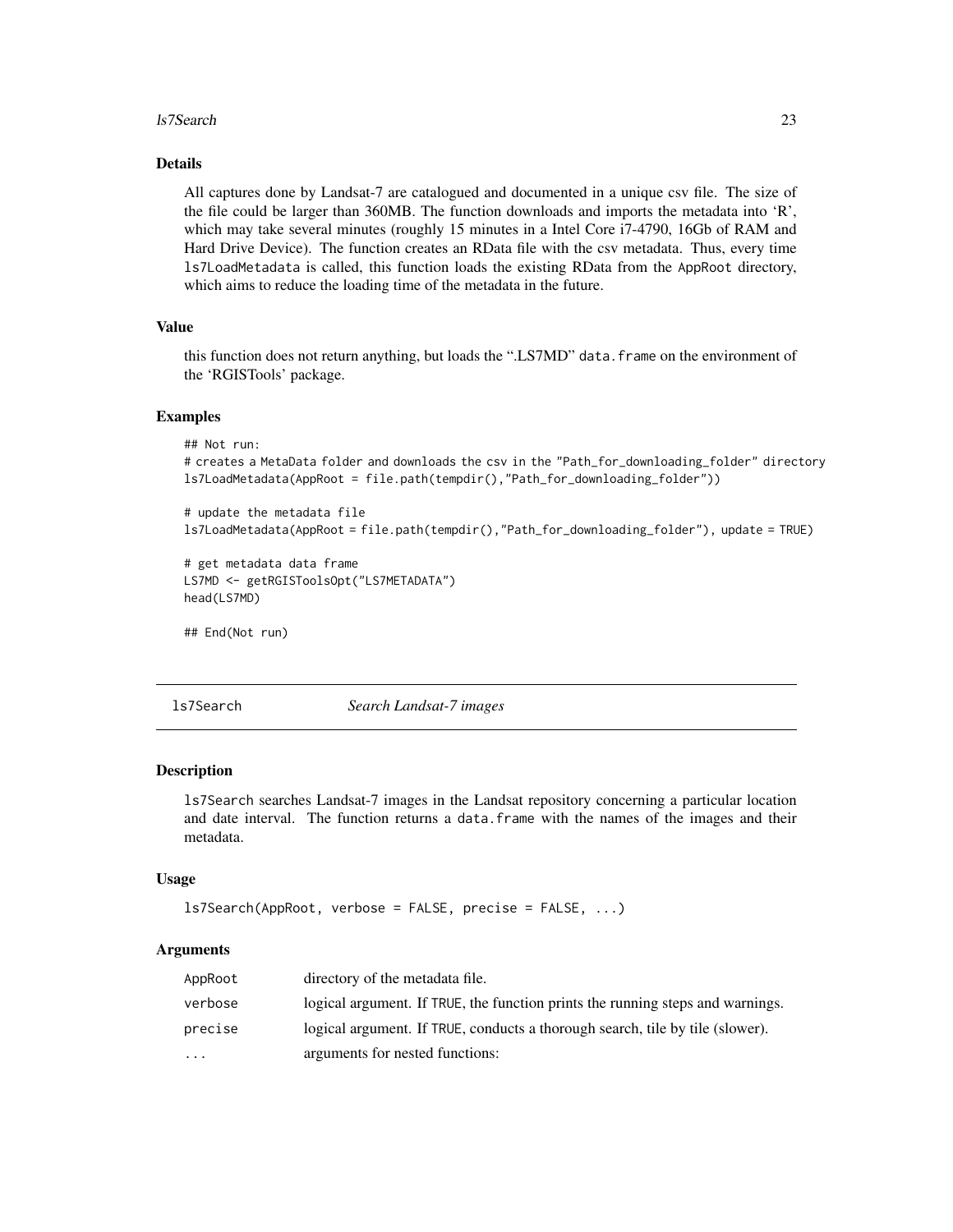### Details

All captures done by Landsat-7 are catalogued and documented in a unique csv file. The size of the file could be larger than 360MB. The function downloads and imports the metadata into 'R', which may take several minutes (roughly 15 minutes in a Intel Core i7-4790, 16Gb of RAM and Hard Drive Device). The function creates an RData file with the csv metadata. Thus, every time `ls7LoadMetadata` is called, this function loads the existing RData from the `AppRoot` directory, which aims to reduce the loading time of the metadata in the future.

### Value

this function does not return anything, but loads the ".LS7MD" `data.frame` on the environment of the 'RGISTools' package.

### Examples

```
## Not run:
# creates a MetaData folder and downloads the csv in the "Path_for_downloading_folder" directory
ls7LoadMetadata(AppRoot = file.path(tempdir(),"Path_for_downloading_folder"))

# update the metadata file
ls7LoadMetadata(AppRoot = file.path(tempdir(),"Path_for_downloading_folder"), update = TRUE)

# get metadata data frame
LS7MD <- getRGISToolsOpt("LS7METADATA")
head(LS7MD)

## End(Not run)
```

---

## ls7Search *Search Landsat-7 images*

### Description

`ls7Search` searches Landsat-7 images in the Landsat repository concerning a particular location and date interval. The function returns a `data.frame` with the names of the images and their metadata.

### Usage

```
ls7Search(AppRoot, verbose = FALSE, precise = FALSE, ...)
```

### Arguments

| | |
|---|---|
| `AppRoot` | directory of the metadata file. |
| `verbose` | logical argument. If `TRUE`, the function prints the running steps and warnings. |
| `precise` | logical argument. If `TRUE`, conducts a thorough search, tile by tile (slower). |
| `...` | arguments for nested functions: |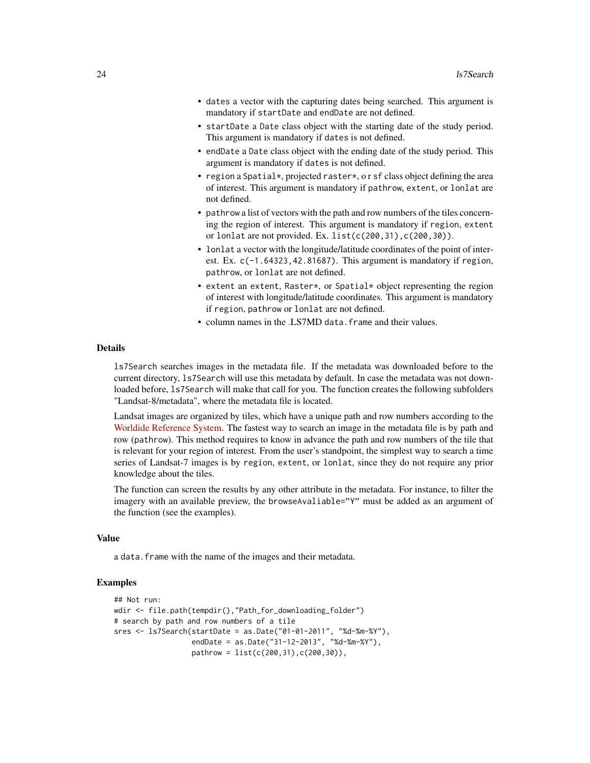- `dates` a vector with the capturing dates being searched. This argument is mandatory if `startDate` and `endDate` are not defined.
- `startDate` a `Date` class object with the starting date of the study period. This argument is mandatory if `dates` is not defined.
- `endDate` a `Date` class object with the ending date of the study period. This argument is mandatory if `dates` is not defined.
- `region` a `Spatial*`, projected `raster*`, o r `sf` class object defining the area of interest. This argument is mandatory if `pathrow`, `extent`, or `lonlat` are not defined.
- `pathrow` a list of vectors with the path and row numbers of the tiles concerning the region of interest. This argument is mandatory if `region`, `extent` or `lonlat` are not provided. Ex. `list(c(200,31),c(200,30))`.
- `lonlat` a vector with the longitude/latitude coordinates of the point of interest. Ex. `c(-1.64323,42.81687)`. This argument is mandatory if `region`, `pathrow`, or `lonlat` are not defined.
- `extent` an `extent`, `Raster*`, or `Spatial*` object representing the region of interest with longitude/latitude coordinates. This argument is mandatory if `region`, `pathrow` or `lonlat` are not defined.
- column names in the .LS7MD `data.frame` and their values.

## Details

`ls7Search` searches images in the metadata file. If the metadata was downloaded before to the current directory, `ls7Search` will use this metadata by default. In case the metadata was not downloaded before, `ls7Search` will make that call for you. The function creates the following subfolders "Landsat-8/metadata", where the metadata file is located.

Landsat images are organized by tiles, which have a unique path and row numbers according to the Worldide Reference System. The fastest way to search an image in the metadata file is by path and row (`pathrow`). This method requires to know in advance the path and row numbers of the tile that is relevant for your region of interest. From the user's standpoint, the simplest way to search a time series of Landsat-7 images is by `region`, `extent`, or `lonlat`, since they do not require any prior knowledge about the tiles.

The function can screen the results by any other attribute in the metadata. For instance, to filter the imagery with an available preview, the `browseAvaliable="Y"` must be added as an argument of the function (see the examples).

## Value

a `data.frame` with the name of the images and their metadata.

## Examples

```
## Not run:
wdir <- file.path(tempdir(),"Path_for_downloading_folder")
# search by path and row numbers of a tile
sres <- ls7Search(startDate = as.Date("01-01-2011", "%d-%m-%Y"),
                  endDate = as.Date("31-12-2013", "%d-%m-%Y"),
                  pathrow = list(c(200,31),c(200,30)),
```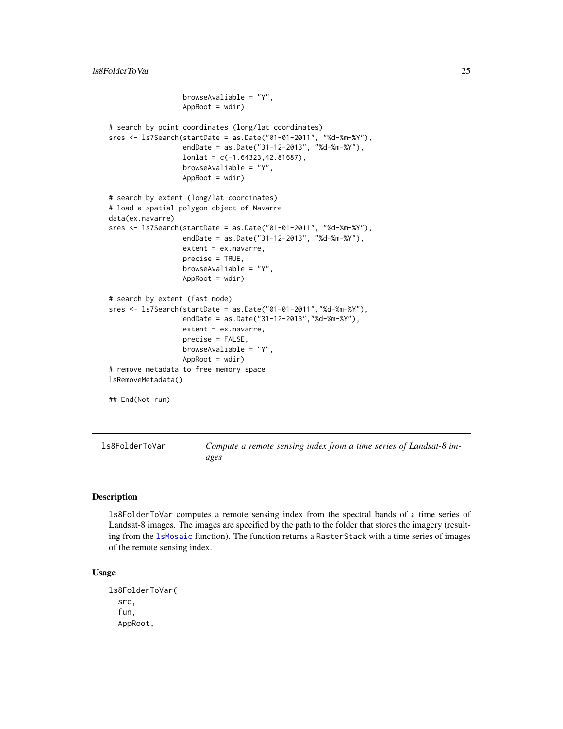```
                 browseAvaliable = "Y",
                 AppRoot = wdir)

# search by point coordinates (long/lat coordinates)
sres <- ls7Search(startDate = as.Date("01-01-2011", "%d-%m-%Y"),
                 endDate = as.Date("31-12-2013", "%d-%m-%Y"),
                 lonlat = c(-1.64323,42.81687),
                 browseAvaliable = "Y",
                 AppRoot = wdir)

# search by extent (long/lat coordinates)
# load a spatial polygon object of Navarre
data(ex.navarre)
sres <- ls7Search(startDate = as.Date("01-01-2011", "%d-%m-%Y"),
                 endDate = as.Date("31-12-2013", "%d-%m-%Y"),
                 extent = ex.navarre,
                 precise = TRUE,
                 browseAvaliable = "Y",
                 AppRoot = wdir)

# search by extent (fast mode)
sres <- ls7Search(startDate = as.Date("01-01-2011","%d-%m-%Y"),
                 endDate = as.Date("31-12-2013","%d-%m-%Y"),
                 extent = ex.navarre,
                 precise = FALSE,
                 browseAvaliable = "Y",
                 AppRoot = wdir)
# remove metadata to free memory space
lsRemoveMetadata()

## End(Not run)
```

## ls8FolderToVar — *Compute a remote sensing index from a time series of Landsat-8 images*

### Description

`ls8FolderToVar` computes a remote sensing index from the spectral bands of a time series of Landsat-8 images. The images are specified by the path to the folder that stores the imagery (resulting from the `lsMosaic` function). The function returns a `RasterStack` with a time series of images of the remote sensing index.

### Usage

```
ls8FolderToVar(
  src,
  fun,
  AppRoot,
```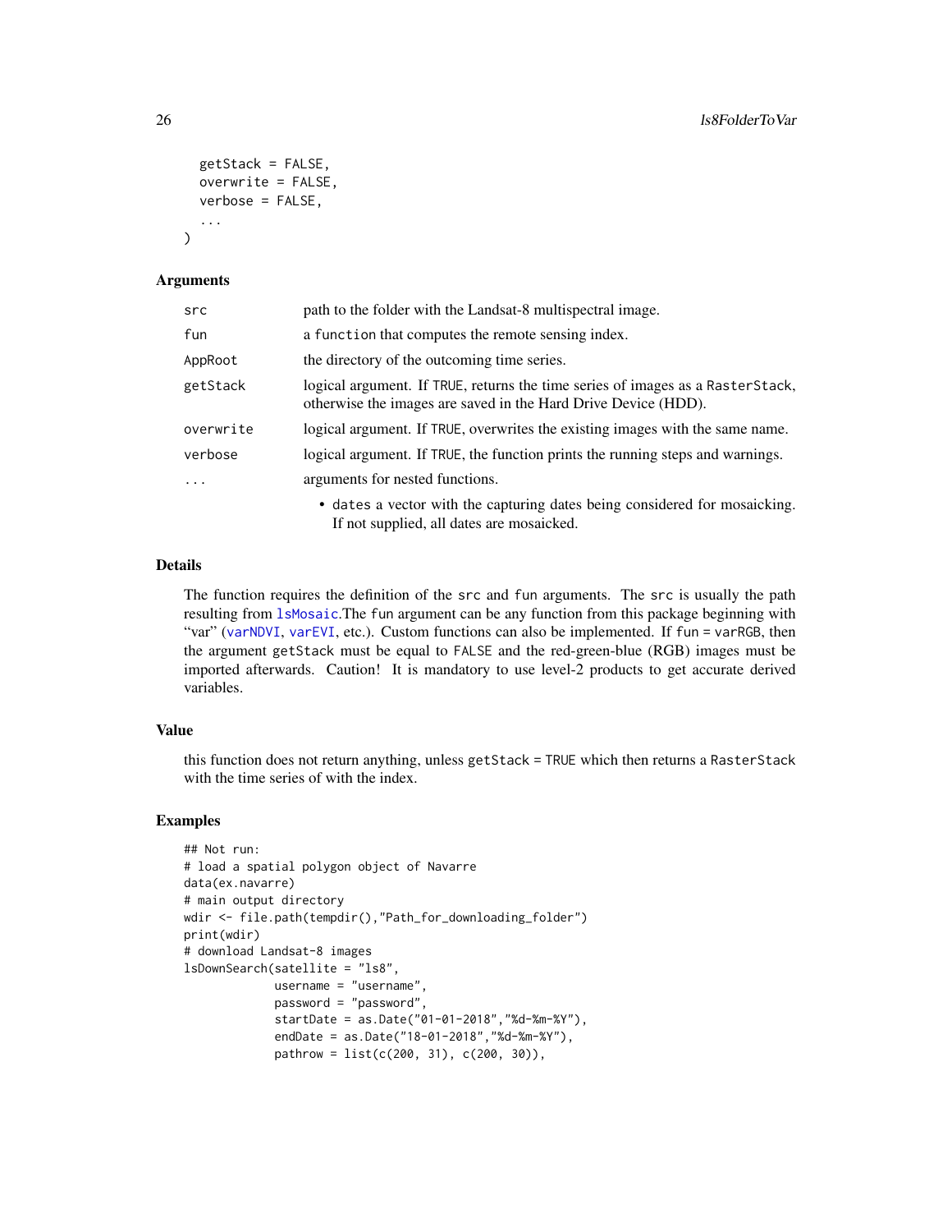```
  getStack = FALSE,
  overwrite = FALSE,
  verbose = FALSE,
  ...
)
```

### Arguments

| | |
|---|---|
| src | path to the folder with the Landsat-8 multispectral image. |
| fun | a function that computes the remote sensing index. |
| AppRoot | the directory of the outcoming time series. |
| getStack | logical argument. If TRUE, returns the time series of images as a RasterStack, otherwise the images are saved in the Hard Drive Device (HDD). |
| overwrite | logical argument. If TRUE, overwrites the existing images with the same name. |
| verbose | logical argument. If TRUE, the function prints the running steps and warnings. |
| ... | arguments for nested functions. <br> • dates a vector with the capturing dates being considered for mosaicking. If not supplied, all dates are mosaicked. |

### Details

The function requires the definition of the src and fun arguments. The src is usually the path resulting from lsMosaic.The fun argument can be any function from this package beginning with "var" (varNDVI, varEVI, etc.). Custom functions can also be implemented. If fun = varRGB, then the argument getStack must be equal to FALSE and the red-green-blue (RGB) images must be imported afterwards. Caution! It is mandatory to use level-2 products to get accurate derived variables.

### Value

this function does not return anything, unless getStack = TRUE which then returns a RasterStack with the time series of with the index.

### Examples

```
## Not run:
# load a spatial polygon object of Navarre
data(ex.navarre)
# main output directory
wdir <- file.path(tempdir(),"Path_for_downloading_folder")
print(wdir)
# download Landsat-8 images
lsDownSearch(satellite = "ls8",
             username = "username",
             password = "password",
             startDate = as.Date("01-01-2018","%d-%m-%Y"),
             endDate = as.Date("18-01-2018","%d-%m-%Y"),
             pathrow = list(c(200, 31), c(200, 30)),
```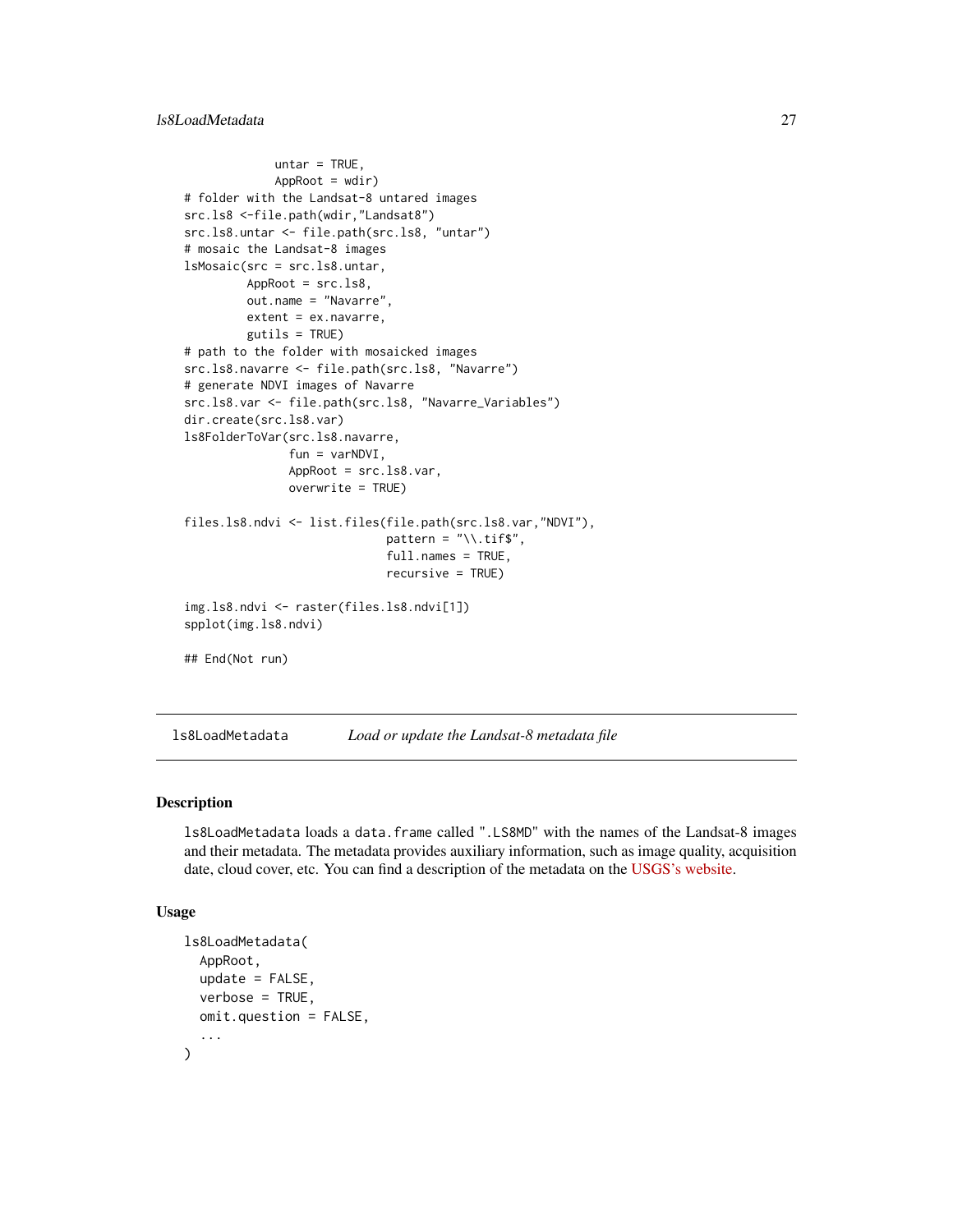```
             untar = TRUE,
             AppRoot = wdir)
# folder with the Landsat-8 untared images
src.ls8 <-file.path(wdir,"Landsat8")
src.ls8.untar <- file.path(src.ls8, "untar")
# mosaic the Landsat-8 images
lsMosaic(src = src.ls8.untar,
         AppRoot = src.ls8,
         out.name = "Navarre",
         extent = ex.navarre,
         gutils = TRUE)
# path to the folder with mosaicked images
src.ls8.navarre <- file.path(src.ls8, "Navarre")
# generate NDVI images of Navarre
src.ls8.var <- file.path(src.ls8, "Navarre_Variables")
dir.create(src.ls8.var)
ls8FolderToVar(src.ls8.navarre,
               fun = varNDVI,
               AppRoot = src.ls8.var,
               overwrite = TRUE)

files.ls8.ndvi <- list.files(file.path(src.ls8.var,"NDVI"),
                             pattern = "\\.tif$",
                             full.names = TRUE,
                             recursive = TRUE)

img.ls8.ndvi <- raster(files.ls8.ndvi[1])
spplot(img.ls8.ndvi)

## End(Not run)
```

## ls8LoadMetadata — *Load or update the Landsat-8 metadata file*

### Description

ls8LoadMetadata loads a data.frame called ".LS8MD" with the names of the Landsat-8 images and their metadata. The metadata provides auxiliary information, such as image quality, acquisition date, cloud cover, etc. You can find a description of the metadata on the USGS's website.

### Usage

```
ls8LoadMetadata(
  AppRoot,
  update = FALSE,
  verbose = TRUE,
  omit.question = FALSE,
  ...
)
```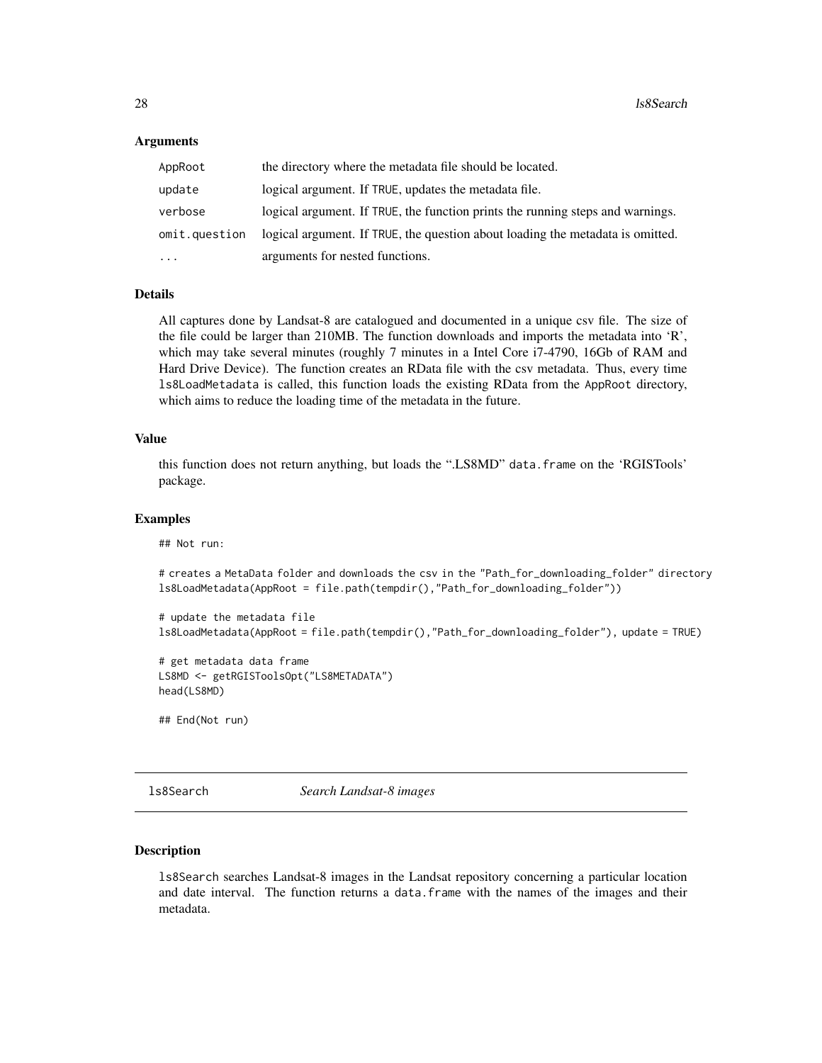### Arguments

| | |
|---|---|
| AppRoot | the directory where the metadata file should be located. |
| update | logical argument. If TRUE, updates the metadata file. |
| verbose | logical argument. If TRUE, the function prints the running steps and warnings. |
| omit.question | logical argument. If TRUE, the question about loading the metadata is omitted. |
| ... | arguments for nested functions. |

### Details

All captures done by Landsat-8 are catalogued and documented in a unique csv file. The size of the file could be larger than 210MB. The function downloads and imports the metadata into 'R', which may take several minutes (roughly 7 minutes in a Intel Core i7-4790, 16Gb of RAM and Hard Drive Device). The function creates an RData file with the csv metadata. Thus, every time `ls8LoadMetadata` is called, this function loads the existing RData from the `AppRoot` directory, which aims to reduce the loading time of the metadata in the future.

### Value

this function does not return anything, but loads the ".LS8MD" `data.frame` on the 'RGISTools' package.

### Examples

```
## Not run:

# creates a MetaData folder and downloads the csv in the "Path_for_downloading_folder" directory
ls8LoadMetadata(AppRoot = file.path(tempdir(),"Path_for_downloading_folder"))

# update the metadata file
ls8LoadMetadata(AppRoot = file.path(tempdir(),"Path_for_downloading_folder"), update = TRUE)

# get metadata data frame
LS8MD <- getRGISToolsOpt("LS8METADATA")
head(LS8MD)

## End(Not run)
```

---

## ls8Search *Search Landsat-8 images*

### Description

`ls8Search` searches Landsat-8 images in the Landsat repository concerning a particular location and date interval. The function returns a `data.frame` with the names of the images and their metadata.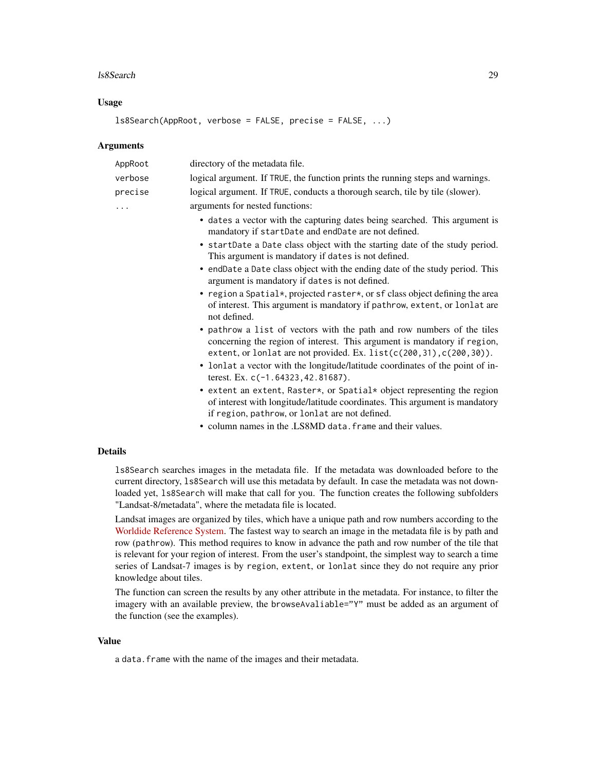### Usage

```
ls8Search(AppRoot, verbose = FALSE, precise = FALSE, ...)
```

### Arguments

| | |
|---|---|
| `AppRoot` | directory of the metadata file. |
| `verbose` | logical argument. If `TRUE`, the function prints the running steps and warnings. |
| `precise` | logical argument. If `TRUE`, conducts a thorough search, tile by tile (slower). |
| `...` | arguments for nested functions: |

- `dates` a vector with the capturing dates being searched. This argument is mandatory if `startDate` and `endDate` are not defined.
- `startDate` a `Date` class object with the starting date of the study period. This argument is mandatory if `dates` is not defined.
- `endDate` a `Date` class object with the ending date of the study period. This argument is mandatory if `dates` is not defined.
- `region` a `Spatial*`, projected `raster*`, or `sf` class object defining the area of interest. This argument is mandatory if `pathrow`, `extent`, or `lonlat` are not defined.
- `pathrow` a `list` of vectors with the path and row numbers of the tiles concerning the region of interest. This argument is mandatory if `region`, `extent`, or `lonlat` are not provided. Ex. `list(c(200,31),c(200,30))`.
- `lonlat` a vector with the longitude/latitude coordinates of the point of interest. Ex. `c(-1.64323,42.81687)`.
- `extent` an `extent`, `Raster*`, or `Spatial*` object representing the region of interest with longitude/latitude coordinates. This argument is mandatory if `region`, `pathrow`, or `lonlat` are not defined.
- column names in the .LS8MD `data.frame` and their values.

### Details

`ls8Search` searches images in the metadata file. If the metadata was downloaded before to the current directory, `ls8Search` will use this metadata by default. In case the metadata was not downloaded yet, `ls8Search` will make that call for you. The function creates the following subfolders "Landsat-8/metadata", where the metadata file is located.

Landsat images are organized by tiles, which have a unique path and row numbers according to the Worldide Reference System. The fastest way to search an image in the metadata file is by path and row (`pathrow`). This method requires to know in advance the path and row number of the tile that is relevant for your region of interest. From the user's standpoint, the simplest way to search a time series of Landsat-7 images is by `region`, `extent`, or `lonlat` since they do not require any prior knowledge about tiles.

The function can screen the results by any other attribute in the metadata. For instance, to filter the imagery with an available preview, the `browseAvaliable="Y"` must be added as an argument of the function (see the examples).

### Value

a `data.frame` with the name of the images and their metadata.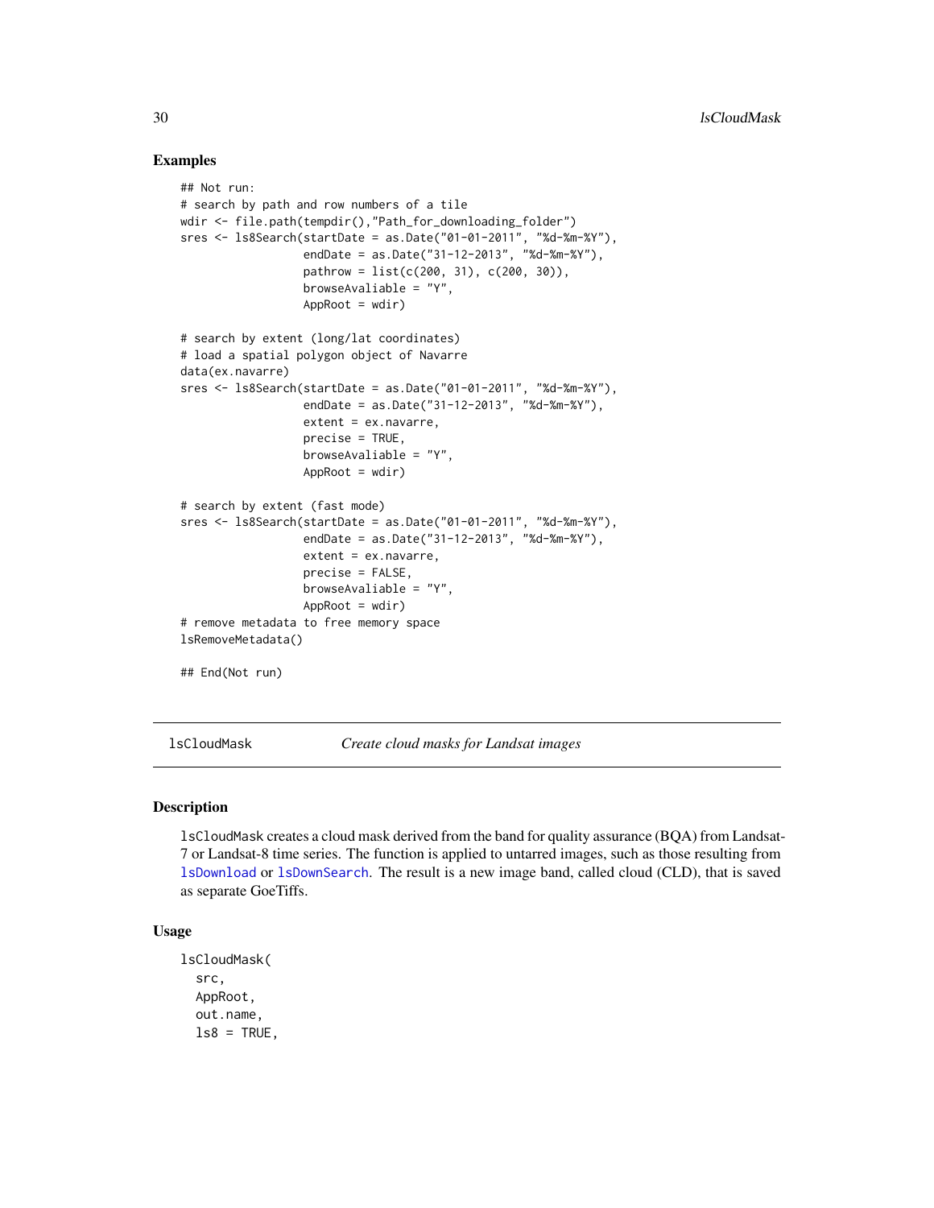## Examples

```
## Not run:
# search by path and row numbers of a tile
wdir <- file.path(tempdir(),"Path_for_downloading_folder")
sres <- ls8Search(startDate = as.Date("01-01-2011", "%d-%m-%Y"),
                  endDate = as.Date("31-12-2013", "%d-%m-%Y"),
                  pathrow = list(c(200, 31), c(200, 30)),
                  browseAvaliable = "Y",
                  AppRoot = wdir)

# search by extent (long/lat coordinates)
# load a spatial polygon object of Navarre
data(ex.navarre)
sres <- ls8Search(startDate = as.Date("01-01-2011", "%d-%m-%Y"),
                  endDate = as.Date("31-12-2013", "%d-%m-%Y"),
                  extent = ex.navarre,
                  precise = TRUE,
                  browseAvaliable = "Y",
                  AppRoot = wdir)

# search by extent (fast mode)
sres <- ls8Search(startDate = as.Date("01-01-2011", "%d-%m-%Y"),
                  endDate = as.Date("31-12-2013", "%d-%m-%Y"),
                  extent = ex.navarre,
                  precise = FALSE,
                  browseAvaliable = "Y",
                  AppRoot = wdir)
# remove metadata to free memory space
lsRemoveMetadata()

## End(Not run)
```

---

# lsCloudMask *Create cloud masks for Landsat images*

---

## Description

lsCloudMask creates a cloud mask derived from the band for quality assurance (BQA) from Landsat-7 or Landsat-8 time series. The function is applied to untarred images, such as those resulting from lsDownload or lsDownSearch. The result is a new image band, called cloud (CLD), that is saved as separate GoeTiffs.

## Usage

```
lsCloudMask(
  src,
  AppRoot,
  out.name,
  ls8 = TRUE,
```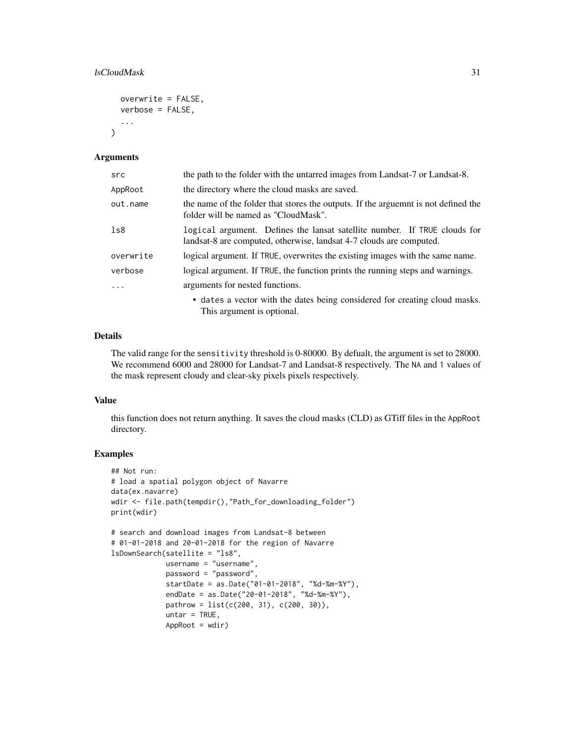```
  overwrite = FALSE,
  verbose = FALSE,
  ...
)
```

## Arguments

| | |
|---|---|
| `src` | the path to the folder with the untarred images from Landsat-7 or Landsat-8. |
| `AppRoot` | the directory where the cloud masks are saved. |
| `out.name` | the name of the folder that stores the outputs. If the arguemnt is not defined the folder will be named as "CloudMask". |
| `ls8` | `logical` argument. Defines the lansat satellite number. If `TRUE` clouds for landsat-8 are computed, otherwise, landsat 4-7 clouds are computed. |
| `overwrite` | logical argument. If `TRUE`, overwrites the existing images with the same name. |
| `verbose` | logical argument. If `TRUE`, the function prints the running steps and warnings. |
| `...` | arguments for nested functions. <br> • `dates` a vector with the dates being considered for creating cloud masks. This argument is optional. |

## Details

The valid range for the `sensitivity` threshold is 0-80000. By defualt, the argument is set to 28000. We recommend 6000 and 28000 for Landsat-7 and Landsat-8 respectively. The `NA` and `1` values of the mask represent cloudy and clear-sky pixels pixels respectively.

## Value

this function does not return anything. It saves the cloud masks (CLD) as GTiff files in the `AppRoot` directory.

## Examples

```
## Not run:
# load a spatial polygon object of Navarre
data(ex.navarre)
wdir <- file.path(tempdir(),"Path_for_downloading_folder")
print(wdir)

# search and download images from Landsat-8 between
# 01-01-2018 and 20-01-2018 for the region of Navarre
lsDownSearch(satellite = "ls8",
             username = "username",
             password = "password",
             startDate = as.Date("01-01-2018", "%d-%m-%Y"),
             endDate = as.Date("20-01-2018", "%d-%m-%Y"),
             pathrow = list(c(200, 31), c(200, 30)),
             untar = TRUE,
             AppRoot = wdir)
```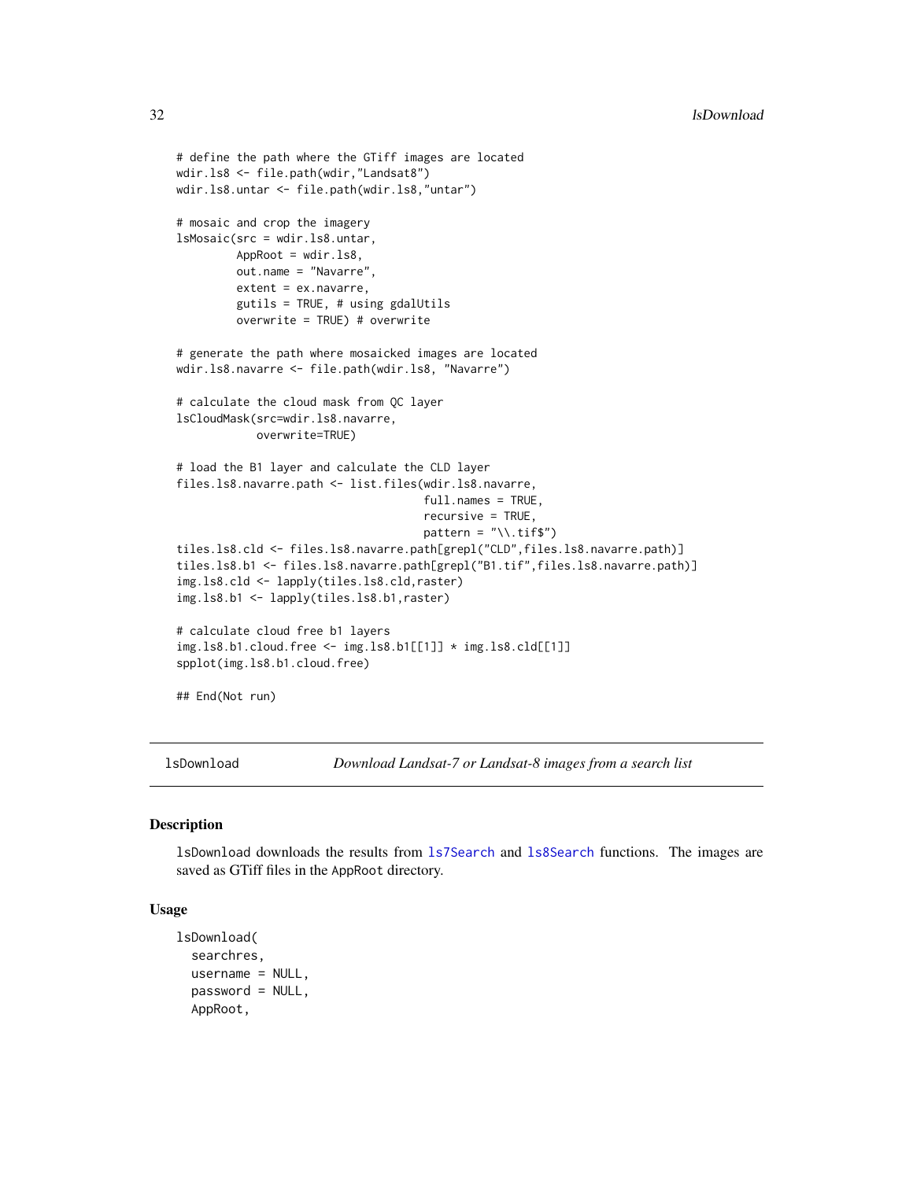```
# define the path where the GTiff images are located
wdir.ls8 <- file.path(wdir,"Landsat8")
wdir.ls8.untar <- file.path(wdir.ls8,"untar")

# mosaic and crop the imagery
lsMosaic(src = wdir.ls8.untar,
         AppRoot = wdir.ls8,
         out.name = "Navarre",
         extent = ex.navarre,
         gutils = TRUE, # using gdalUtils
         overwrite = TRUE) # overwrite

# generate the path where mosaicked images are located
wdir.ls8.navarre <- file.path(wdir.ls8, "Navarre")

# calculate the cloud mask from QC layer
lsCloudMask(src=wdir.ls8.navarre,
            overwrite=TRUE)

# load the B1 layer and calculate the CLD layer
files.ls8.navarre.path <- list.files(wdir.ls8.navarre,
                                     full.names = TRUE,
                                     recursive = TRUE,
                                     pattern = "\\.tif$")
tiles.ls8.cld <- files.ls8.navarre.path[grepl("CLD",files.ls8.navarre.path)]
tiles.ls8.b1 <- files.ls8.navarre.path[grepl("B1.tif",files.ls8.navarre.path)]
img.ls8.cld <- lapply(tiles.ls8.cld,raster)
img.ls8.b1 <- lapply(tiles.ls8.b1,raster)

# calculate cloud free b1 layers
img.ls8.b1.cloud.free <- img.ls8.b1[[1]] * img.ls8.cld[[1]]
spplot(img.ls8.b1.cloud.free)

## End(Not run)
```

---

`lsDownload` *Download Landsat-7 or Landsat-8 images from a search list*

---

### Description

lsDownload downloads the results from ls7Search and ls8Search functions. The images are saved as GTiff files in the AppRoot directory.

### Usage

```
lsDownload(
  searchres,
  username = NULL,
  password = NULL,
  AppRoot,
```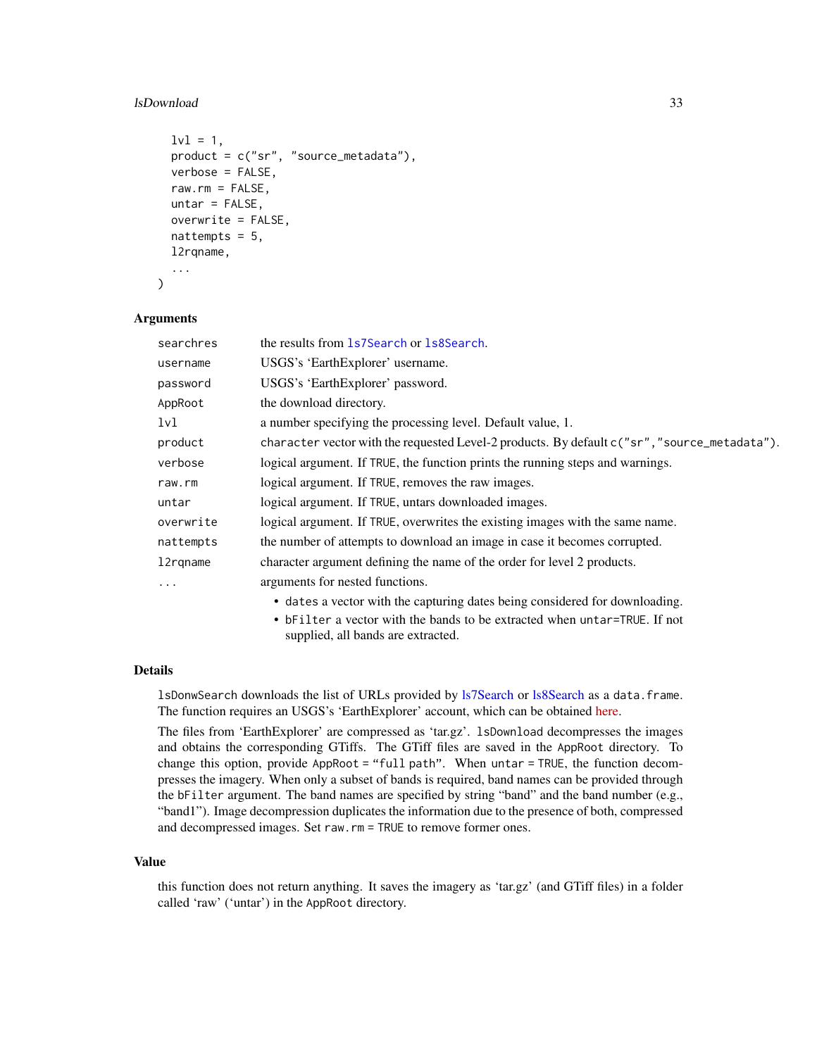```
  lvl = 1,
  product = c("sr", "source_metadata"),
  verbose = FALSE,
  raw.rm = FALSE,
  untar = FALSE,
  overwrite = FALSE,
  nattempts = 5,
  l2rqname,
  ...
)
```

### Arguments

| | |
|---|---|
| `searchres` | the results from `ls7Search` or `ls8Search`. |
| `username` | USGS's 'EarthExplorer' username. |
| `password` | USGS's 'EarthExplorer' password. |
| `AppRoot` | the download directory. |
| `lvl` | a number specifying the processing level. Default value, 1. |
| `product` | `character` vector with the requested Level-2 products. By default `c("sr","source_metadata")`. |
| `verbose` | logical argument. If `TRUE`, the function prints the running steps and warnings. |
| `raw.rm` | logical argument. If `TRUE`, removes the raw images. |
| `untar` | logical argument. If `TRUE`, untars downloaded images. |
| `overwrite` | logical argument. If `TRUE`, overwrites the existing images with the same name. |
| `nattempts` | the number of attempts to download an image in case it becomes corrupted. |
| `l2rqname` | character argument defining the name of the order for level 2 products. |
| `...` | arguments for nested functions. |

- `dates` a vector with the capturing dates being considered for downloading.
- `bFilter` a vector with the bands to be extracted when `untar=TRUE`. If not supplied, all bands are extracted.

### Details

`lsDonwSearch` downloads the list of URLs provided by ls7Search or ls8Search as a `data.frame`. The function requires an USGS's 'EarthExplorer' account, which can be obtained here.

The files from 'EarthExplorer' are compressed as 'tar.gz'. `lsDownload` decompresses the images and obtains the corresponding GTiffs. The GTiff files are saved in the `AppRoot` directory. To change this option, provide `AppRoot = "full path"`. When `untar = TRUE`, the function decompresses the imagery. When only a subset of bands is required, band names can be provided through the `bFilter` argument. The band names are specified by string "band" and the band number (e.g., "band1"). Image decompression duplicates the information due to the presence of both, compressed and decompressed images. Set `raw.rm = TRUE` to remove former ones.

### Value

this function does not return anything. It saves the imagery as 'tar.gz' (and GTiff files) in a folder called 'raw' ('untar') in the `AppRoot` directory.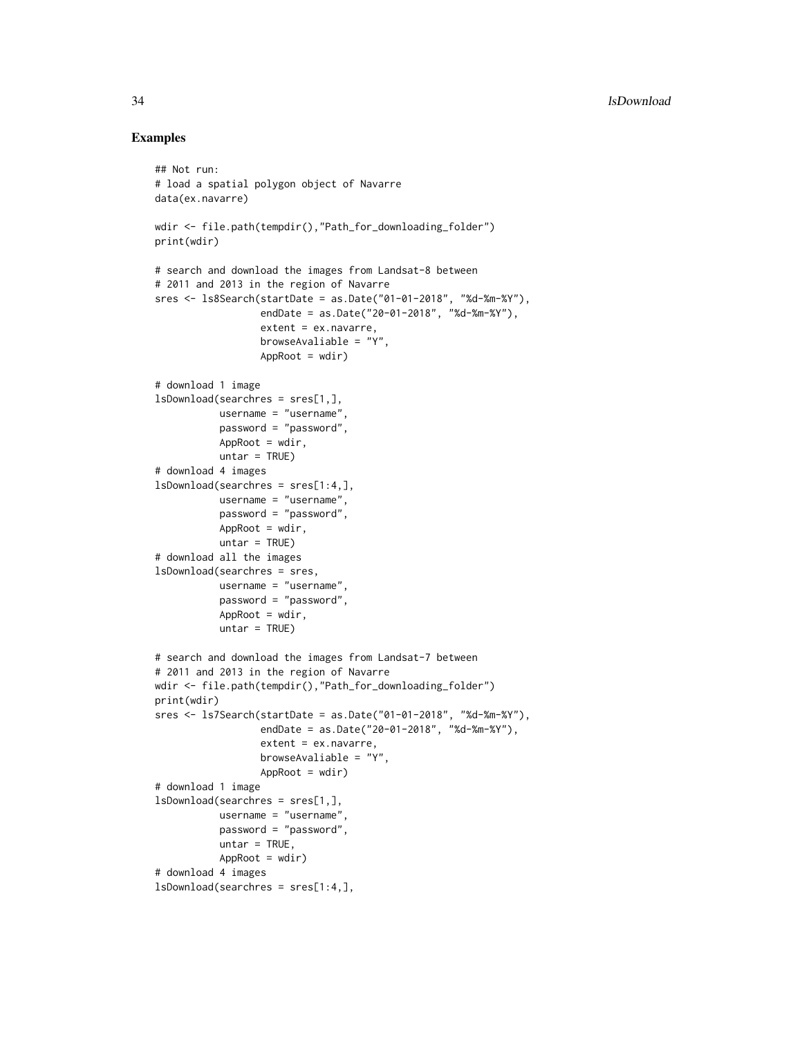## Examples

```
## Not run:
# load a spatial polygon object of Navarre
data(ex.navarre)

wdir <- file.path(tempdir(),"Path_for_downloading_folder")
print(wdir)

# search and download the images from Landsat-8 between
# 2011 and 2013 in the region of Navarre
sres <- ls8Search(startDate = as.Date("01-01-2018", "%d-%m-%Y"),
                  endDate = as.Date("20-01-2018", "%d-%m-%Y"),
                  extent = ex.navarre,
                  browseAvaliable = "Y",
                  AppRoot = wdir)

# download 1 image
lsDownload(searchres = sres[1,],
           username = "username",
           password = "password",
           AppRoot = wdir,
           untar = TRUE)
# download 4 images
lsDownload(searchres = sres[1:4,],
           username = "username",
           password = "password",
           AppRoot = wdir,
           untar = TRUE)
# download all the images
lsDownload(searchres = sres,
           username = "username",
           password = "password",
           AppRoot = wdir,
           untar = TRUE)

# search and download the images from Landsat-7 between
# 2011 and 2013 in the region of Navarre
wdir <- file.path(tempdir(),"Path_for_downloading_folder")
print(wdir)
sres <- ls7Search(startDate = as.Date("01-01-2018", "%d-%m-%Y"),
                  endDate = as.Date("20-01-2018", "%d-%m-%Y"),
                  extent = ex.navarre,
                  browseAvaliable = "Y",
                  AppRoot = wdir)
# download 1 image
lsDownload(searchres = sres[1,],
           username = "username",
           password = "password",
           untar = TRUE,
           AppRoot = wdir)
# download 4 images
lsDownload(searchres = sres[1:4,],
```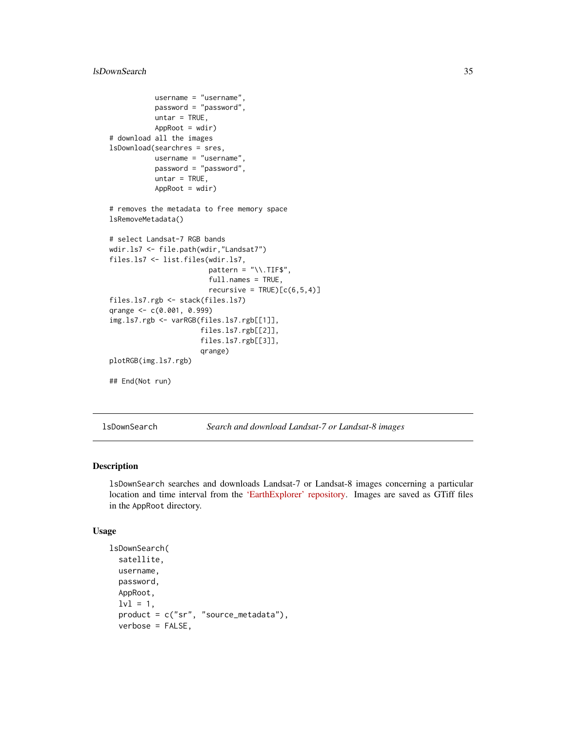```
           username = "username",
           password = "password",
           untar = TRUE,
           AppRoot = wdir)
# download all the images
lsDownload(searchres = sres,
           username = "username",
           password = "password",
           untar = TRUE,
           AppRoot = wdir)

# removes the metadata to free memory space
lsRemoveMetadata()

# select Landsat-7 RGB bands
wdir.ls7 <- file.path(wdir,"Landsat7")
files.ls7 <- list.files(wdir.ls7,
                        pattern = "\\.TIF$",
                        full.names = TRUE,
                        recursive = TRUE)[c(6,5,4)]
files.ls7.rgb <- stack(files.ls7)
qrange <- c(0.001, 0.999)
img.ls7.rgb <- varRGB(files.ls7.rgb[[1]],
                      files.ls7.rgb[[2]],
                      files.ls7.rgb[[3]],
                      qrange)
plotRGB(img.ls7.rgb)

## End(Not run)
```

---

lsDownSearch &nbsp;&nbsp;&nbsp;&nbsp; *Search and download Landsat-7 or Landsat-8 images*

---

## Description

lsDownSearch searches and downloads Landsat-7 or Landsat-8 images concerning a particular location and time interval from the 'EarthExplorer' repository. Images are saved as GTiff files in the AppRoot directory.

## Usage

```
lsDownSearch(
  satellite,
  username,
  password,
  AppRoot,
  lvl = 1,
  product = c("sr", "source_metadata"),
  verbose = FALSE,
```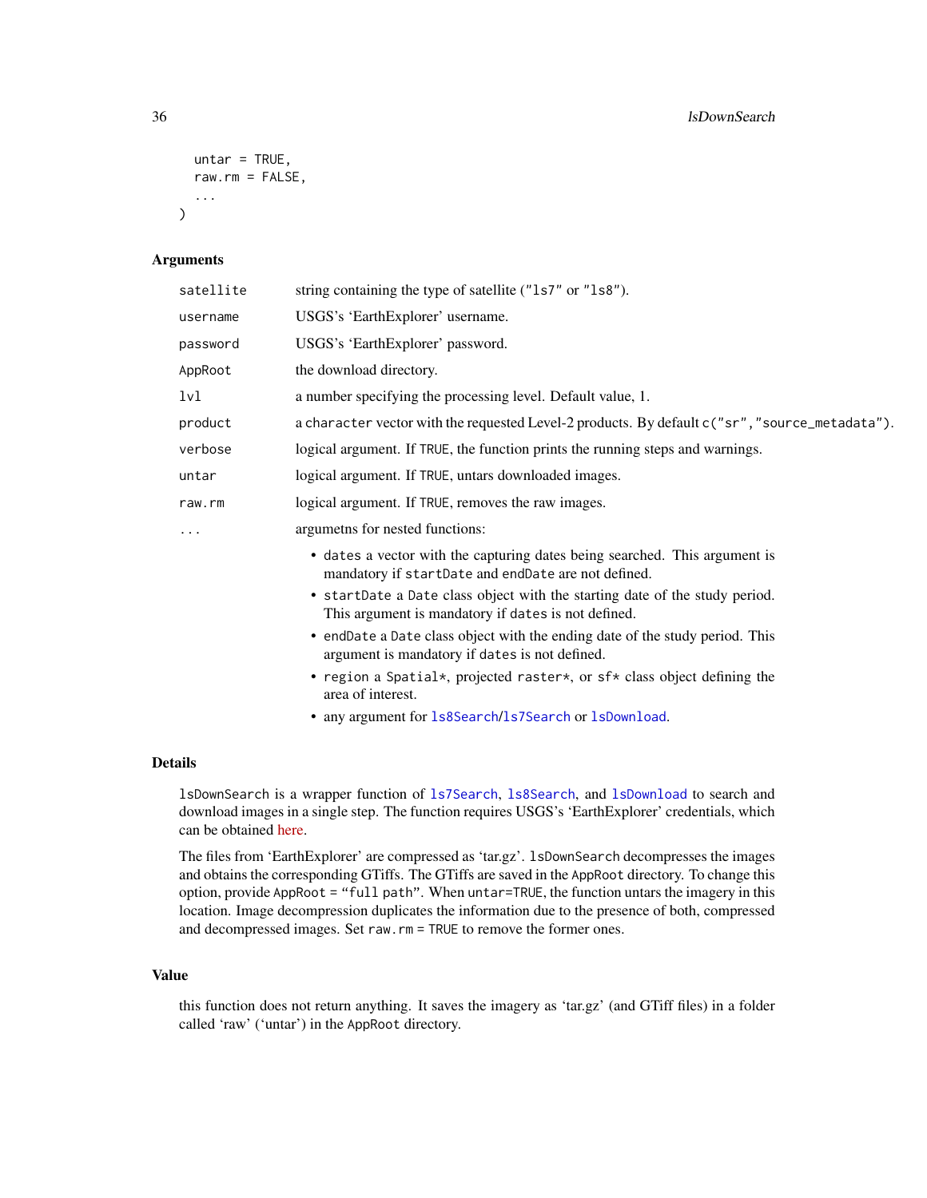```
  untar = TRUE,
  raw.rm = FALSE,
  ...
)
```

### Arguments

| | |
|---|---|
| `satellite` | string containing the type of satellite (`"ls7"` or `"ls8"`). |
| `username` | USGS's 'EarthExplorer' username. |
| `password` | USGS's 'EarthExplorer' password. |
| `AppRoot` | the download directory. |
| `lvl` | a number specifying the processing level. Default value, 1. |
| `product` | a `character` vector with the requested Level-2 products. By default `c("sr","source_metadata")`. |
| `verbose` | logical argument. If `TRUE`, the function prints the running steps and warnings. |
| `untar` | logical argument. If `TRUE`, untars downloaded images. |
| `raw.rm` | logical argument. If `TRUE`, removes the raw images. |
| `...` | argumetns for nested functions: |

- `dates` a vector with the capturing dates being searched. This argument is mandatory if `startDate` and `endDate` are not defined.
- `startDate` a `Date` class object with the starting date of the study period. This argument is mandatory if `dates` is not defined.
- `endDate` a `Date` class object with the ending date of the study period. This argument is mandatory if `dates` is not defined.
- `region` a `Spatial*`, projected `raster*`, or `sf*` class object defining the area of interest.
- any argument for `ls8Search`/`ls7Search` or `lsDownload`.

### Details

`lsDownSearch` is a wrapper function of `ls7Search`, `ls8Search`, and `lsDownload` to search and download images in a single step. The function requires USGS's 'EarthExplorer' credentials, which can be obtained here.

The files from 'EarthExplorer' are compressed as 'tar.gz'. `lsDownSearch` decompresses the images and obtains the corresponding GTiffs. The GTiffs are saved in the `AppRoot` directory. To change this option, provide `AppRoot = "full path"`. When `untar=TRUE`, the function untars the imagery in this location. Image decompression duplicates the information due to the presence of both, compressed and decompressed images. Set `raw.rm = TRUE` to remove the former ones.

### Value

this function does not return anything. It saves the imagery as 'tar.gz' (and GTiff files) in a folder called 'raw' ('untar') in the `AppRoot` directory.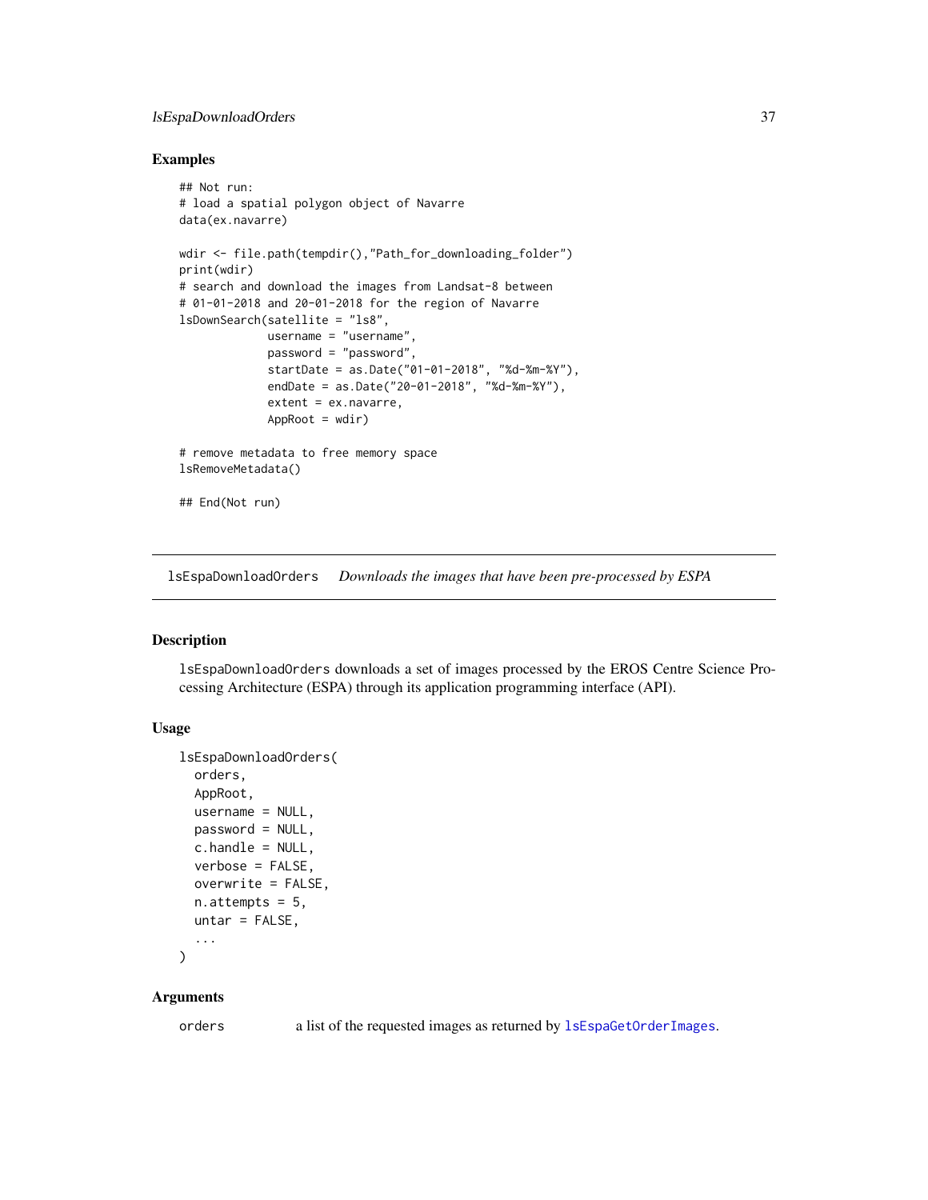## Examples

```
## Not run:
# load a spatial polygon object of Navarre
data(ex.navarre)

wdir <- file.path(tempdir(),"Path_for_downloading_folder")
print(wdir)
# search and download the images from Landsat-8 between
# 01-01-2018 and 20-01-2018 for the region of Navarre
lsDownSearch(satellite = "ls8",
             username = "username",
             password = "password",
             startDate = as.Date("01-01-2018", "%d-%m-%Y"),
             endDate = as.Date("20-01-2018", "%d-%m-%Y"),
             extent = ex.navarre,
             AppRoot = wdir)

# remove metadata to free memory space
lsRemoveMetadata()

## End(Not run)
```

---

# lsEspaDownloadOrders *Downloads the images that have been pre-processed by ESPA*

## Description

lsEspaDownloadOrders downloads a set of images processed by the EROS Centre Science Processing Architecture (ESPA) through its application programming interface (API).

## Usage

```
lsEspaDownloadOrders(
  orders,
  AppRoot,
  username = NULL,
  password = NULL,
  c.handle = NULL,
  verbose = FALSE,
  overwrite = FALSE,
  n.attempts = 5,
  untar = FALSE,
  ...
)
```

## Arguments

| | |
|---|---|
| orders | a list of the requested images as returned by lsEspaGetOrderImages. |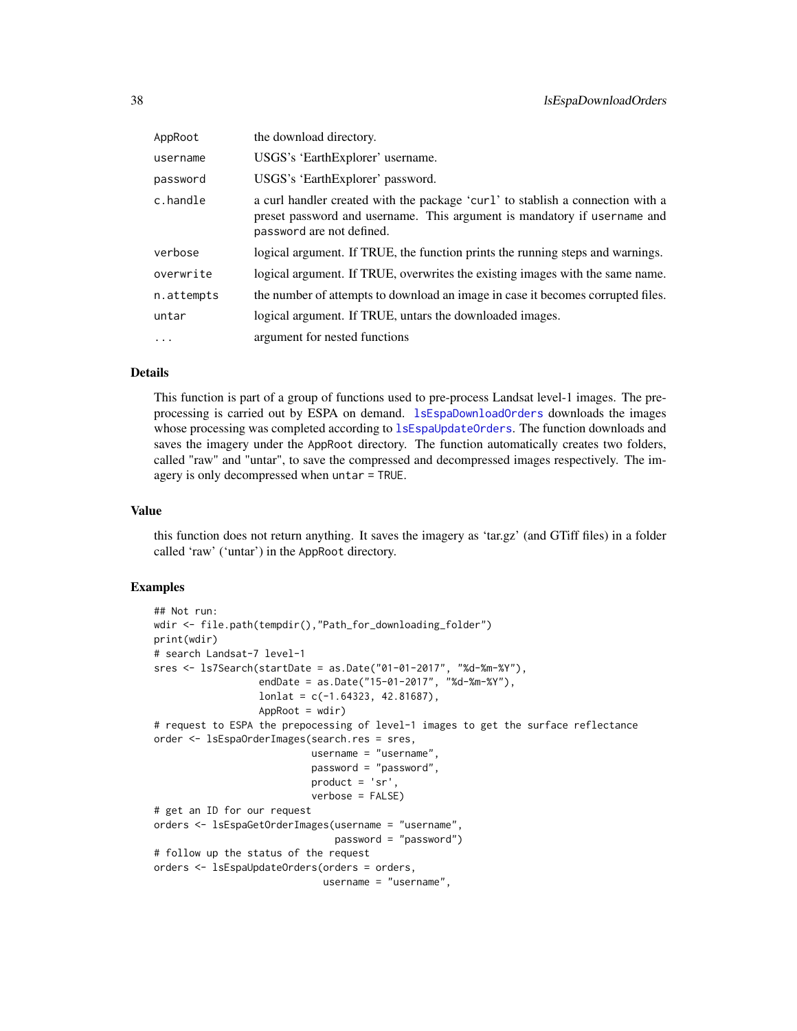| | |
|---|---|
| AppRoot | the download directory. |
| username | USGS's 'EarthExplorer' username. |
| password | USGS's 'EarthExplorer' password. |
| c.handle | a curl handler created with the package 'curl' to stablish a connection with a preset password and username. This argument is mandatory if username and password are not defined. |
| verbose | logical argument. If TRUE, the function prints the running steps and warnings. |
| overwrite | logical argument. If TRUE, overwrites the existing images with the same name. |
| n.attempts | the number of attempts to download an image in case it becomes corrupted files. |
| untar | logical argument. If TRUE, untars the downloaded images. |
| ... | argument for nested functions |

## Details

This function is part of a group of functions used to pre-process Landsat level-1 images. The preprocessing is carried out by ESPA on demand. lsEspaDownloadOrders downloads the images whose processing was completed according to lsEspaUpdateOrders. The function downloads and saves the imagery under the AppRoot directory. The function automatically creates two folders, called "raw" and "untar", to save the compressed and decompressed images respectively. The imagery is only decompressed when untar = TRUE.

## Value

this function does not return anything. It saves the imagery as 'tar.gz' (and GTiff files) in a folder called 'raw' ('untar') in the AppRoot directory.

## Examples

```
## Not run:
wdir <- file.path(tempdir(),"Path_for_downloading_folder")
print(wdir)
# search Landsat-7 level-1
sres <- ls7Search(startDate = as.Date("01-01-2017", "%d-%m-%Y"),
                  endDate = as.Date("15-01-2017", "%d-%m-%Y"),
                  lonlat = c(-1.64323, 42.81687),
                  AppRoot = wdir)
# request to ESPA the prepocessing of level-1 images to get the surface reflectance
order <- lsEspaOrderImages(search.res = sres,
                           username = "username",
                           password = "password",
                           product = 'sr',
                           verbose = FALSE)
# get an ID for our request
orders <- lsEspaGetOrderImages(username = "username",
                               password = "password")
# follow up the status of the request
orders <- lsEspaUpdateOrders(orders = orders,
                             username = "username",
```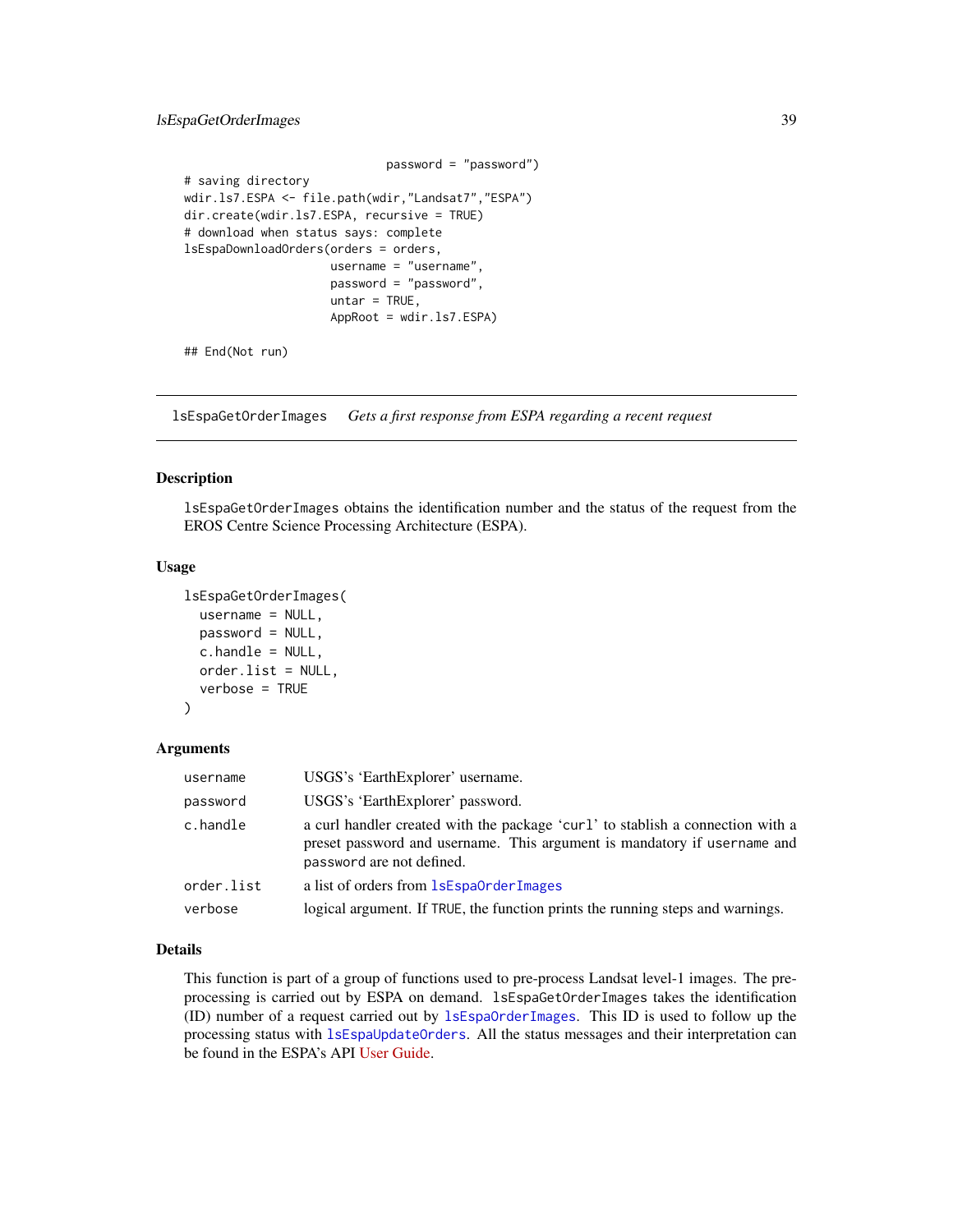```
                              password = "password")
# saving directory
wdir.ls7.ESPA <- file.path(wdir,"Landsat7","ESPA")
dir.create(wdir.ls7.ESPA, recursive = TRUE)
# download when status says: complete
lsEspaDownloadOrders(orders = orders,
                     username = "username",
                     password = "password",
                     untar = TRUE,
                     AppRoot = wdir.ls7.ESPA)

## End(Not run)
```

---

## lsEspaGetOrderImages    *Gets a first response from ESPA regarding a recent request*

---

### Description

lsEspaGetOrderImages obtains the identification number and the status of the request from the EROS Centre Science Processing Architecture (ESPA).

### Usage

```
lsEspaGetOrderImages(
  username = NULL,
  password = NULL,
  c.handle = NULL,
  order.list = NULL,
  verbose = TRUE
)
```

### Arguments

| | |
|---|---|
| username | USGS's 'EarthExplorer' username. |
| password | USGS's 'EarthExplorer' password. |
| c.handle | a curl handler created with the package 'curl' to stablish a connection with a preset password and username. This argument is mandatory if username and password are not defined. |
| order.list | a list of orders from lsEspaOrderImages |
| verbose | logical argument. If TRUE, the function prints the running steps and warnings. |

### Details

This function is part of a group of functions used to pre-process Landsat level-1 images. The pre-processing is carried out by ESPA on demand. lsEspaGetOrderImages takes the identification (ID) number of a request carried out by lsEspaOrderImages. This ID is used to follow up the processing status with lsEspaUpdateOrders. All the status messages and their interpretation can be found in the ESPA's API User Guide.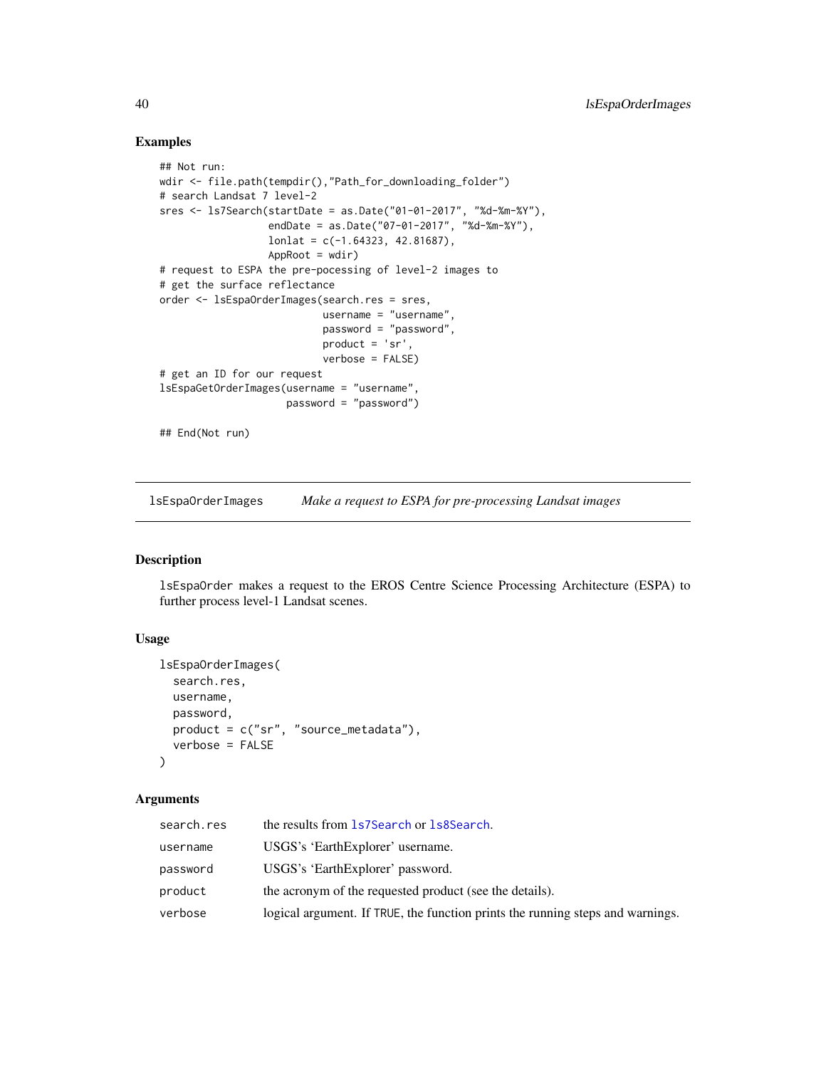## Examples

```
## Not run:
wdir <- file.path(tempdir(),"Path_for_downloading_folder")
# search Landsat 7 level-2
sres <- ls7Search(startDate = as.Date("01-01-2017", "%d-%m-%Y"),
                  endDate = as.Date("07-01-2017", "%d-%m-%Y"),
                  lonlat = c(-1.64323, 42.81687),
                  AppRoot = wdir)
# request to ESPA the pre-pocessing of level-2 images to
# get the surface reflectance
order <- lsEspaOrderImages(search.res = sres,
                           username = "username",
                           password = "password",
                           product = 'sr',
                           verbose = FALSE)
# get an ID for our request
lsEspaGetOrderImages(username = "username",
                     password = "password")

## End(Not run)
```

---

# lsEspaOrderImages    *Make a request to ESPA for pre-processing Landsat images*

## Description

`lsEspaOrder` makes a request to the EROS Centre Science Processing Architecture (ESPA) to further process level-1 Landsat scenes.

## Usage

```
lsEspaOrderImages(
  search.res,
  username,
  password,
  product = c("sr", "source_metadata"),
  verbose = FALSE
)
```

## Arguments

| | |
|---|---|
| `search.res` | the results from `ls7Search` or `ls8Search`. |
| `username` | USGS's 'EarthExplorer' username. |
| `password` | USGS's 'EarthExplorer' password. |
| `product` | the acronym of the requested product (see the details). |
| `verbose` | logical argument. If `TRUE`, the function prints the running steps and warnings. |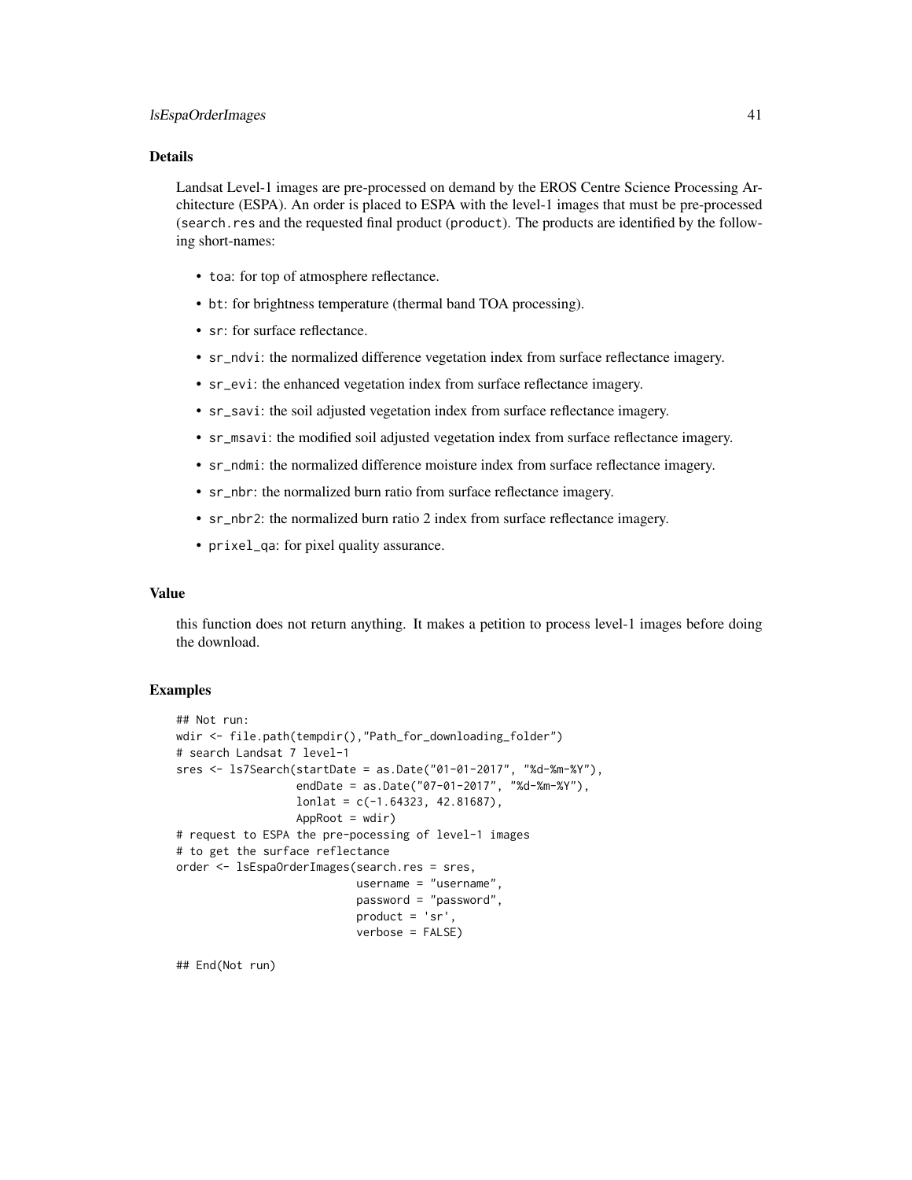### Details

Landsat Level-1 images are pre-processed on demand by the EROS Centre Science Processing Architecture (ESPA). An order is placed to ESPA with the level-1 images that must be pre-processed (`search.res` and the requested final product (`product`). The products are identified by the following short-names:

- `toa`: for top of atmosphere reflectance.
- `bt`: for brightness temperature (thermal band TOA processing).
- `sr`: for surface reflectance.
- `sr_ndvi`: the normalized difference vegetation index from surface reflectance imagery.
- `sr_evi`: the enhanced vegetation index from surface reflectance imagery.
- `sr_savi`: the soil adjusted vegetation index from surface reflectance imagery.
- `sr_msavi`: the modified soil adjusted vegetation index from surface reflectance imagery.
- `sr_ndmi`: the normalized difference moisture index from surface reflectance imagery.
- `sr_nbr`: the normalized burn ratio from surface reflectance imagery.
- `sr_nbr2`: the normalized burn ratio 2 index from surface reflectance imagery.
- `prixel_qa`: for pixel quality assurance.

### Value

this function does not return anything. It makes a petition to process level-1 images before doing the download.

### Examples

```
## Not run:
wdir <- file.path(tempdir(),"Path_for_downloading_folder")
# search Landsat 7 level-1
sres <- ls7Search(startDate = as.Date("01-01-2017", "%d-%m-%Y"),
                  endDate = as.Date("07-01-2017", "%d-%m-%Y"),
                  lonlat = c(-1.64323, 42.81687),
                  AppRoot = wdir)
# request to ESPA the pre-pocessing of level-1 images
# to get the surface reflectance
order <- lsEspaOrderImages(search.res = sres,
                           username = "username",
                           password = "password",
                           product = 'sr',
                           verbose = FALSE)

## End(Not run)
```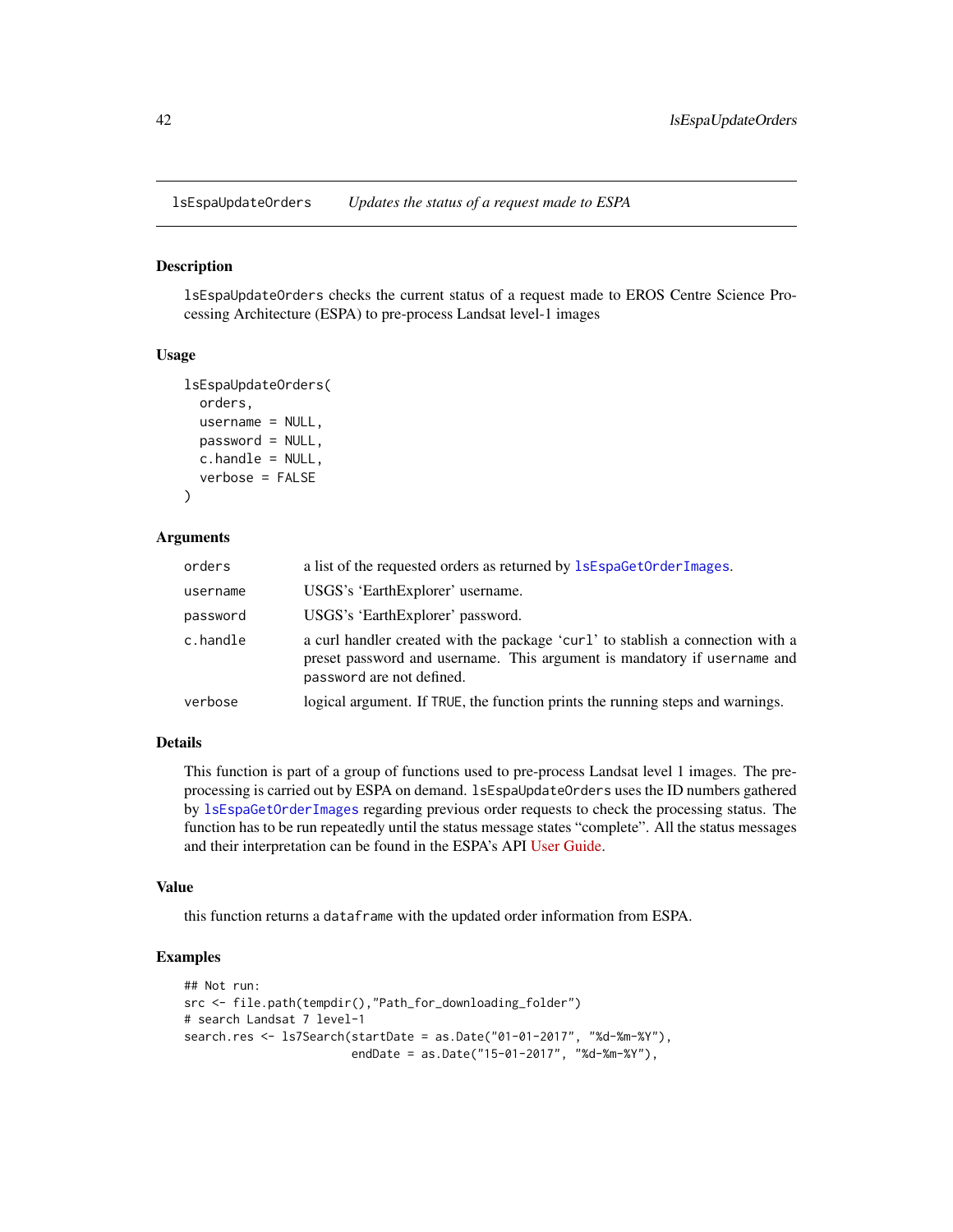## lsEspaUpdateOrders *Updates the status of a request made to ESPA*

### Description

lsEspaUpdateOrders checks the current status of a request made to EROS Centre Science Processing Architecture (ESPA) to pre-process Landsat level-1 images

### Usage

```
lsEspaUpdateOrders(
  orders,
  username = NULL,
  password = NULL,
  c.handle = NULL,
  verbose = FALSE
)
```

### Arguments

| | |
|---|---|
| orders | a list of the requested orders as returned by lsEspaGetOrderImages. |
| username | USGS's 'EarthExplorer' username. |
| password | USGS's 'EarthExplorer' password. |
| c.handle | a curl handler created with the package 'curl' to stablish a connection with a preset password and username. This argument is mandatory if username and password are not defined. |
| verbose | logical argument. If TRUE, the function prints the running steps and warnings. |

### Details

This function is part of a group of functions used to pre-process Landsat level 1 images. The pre-processing is carried out by ESPA on demand. lsEspaUpdateOrders uses the ID numbers gathered by lsEspaGetOrderImages regarding previous order requests to check the processing status. The function has to be run repeatedly until the status message states "complete". All the status messages and their interpretation can be found in the ESPA's API User Guide.

### Value

this function returns a dataframe with the updated order information from ESPA.

### Examples

```
## Not run:
src <- file.path(tempdir(),"Path_for_downloading_folder")
# search Landsat 7 level-1
search.res <- ls7Search(startDate = as.Date("01-01-2017", "%d-%m-%Y"),
                        endDate = as.Date("15-01-2017", "%d-%m-%Y"),
```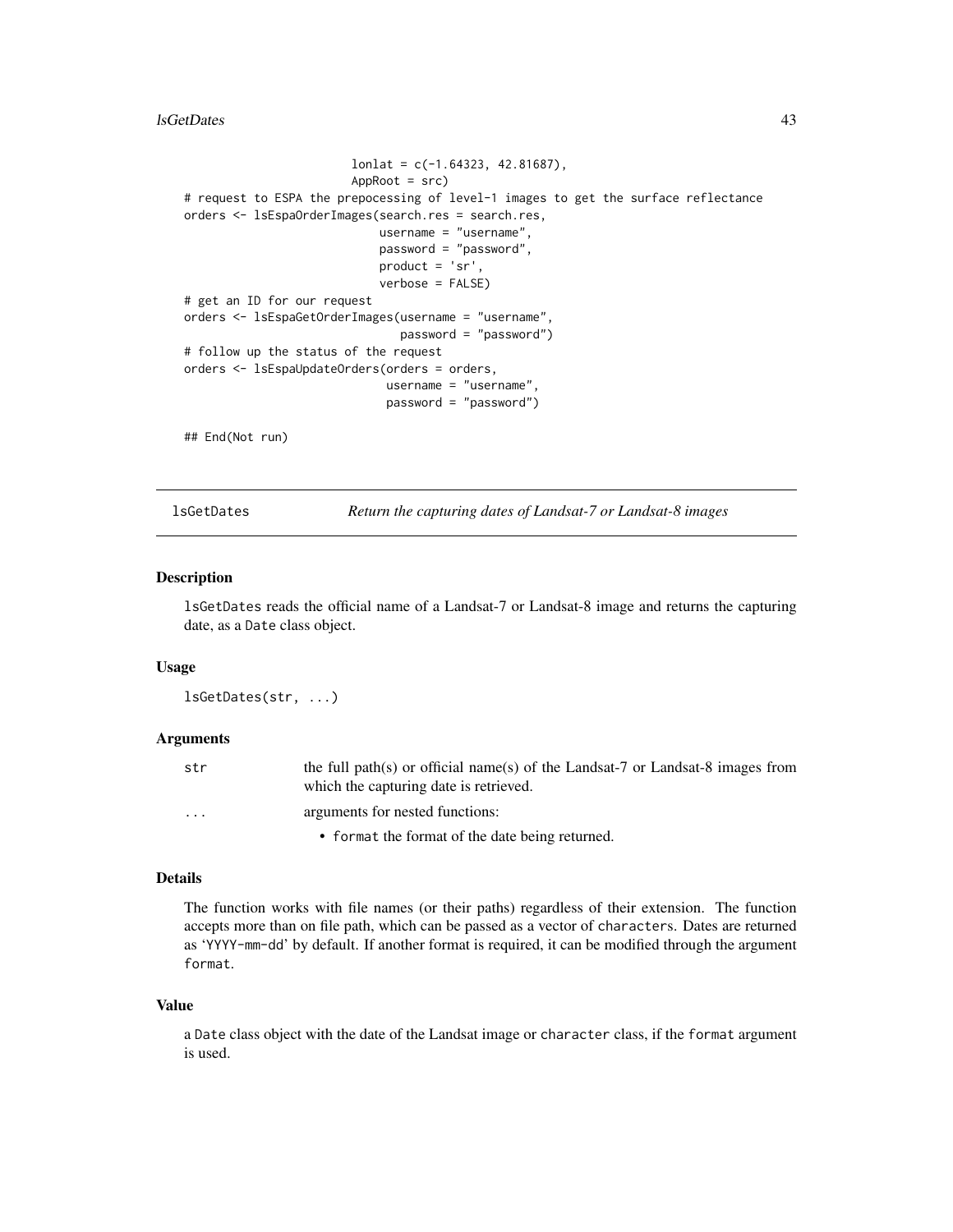```
                         lonlat = c(-1.64323, 42.81687),
                         AppRoot = src)
# request to ESPA the prepocessing of level-1 images to get the surface reflectance
orders <- lsEspaOrderImages(search.res = search.res,
                            username = "username",
                            password = "password",
                            product = 'sr',
                            verbose = FALSE)
# get an ID for our request
orders <- lsEspaGetOrderImages(username = "username",
                               password = "password")
# follow up the status of the request
orders <- lsEspaUpdateOrders(orders = orders,
                             username = "username",
                             password = "password")

## End(Not run)
```

## lsGetDates — *Return the capturing dates of Landsat-7 or Landsat-8 images*

### Description

`lsGetDates` reads the official name of a Landsat-7 or Landsat-8 image and returns the capturing date, as a `Date` class object.

### Usage

```
lsGetDates(str, ...)
```

### Arguments

| | |
|---|---|
| `str` | the full path(s) or official name(s) of the Landsat-7 or Landsat-8 images from which the capturing date is retrieved. |
| `...` | arguments for nested functions:<br>• `format` the format of the date being returned. |

### Details

The function works with file names (or their paths) regardless of their extension. The function accepts more than on file path, which can be passed as a vector of `characters`. Dates are returned as '`YYYY-mm-dd`' by default. If another format is required, it can be modified through the argument `format`.

### Value

a `Date` class object with the date of the Landsat image or `character` class, if the `format` argument is used.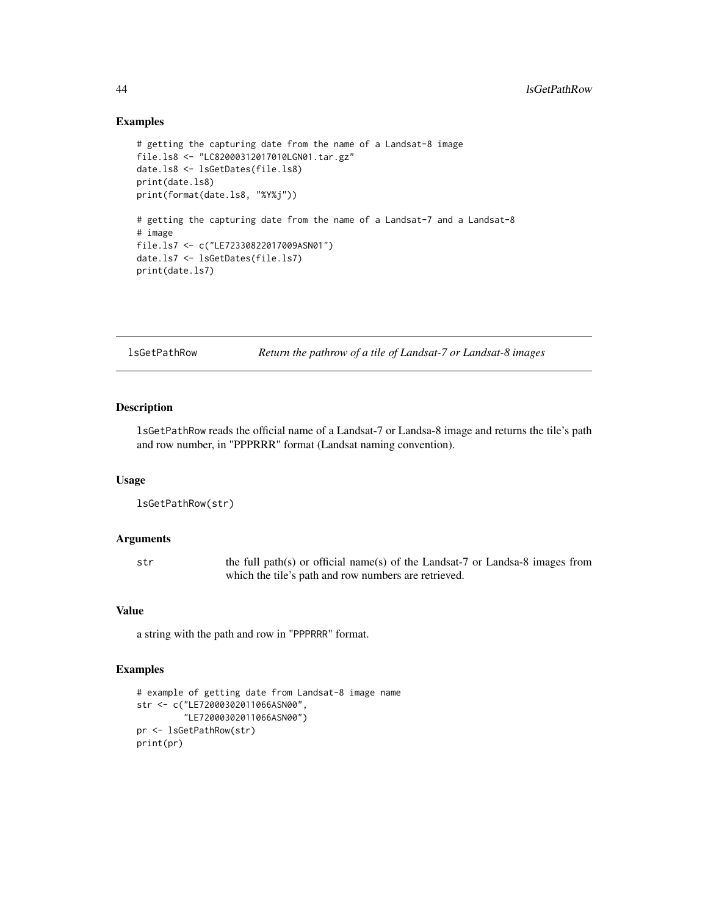## Examples

```
# getting the capturing date from the name of a Landsat-8 image
file.ls8 <- "LC82000312017010LGN01.tar.gz"
date.ls8 <- lsGetDates(file.ls8)
print(date.ls8)
print(format(date.ls8, "%Y%j"))

# getting the capturing date from the name of a Landsat-7 and a Landsat-8
# image
file.ls7 <- c("LE72330822017009ASN01")
date.ls7 <- lsGetDates(file.ls7)
print(date.ls7)
```

---

# lsGetPathRow — *Return the pathrow of a tile of Landsat-7 or Landsat-8 images*

## Description

lsGetPathRow reads the official name of a Landsat-7 or Landsa-8 image and returns the tile's path and row number, in "PPPRRR" format (Landsat naming convention).

## Usage

```
lsGetPathRow(str)
```

## Arguments

| | |
|---|---|
| str | the full path(s) or official name(s) of the Landsat-7 or Landsa-8 images from which the tile's path and row numbers are retrieved. |

## Value

a string with the path and row in "PPPRRR" format.

## Examples

```
# example of getting date from Landsat-8 image name
str <- c("LE72000302011066ASN00",
         "LE72000302011066ASN00")
pr <- lsGetPathRow(str)
print(pr)
```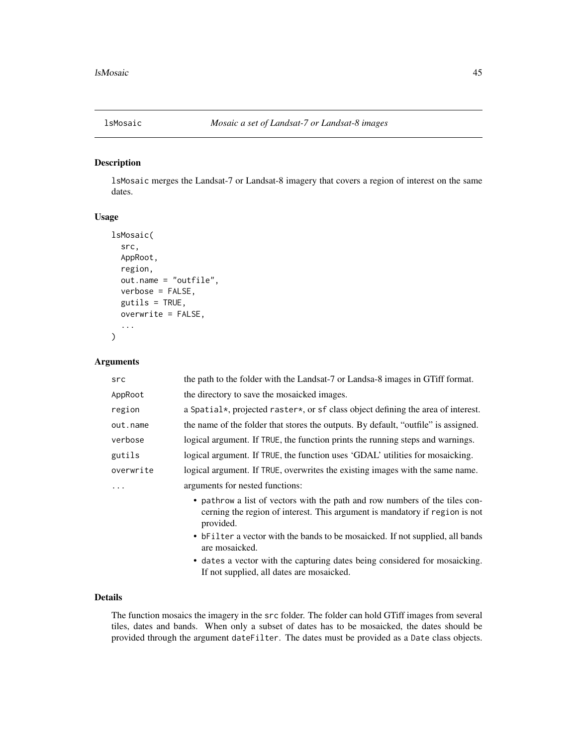# lsMosaic *Mosaic a set of Landsat-7 or Landsat-8 images*

## Description

`lsMosaic` merges the Landsat-7 or Landsat-8 imagery that covers a region of interest on the same dates.

## Usage

```
lsMosaic(
  src,
  AppRoot,
  region,
  out.name = "outfile",
  verbose = FALSE,
  gutils = TRUE,
  overwrite = FALSE,
  ...
)
```

## Arguments

| | |
|---|---|
| `src` | the path to the folder with the Landsat-7 or Landsa-8 images in GTiff format. |
| `AppRoot` | the directory to save the mosaicked images. |
| `region` | a `Spatial*`, projected `raster*`, or `sf` class object defining the area of interest. |
| `out.name` | the name of the folder that stores the outputs. By default, "outfile" is assigned. |
| `verbose` | logical argument. If `TRUE`, the function prints the running steps and warnings. |
| `gutils` | logical argument. If `TRUE`, the function uses 'GDAL' utilities for mosaicking. |
| `overwrite` | logical argument. If `TRUE`, overwrites the existing images with the same name. |
| `...` | arguments for nested functions: |

- `pathrow` a list of vectors with the path and row numbers of the tiles concerning the region of interest. This argument is mandatory if `region` is not provided.
- `bFilter` a vector with the bands to be mosaicked. If not supplied, all bands are mosaicked.
- `dates` a vector with the capturing dates being considered for mosaicking. If not supplied, all dates are mosaicked.

## Details

The function mosaics the imagery in the `src` folder. The folder can hold GTiff images from several tiles, dates and bands. When only a subset of dates has to be mosaicked, the dates should be provided through the argument `dateFilter`. The dates must be provided as a `Date` class objects.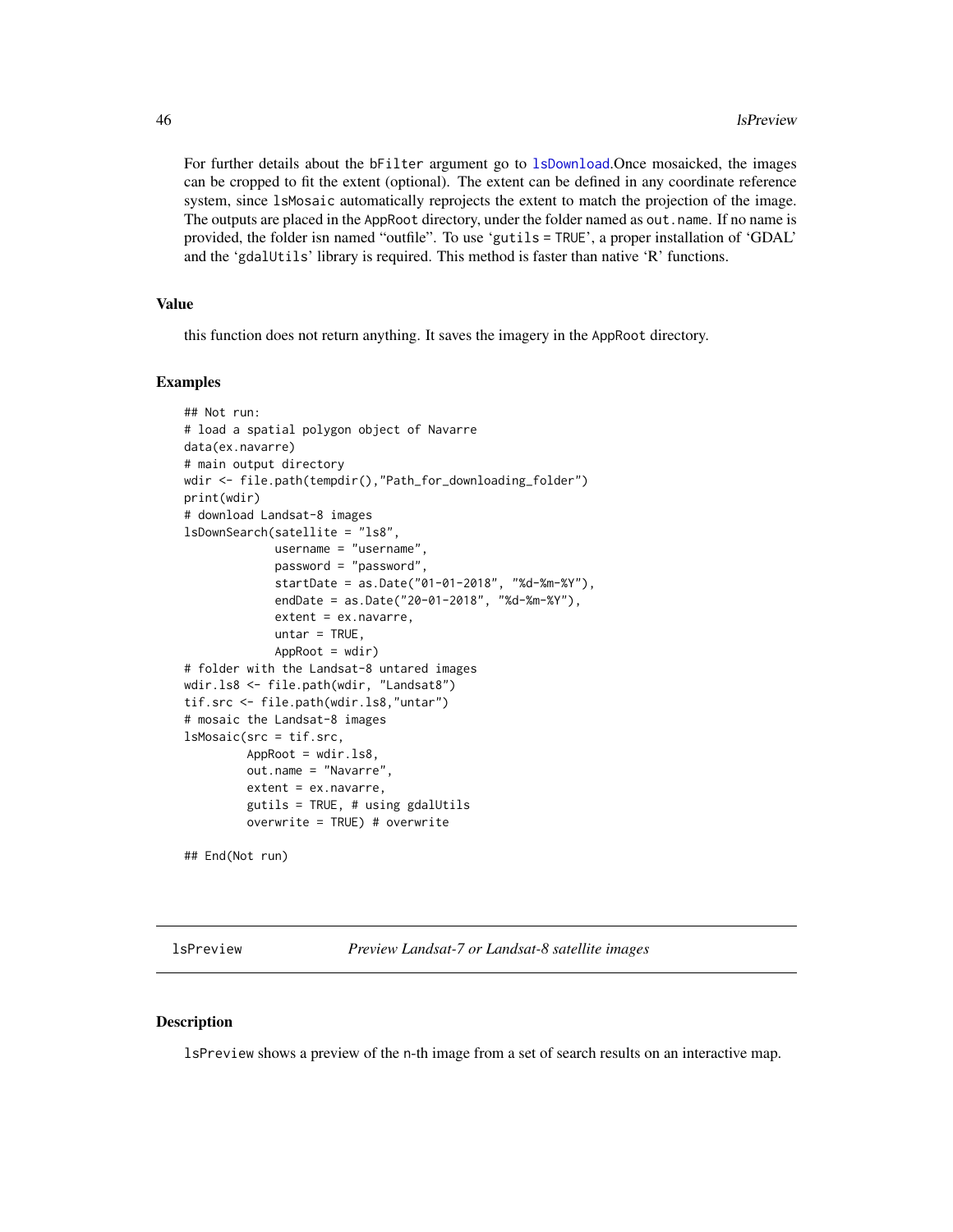For further details about the bFilter argument go to lsDownload.Once mosaicked, the images can be cropped to fit the extent (optional). The extent can be defined in any coordinate reference system, since lsMosaic automatically reprojects the extent to match the projection of the image. The outputs are placed in the AppRoot directory, under the folder named as out.name. If no name is provided, the folder isn named "outfile". To use 'gutils = TRUE', a proper installation of 'GDAL' and the 'gdalUtils' library is required. This method is faster than native 'R' functions.

### Value

this function does not return anything. It saves the imagery in the AppRoot directory.

### Examples

```
## Not run:
# load a spatial polygon object of Navarre
data(ex.navarre)
# main output directory
wdir <- file.path(tempdir(),"Path_for_downloading_folder")
print(wdir)
# download Landsat-8 images
lsDownSearch(satellite = "ls8",
             username = "username",
             password = "password",
             startDate = as.Date("01-01-2018", "%d-%m-%Y"),
             endDate = as.Date("20-01-2018", "%d-%m-%Y"),
             extent = ex.navarre,
             untar = TRUE,
             AppRoot = wdir)
# folder with the Landsat-8 untared images
wdir.ls8 <- file.path(wdir, "Landsat8")
tif.src <- file.path(wdir.ls8,"untar")
# mosaic the Landsat-8 images
lsMosaic(src = tif.src,
         AppRoot = wdir.ls8,
         out.name = "Navarre",
         extent = ex.navarre,
         gutils = TRUE, # using gdalUtils
         overwrite = TRUE) # overwrite

## End(Not run)
```

---

## lsPreview *Preview Landsat-7 or Landsat-8 satellite images*

---

### Description

lsPreview shows a preview of the n-th image from a set of search results on an interactive map.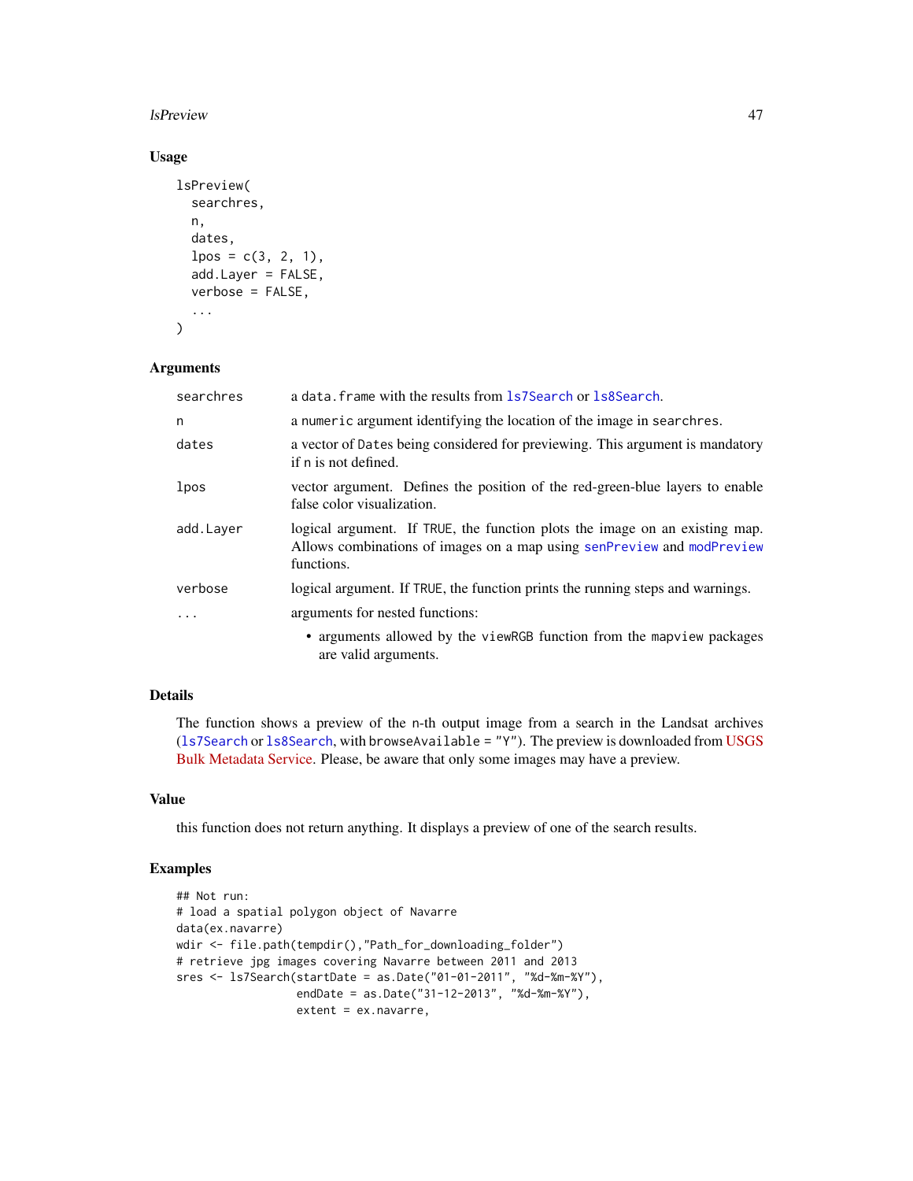### Usage

```
lsPreview(
  searchres,
  n,
  dates,
  lpos = c(3, 2, 1),
  add.Layer = FALSE,
  verbose = FALSE,
  ...
)
```

### Arguments

| | |
|---|---|
| searchres | a data.frame with the results from ls7Search or ls8Search. |
| n | a numeric argument identifying the location of the image in searchres. |
| dates | a vector of Dates being considered for previewing. This argument is mandatory if n is not defined. |
| lpos | vector argument. Defines the position of the red-green-blue layers to enable false color visualization. |
| add.Layer | logical argument. If TRUE, the function plots the image on an existing map. Allows combinations of images on a map using senPreview and modPreview functions. |
| verbose | logical argument. If TRUE, the function prints the running steps and warnings. |
| ... | arguments for nested functions:<br>• arguments allowed by the viewRGB function from the mapview packages are valid arguments. |

### Details

The function shows a preview of the n-th output image from a search in the Landsat archives (ls7Search or ls8Search, with browseAvailable = "Y"). The preview is downloaded from USGS Bulk Metadata Service. Please, be aware that only some images may have a preview.

### Value

this function does not return anything. It displays a preview of one of the search results.

### Examples

```
## Not run:
# load a spatial polygon object of Navarre
data(ex.navarre)
wdir <- file.path(tempdir(),"Path_for_downloading_folder")
# retrieve jpg images covering Navarre between 2011 and 2013
sres <- ls7Search(startDate = as.Date("01-01-2011", "%d-%m-%Y"),
                  endDate = as.Date("31-12-2013", "%d-%m-%Y"),
                  extent = ex.navarre,
```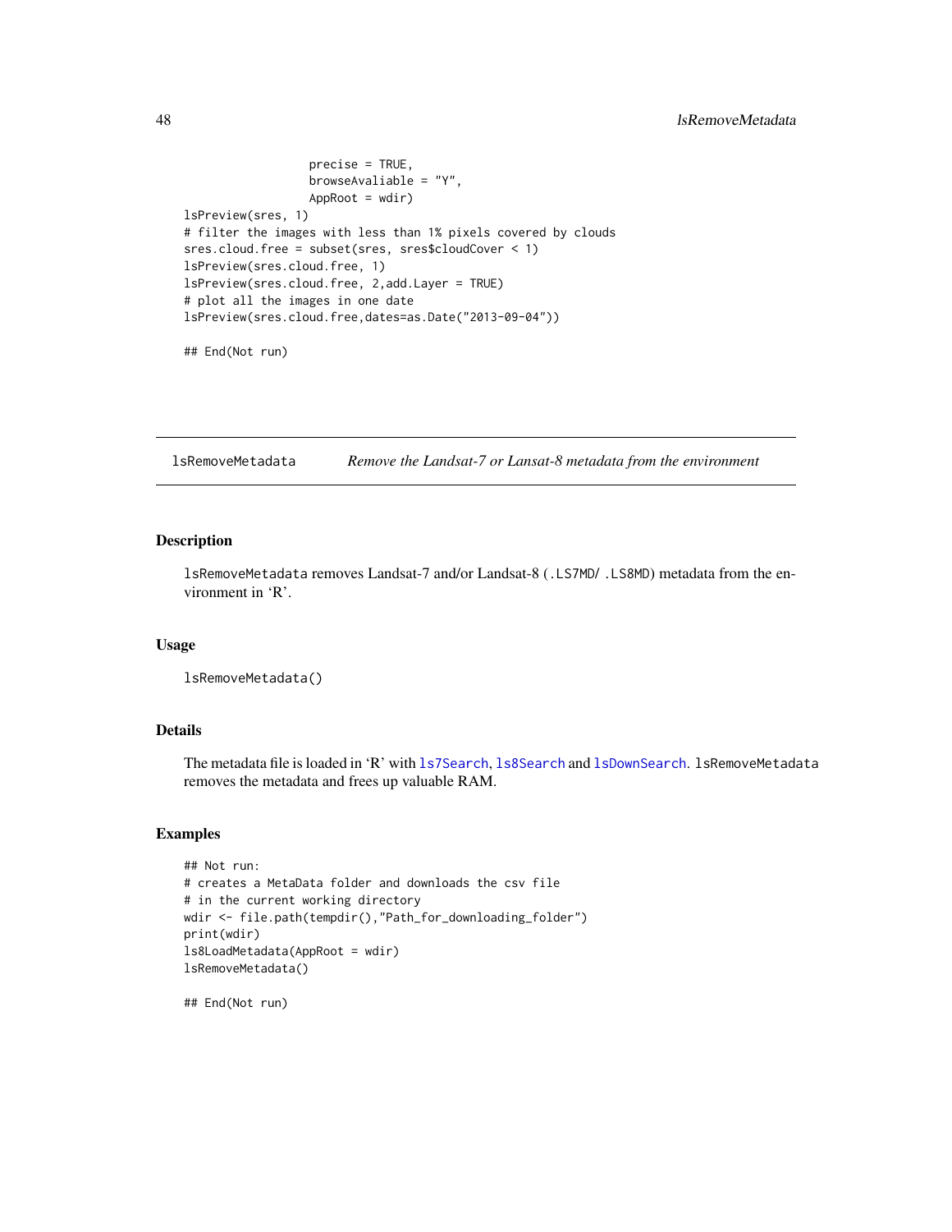```
                  precise = TRUE,
                  browseAvaliable = "Y",
                  AppRoot = wdir)
lsPreview(sres, 1)
# filter the images with less than 1% pixels covered by clouds
sres.cloud.free = subset(sres, sres$cloudCover < 1)
lsPreview(sres.cloud.free, 1)
lsPreview(sres.cloud.free, 2,add.Layer = TRUE)
# plot all the images in one date
lsPreview(sres.cloud.free,dates=as.Date("2013-09-04"))

## End(Not run)
```

---

## lsRemoveMetadata &nbsp;&nbsp;&nbsp; *Remove the Landsat-7 or Lansat-8 metadata from the environment*

---

### Description

lsRemoveMetadata removes Landsat-7 and/or Landsat-8 (.LS7MD/ .LS8MD) metadata from the environment in 'R'.

### Usage

```
lsRemoveMetadata()
```

### Details

The metadata file is loaded in 'R' with ls7Search, ls8Search and lsDownSearch. lsRemoveMetadata removes the metadata and frees up valuable RAM.

### Examples

```
## Not run:
# creates a MetaData folder and downloads the csv file
# in the current working directory
wdir <- file.path(tempdir(),"Path_for_downloading_folder")
print(wdir)
ls8LoadMetadata(AppRoot = wdir)
lsRemoveMetadata()

## End(Not run)
```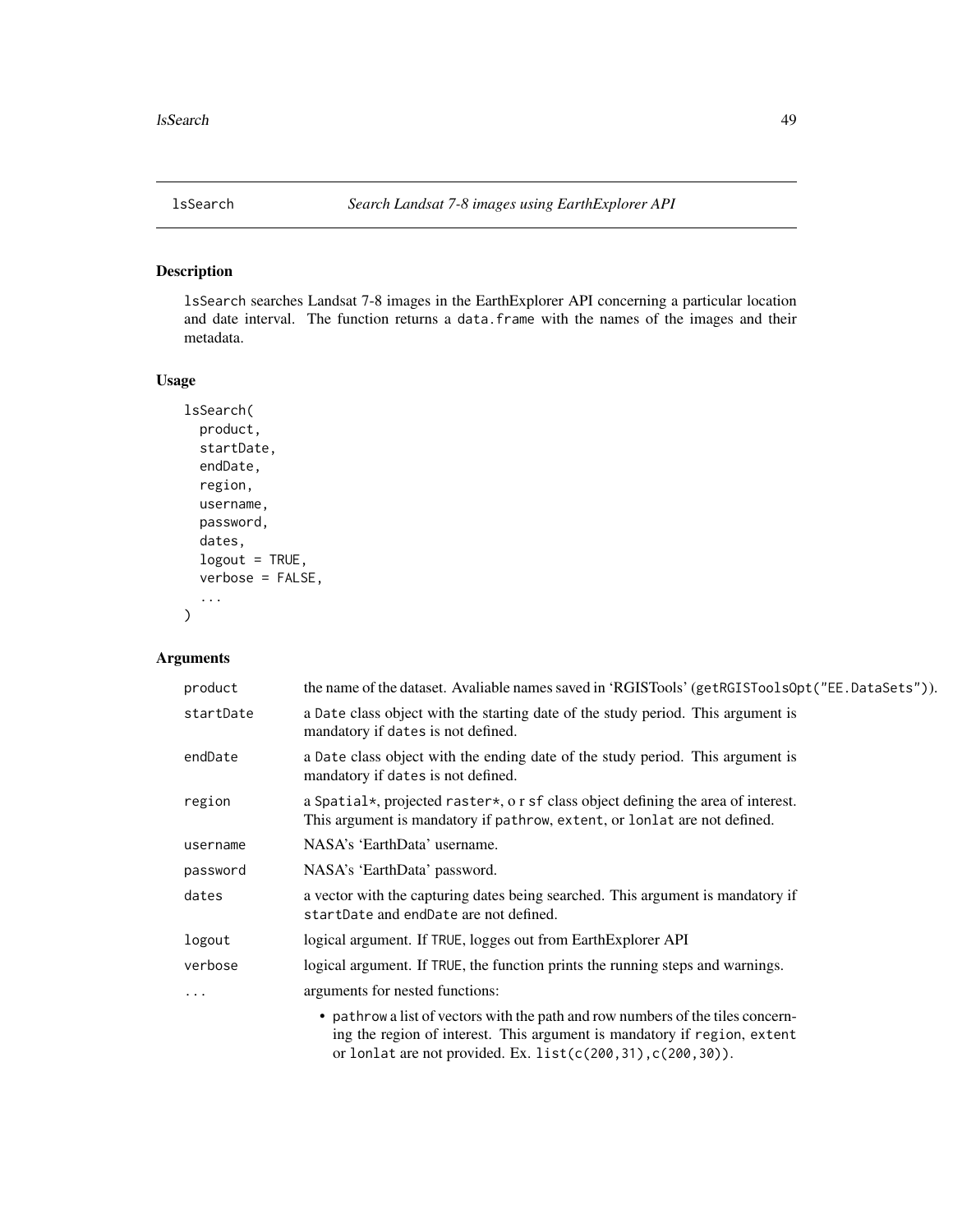## lsSearch &emsp; *Search Landsat 7-8 images using EarthExplorer API*

### Description

lsSearch searches Landsat 7-8 images in the EarthExplorer API concerning a particular location and date interval. The function returns a data.frame with the names of the images and their metadata.

### Usage

```
lsSearch(
  product,
  startDate,
  endDate,
  region,
  username,
  password,
  dates,
  logout = TRUE,
  verbose = FALSE,
  ...
)
```

### Arguments

| | |
|---|---|
| product | the name of the dataset. Avaliable names saved in 'RGISTools' (getRGISToolsOpt("EE.DataSets")). |
| startDate | a Date class object with the starting date of the study period. This argument is mandatory if dates is not defined. |
| endDate | a Date class object with the ending date of the study period. This argument is mandatory if dates is not defined. |
| region | a Spatial*, projected raster*, o r sf class object defining the area of interest. This argument is mandatory if pathrow, extent, or lonlat are not defined. |
| username | NASA's 'EarthData' username. |
| password | NASA's 'EarthData' password. |
| dates | a vector with the capturing dates being searched. This argument is mandatory if startDate and endDate are not defined. |
| logout | logical argument. If TRUE, logges out from EarthExplorer API |
| verbose | logical argument. If TRUE, the function prints the running steps and warnings. |
| ... | arguments for nested functions:<br>• pathrow a list of vectors with the path and row numbers of the tiles concerning the region of interest. This argument is mandatory if region, extent or lonlat are not provided. Ex. list(c(200,31),c(200,30)). |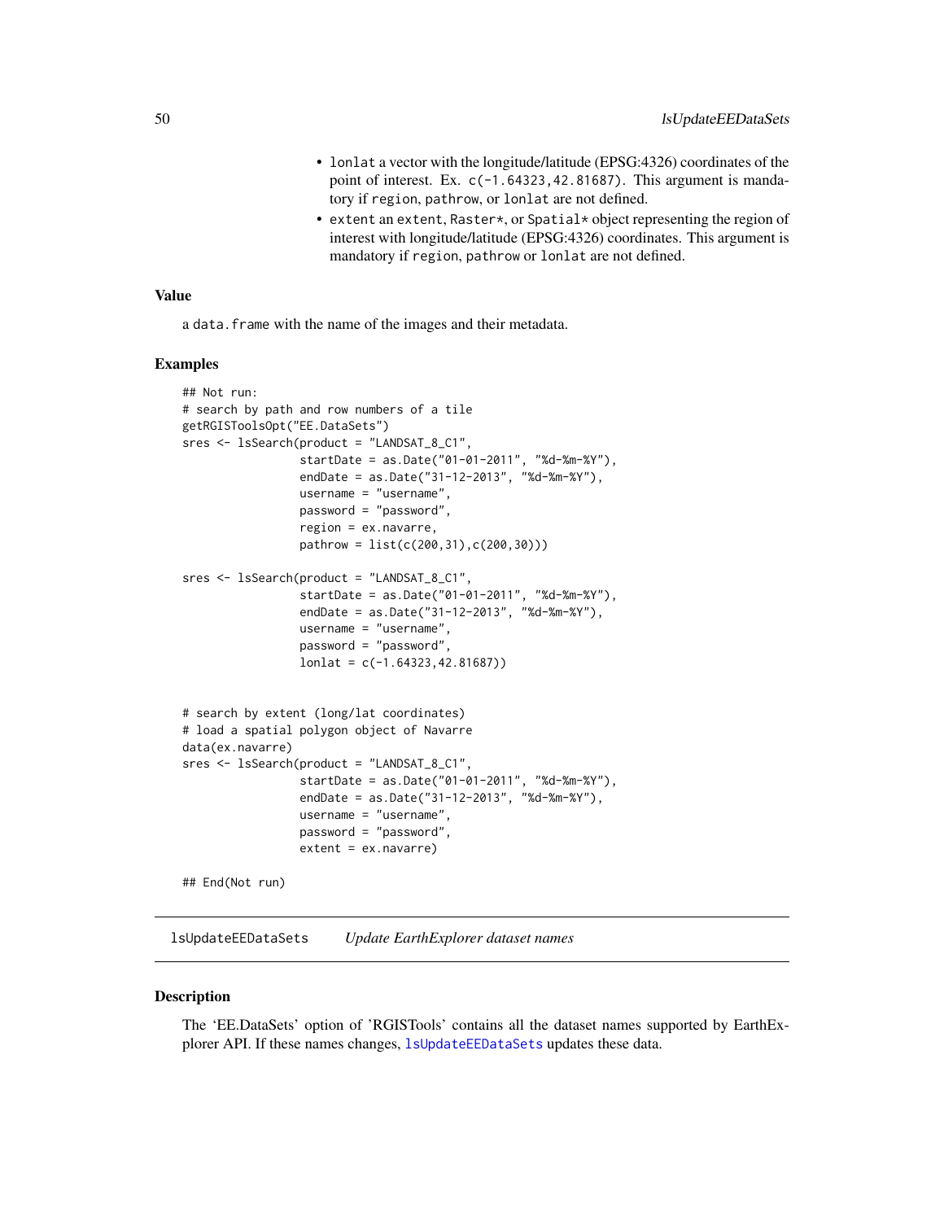- `lonlat` a vector with the longitude/latitude (EPSG:4326) coordinates of the point of interest. Ex. `c(-1.64323,42.81687)`. This argument is mandatory if `region`, `pathrow`, or `lonlat` are not defined.
- `extent` an `extent`, `Raster*`, or `Spatial*` object representing the region of interest with longitude/latitude (EPSG:4326) coordinates. This argument is mandatory if `region`, `pathrow` or `lonlat` are not defined.

### Value

a `data.frame` with the name of the images and their metadata.

### Examples

```
## Not run:
# search by path and row numbers of a tile
getRGISToolsOpt("EE.DataSets")
sres <- lsSearch(product = "LANDSAT_8_C1",
                 startDate = as.Date("01-01-2011", "%d-%m-%Y"),
                 endDate = as.Date("31-12-2013", "%d-%m-%Y"),
                 username = "username",
                 password = "password",
                 region = ex.navarre,
                 pathrow = list(c(200,31),c(200,30)))

sres <- lsSearch(product = "LANDSAT_8_C1",
                 startDate = as.Date("01-01-2011", "%d-%m-%Y"),
                 endDate = as.Date("31-12-2013", "%d-%m-%Y"),
                 username = "username",
                 password = "password",
                 lonlat = c(-1.64323,42.81687))


# search by extent (long/lat coordinates)
# load a spatial polygon object of Navarre
data(ex.navarre)
sres <- lsSearch(product = "LANDSAT_8_C1",
                 startDate = as.Date("01-01-2011", "%d-%m-%Y"),
                 endDate = as.Date("31-12-2013", "%d-%m-%Y"),
                 username = "username",
                 password = "password",
                 extent = ex.navarre)

## End(Not run)
```

---

## lsUpdateEEDataSets *Update EarthExplorer dataset names*

### Description

The 'EE.DataSets' option of 'RGISTools' contains all the dataset names supported by EarthExplorer API. If these names changes, `lsUpdateEEDataSets` updates these data.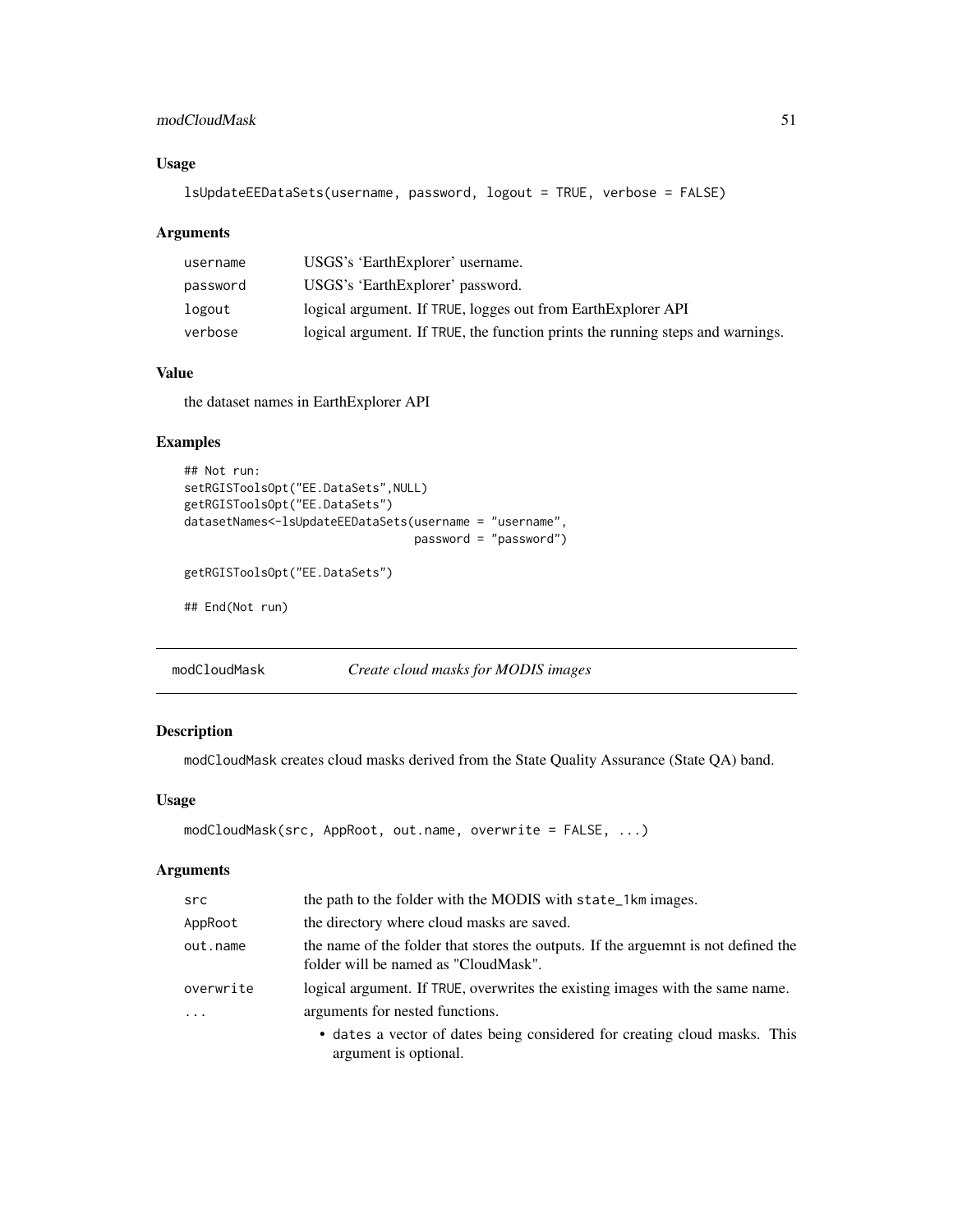### Usage

```
lsUpdateEEDataSets(username, password, logout = TRUE, verbose = FALSE)
```

### Arguments

| | |
|---|---|
| username | USGS's 'EarthExplorer' username. |
| password | USGS's 'EarthExplorer' password. |
| logout | logical argument. If TRUE, logges out from EarthExplorer API |
| verbose | logical argument. If TRUE, the function prints the running steps and warnings. |

### Value

the dataset names in EarthExplorer API

### Examples

```
## Not run:
setRGISToolsOpt("EE.DataSets",NULL)
getRGISToolsOpt("EE.DataSets")
datasetNames<-lsUpdateEEDataSets(username = "username",
                                 password = "password")

getRGISToolsOpt("EE.DataSets")

## End(Not run)
```

## modCloudMask *Create cloud masks for MODIS images*

### Description

modCloudMask creates cloud masks derived from the State Quality Assurance (State QA) band.

### Usage

```
modCloudMask(src, AppRoot, out.name, overwrite = FALSE, ...)
```

### Arguments

| | |
|---|---|
| src | the path to the folder with the MODIS with state_1km images. |
| AppRoot | the directory where cloud masks are saved. |
| out.name | the name of the folder that stores the outputs. If the arguemnt is not defined the folder will be named as "CloudMask". |
| overwrite | logical argument. If TRUE, overwrites the existing images with the same name. |
| ... | arguments for nested functions.<br>• dates a vector of dates being considered for creating cloud masks. This argument is optional. |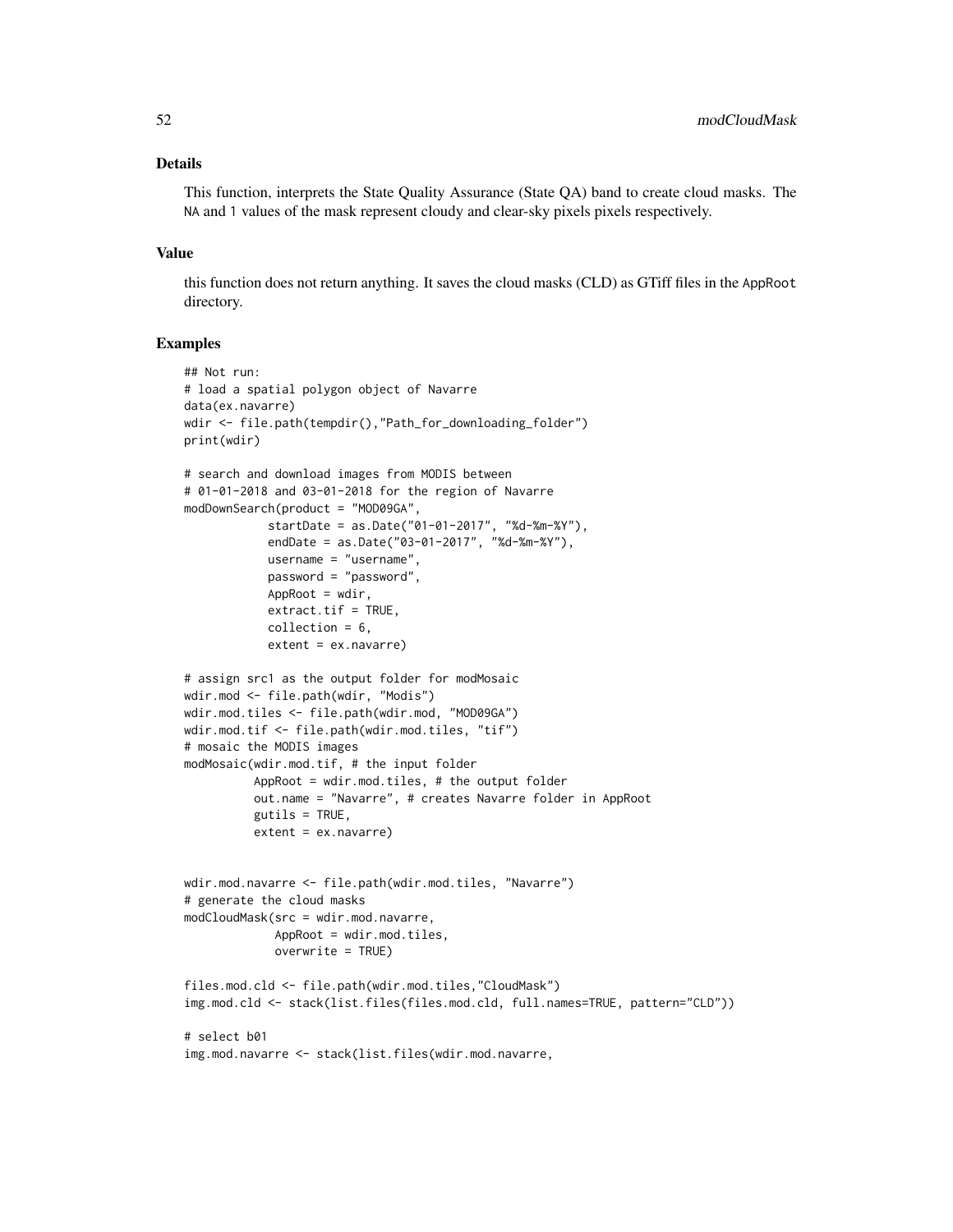## Details

This function, interprets the State Quality Assurance (State QA) band to create cloud masks. The `NA` and `1` values of the mask represent cloudy and clear-sky pixels pixels respectively.

## Value

this function does not return anything. It saves the cloud masks (CLD) as GTiff files in the `AppRoot` directory.

## Examples

```
## Not run:
# load a spatial polygon object of Navarre
data(ex.navarre)
wdir <- file.path(tempdir(),"Path_for_downloading_folder")
print(wdir)

# search and download images from MODIS between
# 01-01-2018 and 03-01-2018 for the region of Navarre
modDownSearch(product = "MOD09GA",
            startDate = as.Date("01-01-2017", "%d-%m-%Y"),
            endDate = as.Date("03-01-2017", "%d-%m-%Y"),
            username = "username",
            password = "password",
            AppRoot = wdir,
            extract.tif = TRUE,
            collection = 6,
            extent = ex.navarre)

# assign src1 as the output folder for modMosaic
wdir.mod <- file.path(wdir, "Modis")
wdir.mod.tiles <- file.path(wdir.mod, "MOD09GA")
wdir.mod.tif <- file.path(wdir.mod.tiles, "tif")
# mosaic the MODIS images
modMosaic(wdir.mod.tif, # the input folder
          AppRoot = wdir.mod.tiles, # the output folder
          out.name = "Navarre", # creates Navarre folder in AppRoot
          gutils = TRUE,
          extent = ex.navarre)


wdir.mod.navarre <- file.path(wdir.mod.tiles, "Navarre")
# generate the cloud masks
modCloudMask(src = wdir.mod.navarre,
             AppRoot = wdir.mod.tiles,
             overwrite = TRUE)

files.mod.cld <- file.path(wdir.mod.tiles,"CloudMask")
img.mod.cld <- stack(list.files(files.mod.cld, full.names=TRUE, pattern="CLD"))

# select b01
img.mod.navarre <- stack(list.files(wdir.mod.navarre,
```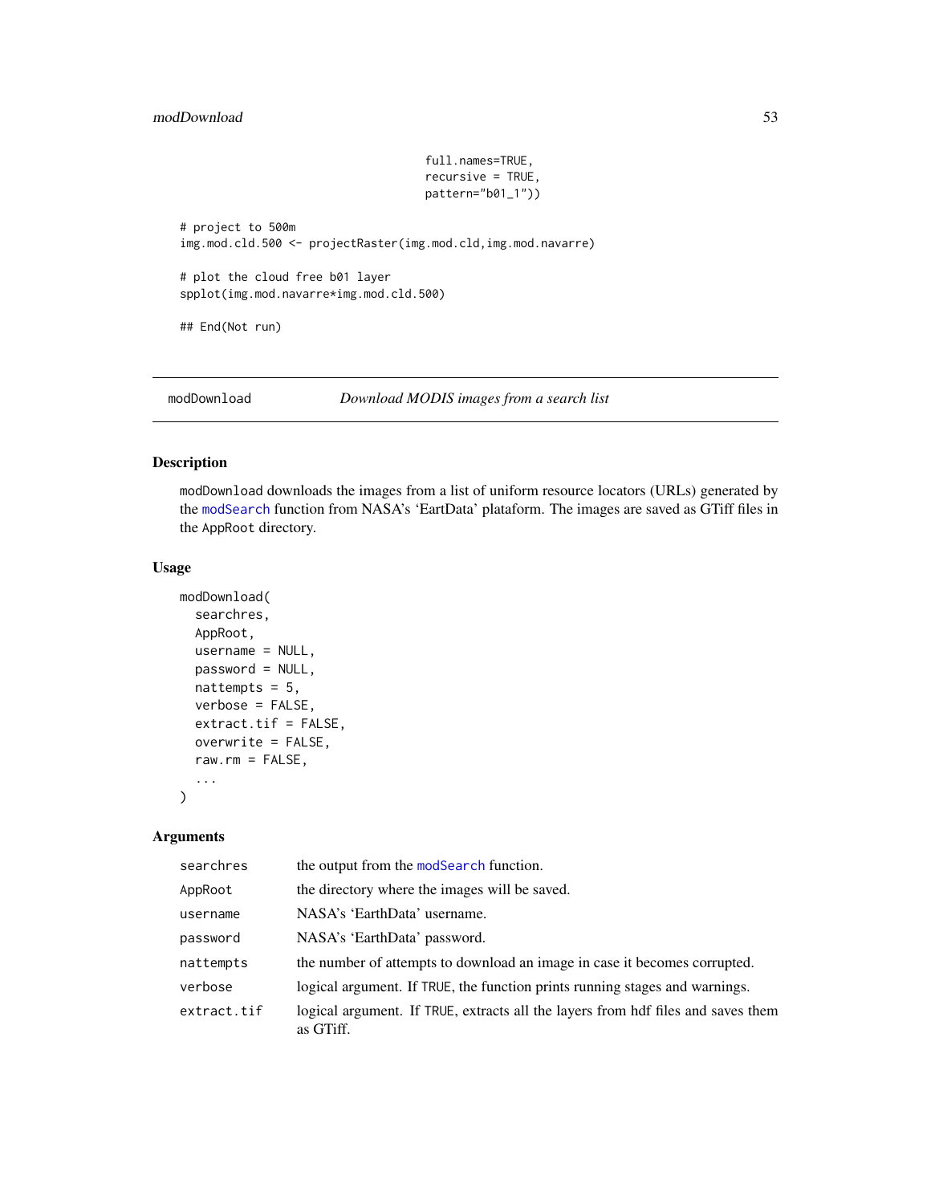```
                                    full.names=TRUE,
                                    recursive = TRUE,
                                    pattern="b01_1"))

# project to 500m
img.mod.cld.500 <- projectRaster(img.mod.cld,img.mod.navarre)

# plot the cloud free b01 layer
spplot(img.mod.navarre*img.mod.cld.500)

## End(Not run)
```

---

## modDownload — *Download MODIS images from a search list*

### Description

modDownload downloads the images from a list of uniform resource locators (URLs) generated by the modSearch function from NASA's 'EartData' plataform. The images are saved as GTiff files in the AppRoot directory.

### Usage

```
modDownload(
  searchres,
  AppRoot,
  username = NULL,
  password = NULL,
  nattempts = 5,
  verbose = FALSE,
  extract.tif = FALSE,
  overwrite = FALSE,
  raw.rm = FALSE,
  ...
)
```

### Arguments

| Argument | Description |
|---|---|
| searchres | the output from the modSearch function. |
| AppRoot | the directory where the images will be saved. |
| username | NASA's 'EarthData' username. |
| password | NASA's 'EarthData' password. |
| nattempts | the number of attempts to download an image in case it becomes corrupted. |
| verbose | logical argument. If TRUE, the function prints running stages and warnings. |
| extract.tif | logical argument. If TRUE, extracts all the layers from hdf files and saves them as GTiff. |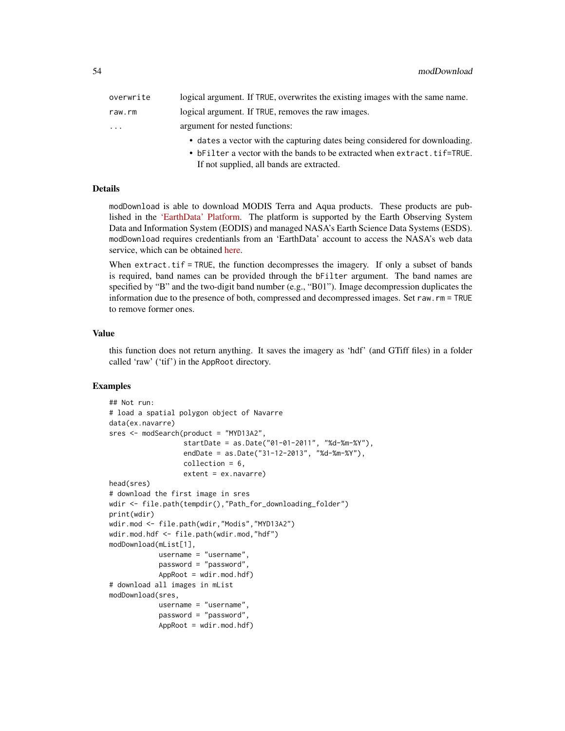| | |
|---|---|
| `overwrite` | logical argument. If `TRUE`, overwrites the existing images with the same name. |
| `raw.rm` | logical argument. If `TRUE`, removes the raw images. |
| `...` | argument for nested functions:<br>• `dates` a vector with the capturing dates being considered for downloading.<br>• `bFilter` a vector with the bands to be extracted when `extract.tif=TRUE`. If not supplied, all bands are extracted. |

## Details

`modDownload` is able to download MODIS Terra and Aqua products. These products are published in the 'EarthData' Platform. The platform is supported by the Earth Observing System Data and Information System (EODIS) and managed NASA's Earth Science Data Systems (ESDS). `modDownload` requires credentianls from an 'EarthData' account to access the NASA's web data service, which can be obtained here.

When `extract.tif = TRUE`, the function decompresses the imagery. If only a subset of bands is required, band names can be provided through the `bFilter` argument. The band names are specified by "B" and the two-digit band number (e.g., "B01"). Image decompression duplicates the information due to the presence of both, compressed and decompressed images. Set `raw.rm = TRUE` to remove former ones.

## Value

this function does not return anything. It saves the imagery as 'hdf' (and GTiff files) in a folder called 'raw' ('tif') in the `AppRoot` directory.

## Examples

```
## Not run:
# load a spatial polygon object of Navarre
data(ex.navarre)
sres <- modSearch(product = "MYD13A2",
                  startDate = as.Date("01-01-2011", "%d-%m-%Y"),
                  endDate = as.Date("31-12-2013", "%d-%m-%Y"),
                  collection = 6,
                  extent = ex.navarre)
head(sres)
# download the first image in sres
wdir <- file.path(tempdir(),"Path_for_downloading_folder")
print(wdir)
wdir.mod <- file.path(wdir,"Modis","MYD13A2")
wdir.mod.hdf <- file.path(wdir.mod,"hdf")
modDownload(mList[1],
            username = "username",
            password = "password",
            AppRoot = wdir.mod.hdf)
# download all images in mList
modDownload(sres,
            username = "username",
            password = "password",
            AppRoot = wdir.mod.hdf)
```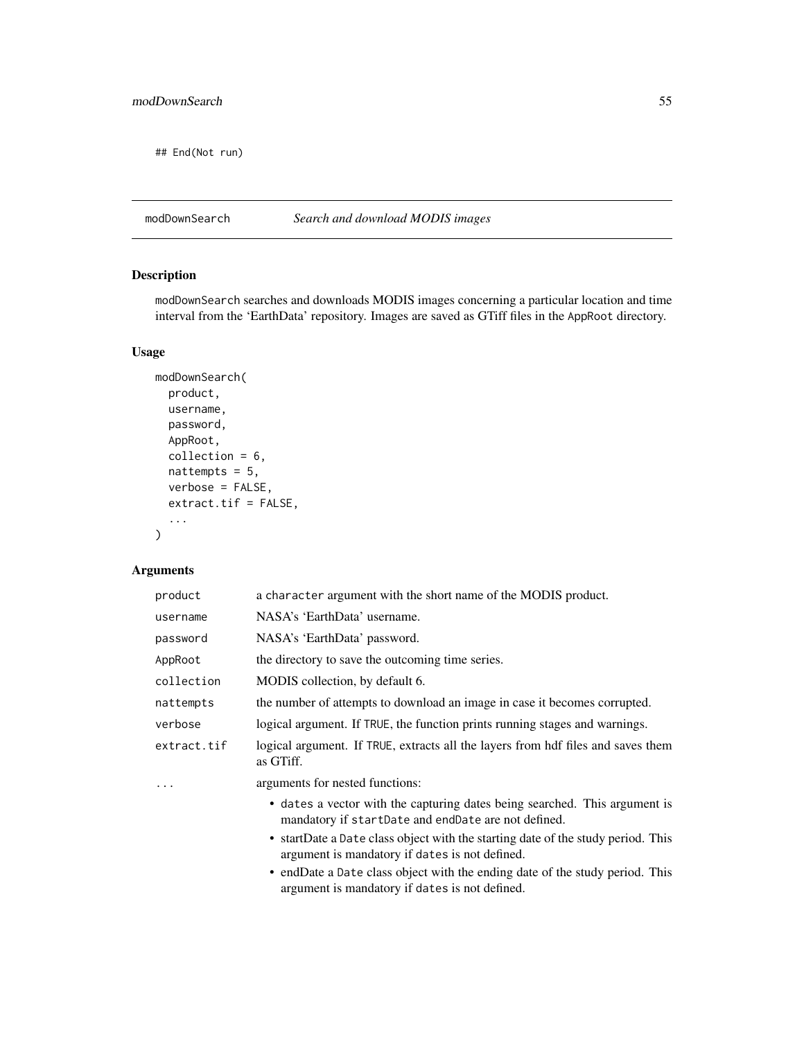```
## End(Not run)
```

## modDownSearch *Search and download MODIS images*

### Description

modDownSearch searches and downloads MODIS images concerning a particular location and time interval from the 'EarthData' repository. Images are saved as GTiff files in the AppRoot directory.

### Usage

```
modDownSearch(
  product,
  username,
  password,
  AppRoot,
  collection = 6,
  nattempts = 5,
  verbose = FALSE,
  extract.tif = FALSE,
  ...
)
```

### Arguments

| | |
|---|---|
| product | a character argument with the short name of the MODIS product. |
| username | NASA's 'EarthData' username. |
| password | NASA's 'EarthData' password. |
| AppRoot | the directory to save the outcoming time series. |
| collection | MODIS collection, by default 6. |
| nattempts | the number of attempts to download an image in case it becomes corrupted. |
| verbose | logical argument. If TRUE, the function prints running stages and warnings. |
| extract.tif | logical argument. If TRUE, extracts all the layers from hdf files and saves them as GTiff. |
| ... | arguments for nested functions: <br>• dates a vector with the capturing dates being searched. This argument is mandatory if startDate and endDate are not defined. <br>• startDate a Date class object with the starting date of the study period. This argument is mandatory if dates is not defined. <br>• endDate a Date class object with the ending date of the study period. This argument is mandatory if dates is not defined. |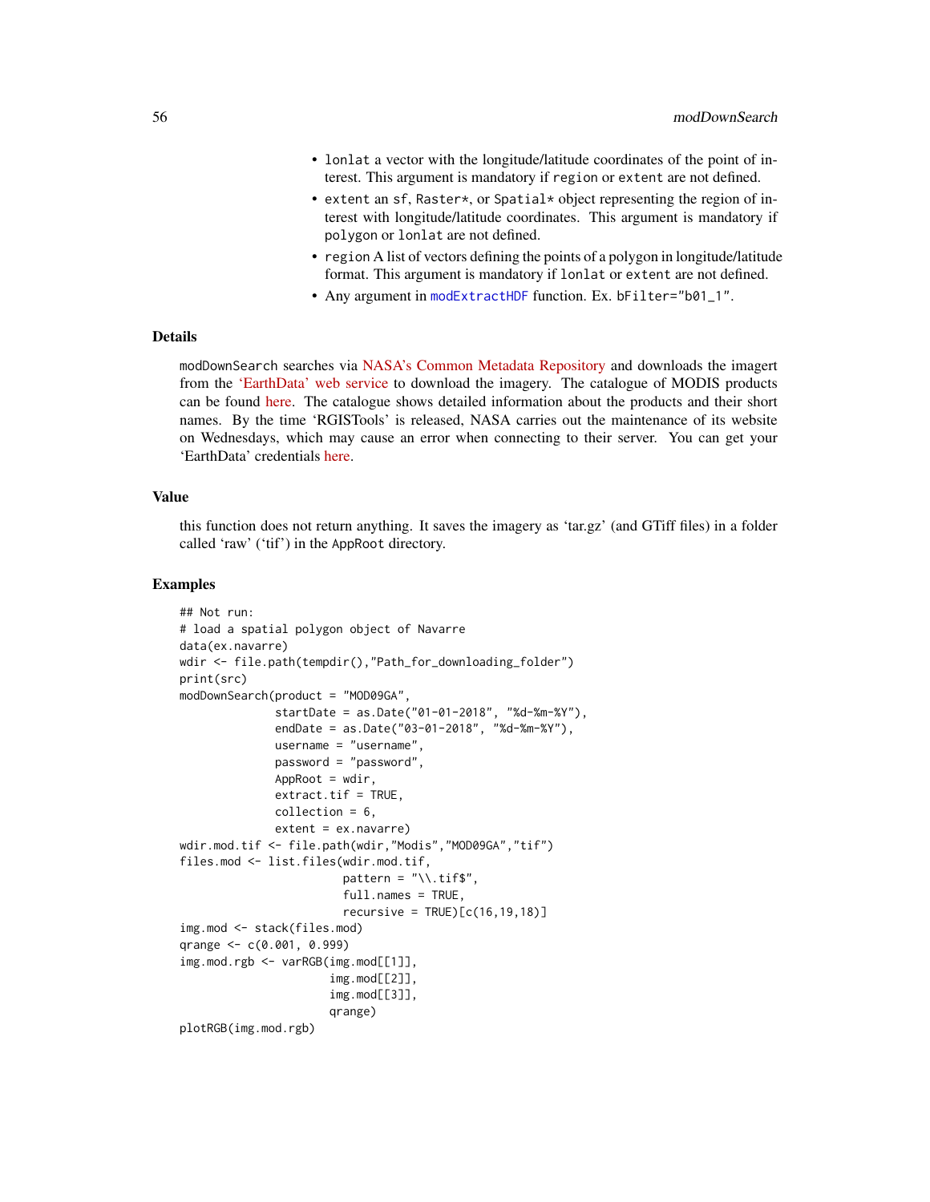- `lonlat` a vector with the longitude/latitude coordinates of the point of interest. This argument is mandatory if `region` or `extent` are not defined.
- `extent` an `sf`, `Raster*`, or `Spatial*` object representing the region of interest with longitude/latitude coordinates. This argument is mandatory if `polygon` or `lonlat` are not defined.
- `region` A list of vectors defining the points of a polygon in longitude/latitude format. This argument is mandatory if `lonlat` or `extent` are not defined.
- Any argument in `modExtractHDF` function. Ex. `bFilter="b01_1"`.

## Details

`modDownSearch` searches via NASA's Common Metadata Repository and downloads the imagert from the 'EarthData' web service to download the imagery. The catalogue of MODIS products can be found here. The catalogue shows detailed information about the products and their short names. By the time 'RGISTools' is released, NASA carries out the maintenance of its website on Wednesdays, which may cause an error when connecting to their server. You can get your 'EarthData' credentials here.

## Value

this function does not return anything. It saves the imagery as 'tar.gz' (and GTiff files) in a folder called 'raw' ('tif') in the `AppRoot` directory.

## Examples

```
## Not run:
# load a spatial polygon object of Navarre
data(ex.navarre)
wdir <- file.path(tempdir(),"Path_for_downloading_folder")
print(src)
modDownSearch(product = "MOD09GA",
              startDate = as.Date("01-01-2018", "%d-%m-%Y"),
              endDate = as.Date("03-01-2018", "%d-%m-%Y"),
              username = "username",
              password = "password",
              AppRoot = wdir,
              extract.tif = TRUE,
              collection = 6,
              extent = ex.navarre)
wdir.mod.tif <- file.path(wdir,"Modis","MOD09GA","tif")
files.mod <- list.files(wdir.mod.tif,
                        pattern = "\\.tif$",
                        full.names = TRUE,
                        recursive = TRUE)[c(16,19,18)]
img.mod <- stack(files.mod)
qrange <- c(0.001, 0.999)
img.mod.rgb <- varRGB(img.mod[[1]],
                      img.mod[[2]],
                      img.mod[[3]],
                      qrange)
plotRGB(img.mod.rgb)
```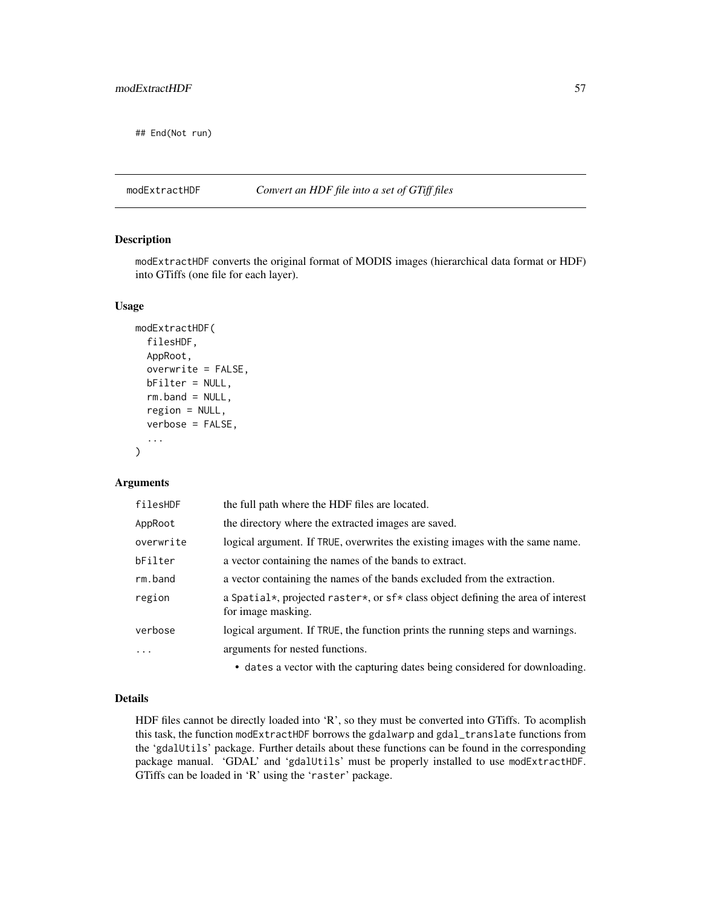```
## End(Not run)
```

## modExtractHDF *Convert an HDF file into a set of GTiff files*

### Description

modExtractHDF converts the original format of MODIS images (hierarchical data format or HDF) into GTiffs (one file for each layer).

### Usage

```
modExtractHDF(
  filesHDF,
  AppRoot,
  overwrite = FALSE,
  bFilter = NULL,
  rm.band = NULL,
  region = NULL,
  verbose = FALSE,
  ...
)
```

### Arguments

| | |
|---|---|
| filesHDF | the full path where the HDF files are located. |
| AppRoot | the directory where the extracted images are saved. |
| overwrite | logical argument. If TRUE, overwrites the existing images with the same name. |
| bFilter | a vector containing the names of the bands to extract. |
| rm.band | a vector containing the names of the bands excluded from the extraction. |
| region | a Spatial*, projected raster*, or sf* class object defining the area of interest for image masking. |
| verbose | logical argument. If TRUE, the function prints the running steps and warnings. |
| ... | arguments for nested functions.<br>• dates a vector with the capturing dates being considered for downloading. |

### Details

HDF files cannot be directly loaded into 'R', so they must be converted into GTiffs. To acomplish this task, the function modExtractHDF borrows the gdalwarp and gdal_translate functions from the 'gdalUtils' package. Further details about these functions can be found in the corresponding package manual. 'GDAL' and 'gdalUtils' must be properly installed to use modExtractHDF. GTiffs can be loaded in 'R' using the 'raster' package.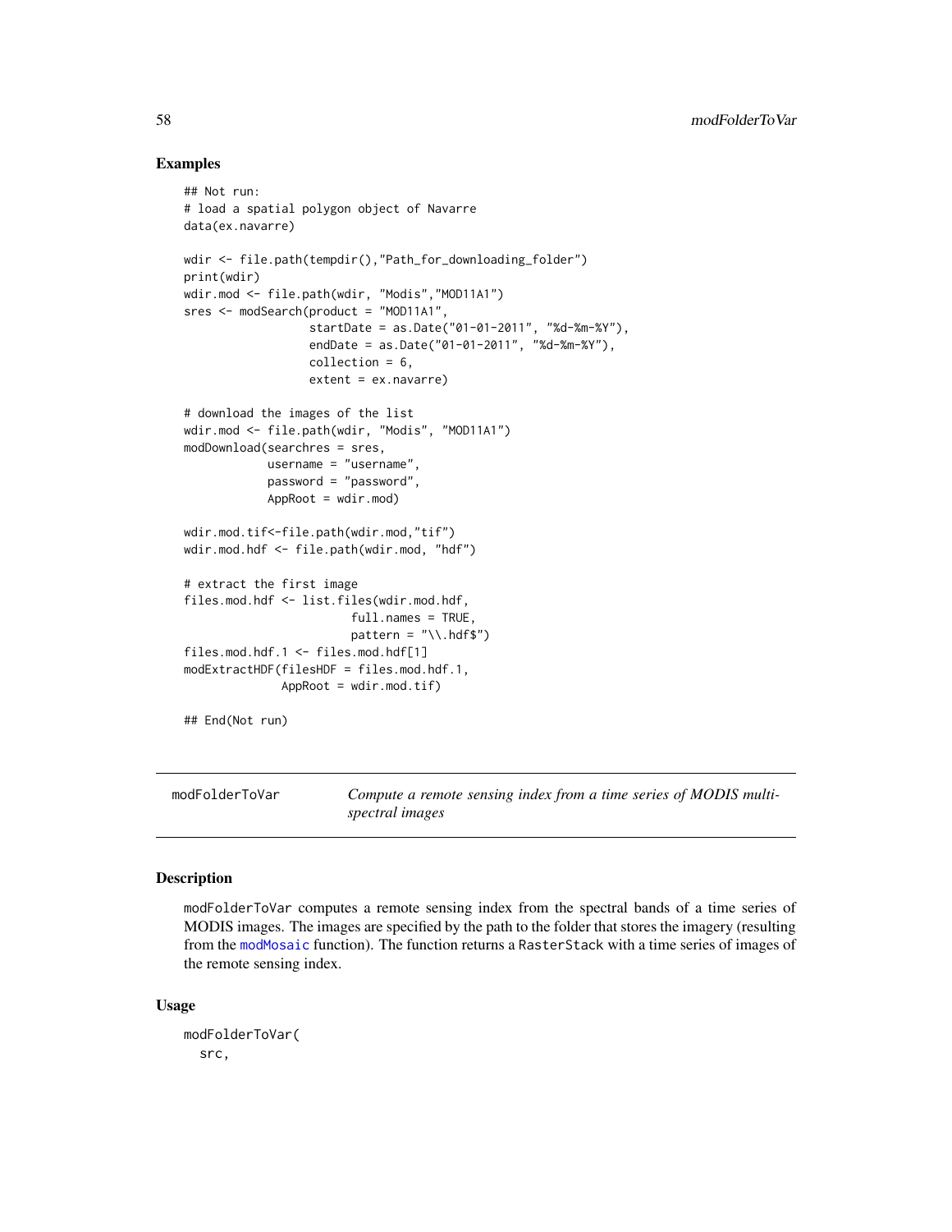## Examples

```
## Not run:
# load a spatial polygon object of Navarre
data(ex.navarre)

wdir <- file.path(tempdir(),"Path_for_downloading_folder")
print(wdir)
wdir.mod <- file.path(wdir, "Modis","MOD11A1")
sres <- modSearch(product = "MOD11A1",
                  startDate = as.Date("01-01-2011", "%d-%m-%Y"),
                  endDate = as.Date("01-01-2011", "%d-%m-%Y"),
                  collection = 6,
                  extent = ex.navarre)

# download the images of the list
wdir.mod <- file.path(wdir, "Modis", "MOD11A1")
modDownload(searchres = sres,
            username = "username",
            password = "password",
            AppRoot = wdir.mod)

wdir.mod.tif<-file.path(wdir.mod,"tif")
wdir.mod.hdf <- file.path(wdir.mod, "hdf")

# extract the first image
files.mod.hdf <- list.files(wdir.mod.hdf,
                        full.names = TRUE,
                        pattern = "\\.hdf$")
files.mod.hdf.1 <- files.mod.hdf[1]
modExtractHDF(filesHDF = files.mod.hdf.1,
              AppRoot = wdir.mod.tif)

## End(Not run)
```

---

`modFolderToVar` — *Compute a remote sensing index from a time series of MODIS multi-spectral images*

---

## Description

`modFolderToVar` computes a remote sensing index from the spectral bands of a time series of MODIS images. The images are specified by the path to the folder that stores the imagery (resulting from the modMosaic function). The function returns a `RasterStack` with a time series of images of the remote sensing index.

## Usage

```
modFolderToVar(
  src,
```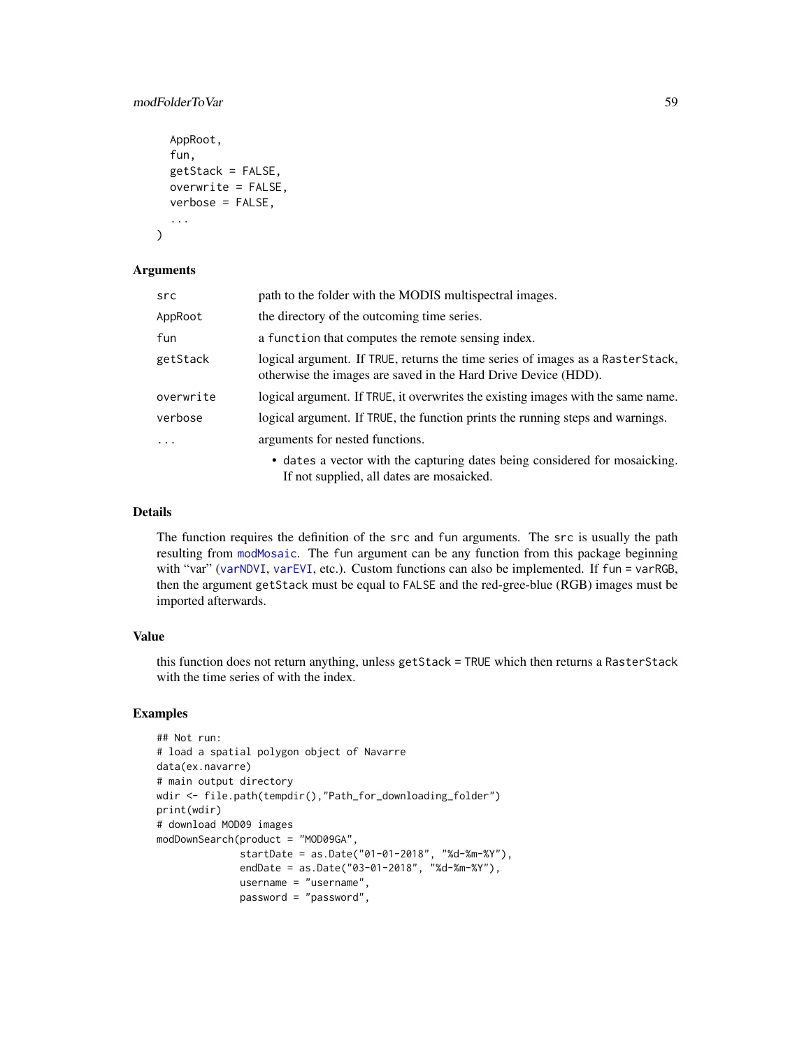```
  AppRoot,
  fun,
  getStack = FALSE,
  overwrite = FALSE,
  verbose = FALSE,
  ...
)
```

### Arguments

| | |
|---|---|
| src | path to the folder with the MODIS multispectral images. |
| AppRoot | the directory of the outcoming time series. |
| fun | a function that computes the remote sensing index. |
| getStack | logical argument. If TRUE, returns the time series of images as a RasterStack, otherwise the images are saved in the Hard Drive Device (HDD). |
| overwrite | logical argument. If TRUE, it overwrites the existing images with the same name. |
| verbose | logical argument. If TRUE, the function prints the running steps and warnings. |
| ... | arguments for nested functions. • dates a vector with the capturing dates being considered for mosaicking. If not supplied, all dates are mosaicked. |

### Details

The function requires the definition of the src and fun arguments. The src is usually the path resulting from modMosaic. The fun argument can be any function from this package beginning with "var" (varNDVI, varEVI, etc.). Custom functions can also be implemented. If fun = varRGB, then the argument getStack must be equal to FALSE and the red-gree-blue (RGB) images must be imported afterwards.

### Value

this function does not return anything, unless getStack = TRUE which then returns a RasterStack with the time series of with the index.

### Examples

```
## Not run:
# load a spatial polygon object of Navarre
data(ex.navarre)
# main output directory
wdir <- file.path(tempdir(),"Path_for_downloading_folder")
print(wdir)
# download MOD09 images
modDownSearch(product = "MOD09GA",
              startDate = as.Date("01-01-2018", "%d-%m-%Y"),
              endDate = as.Date("03-01-2018", "%d-%m-%Y"),
              username = "username",
              password = "password",
```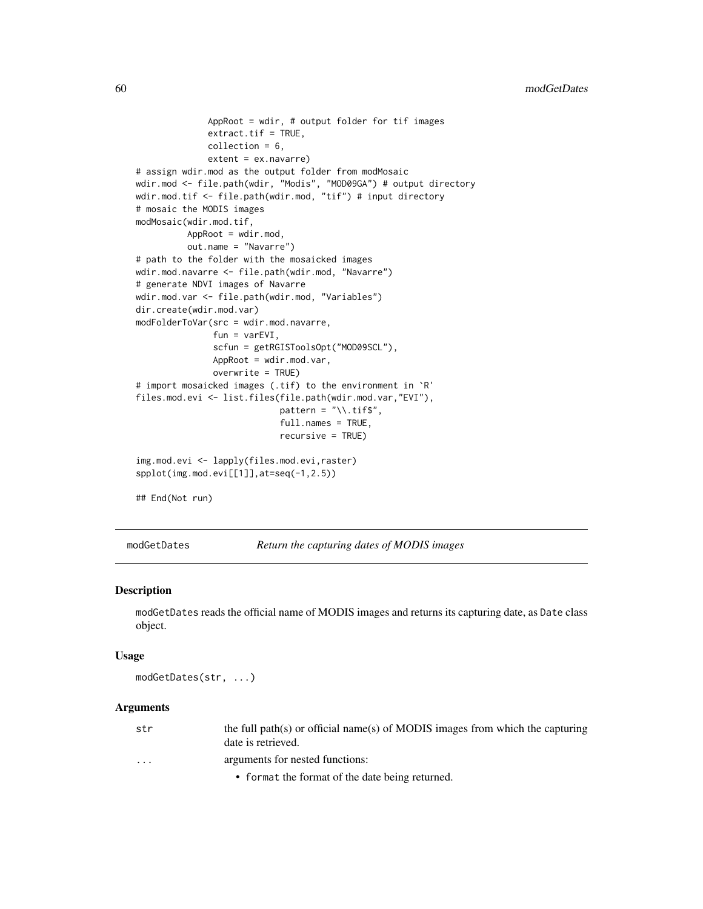```
              AppRoot = wdir, # output folder for tif images
              extract.tif = TRUE,
              collection = 6,
              extent = ex.navarre)
# assign wdir.mod as the output folder from modMosaic
wdir.mod <- file.path(wdir, "Modis", "MOD09GA") # output directory
wdir.mod.tif <- file.path(wdir.mod, "tif") # input directory
# mosaic the MODIS images
modMosaic(wdir.mod.tif,
          AppRoot = wdir.mod,
          out.name = "Navarre")
# path to the folder with the mosaicked images
wdir.mod.navarre <- file.path(wdir.mod, "Navarre")
# generate NDVI images of Navarre
wdir.mod.var <- file.path(wdir.mod, "Variables")
dir.create(wdir.mod.var)
modFolderToVar(src = wdir.mod.navarre,
               fun = varEVI,
               scfun = getRGISToolsOpt("MOD09SCL"),
               AppRoot = wdir.mod.var,
               overwrite = TRUE)
# import mosaicked images (.tif) to the environment in `R'
files.mod.evi <- list.files(file.path(wdir.mod.var,"EVI"),
                            pattern = "\\.tif$",
                            full.names = TRUE,
                            recursive = TRUE)

img.mod.evi <- lapply(files.mod.evi,raster)
spplot(img.mod.evi[[1]],at=seq(-1,2.5))

## End(Not run)
```

## modGetDates — *Return the capturing dates of MODIS images*

### Description

modGetDates reads the official name of MODIS images and returns its capturing date, as Date class object.

### Usage

```
modGetDates(str, ...)
```

### Arguments

| | |
|---|---|
| str | the full path(s) or official name(s) of MODIS images from which the capturing date is retrieved. |
| ... | arguments for nested functions:<br>• format the format of the date being returned. |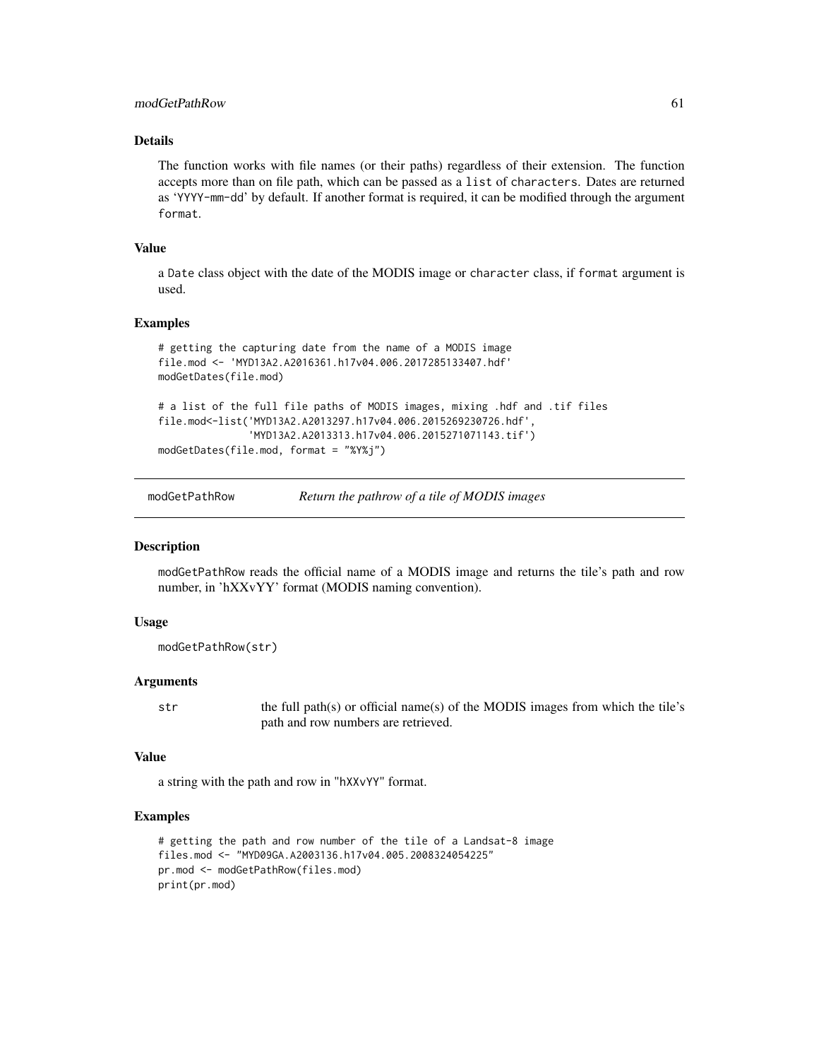## Details

The function works with file names (or their paths) regardless of their extension. The function accepts more than on file path, which can be passed as a `list` of `characters`. Dates are returned as 'YYYY-mm-dd' by default. If another format is required, it can be modified through the argument `format`.

## Value

a `Date` class object with the date of the MODIS image or `character` class, if `format` argument is used.

## Examples

```
# getting the capturing date from the name of a MODIS image
file.mod <- 'MYD13A2.A2016361.h17v04.006.2017285133407.hdf'
modGetDates(file.mod)

# a list of the full file paths of MODIS images, mixing .hdf and .tif files
file.mod<-list('MYD13A2.A2013297.h17v04.006.2015269230726.hdf',
               'MYD13A2.A2013313.h17v04.006.2015271071143.tif')
modGetDates(file.mod, format = "%Y%j")
```

---

# modGetPathRow — *Return the pathrow of a tile of MODIS images*

## Description

modGetPathRow reads the official name of a MODIS image and returns the tile's path and row number, in 'hXXvYY' format (MODIS naming convention).

## Usage

```
modGetPathRow(str)
```

## Arguments

| | |
|---|---|
| str | the full path(s) or official name(s) of the MODIS images from which the tile's path and row numbers are retrieved. |

## Value

a string with the path and row in "hXXvYY" format.

## Examples

```
# getting the path and row number of the tile of a Landsat-8 image
files.mod <- "MYD09GA.A2003136.h17v04.005.2008324054225"
pr.mod <- modGetPathRow(files.mod)
print(pr.mod)
```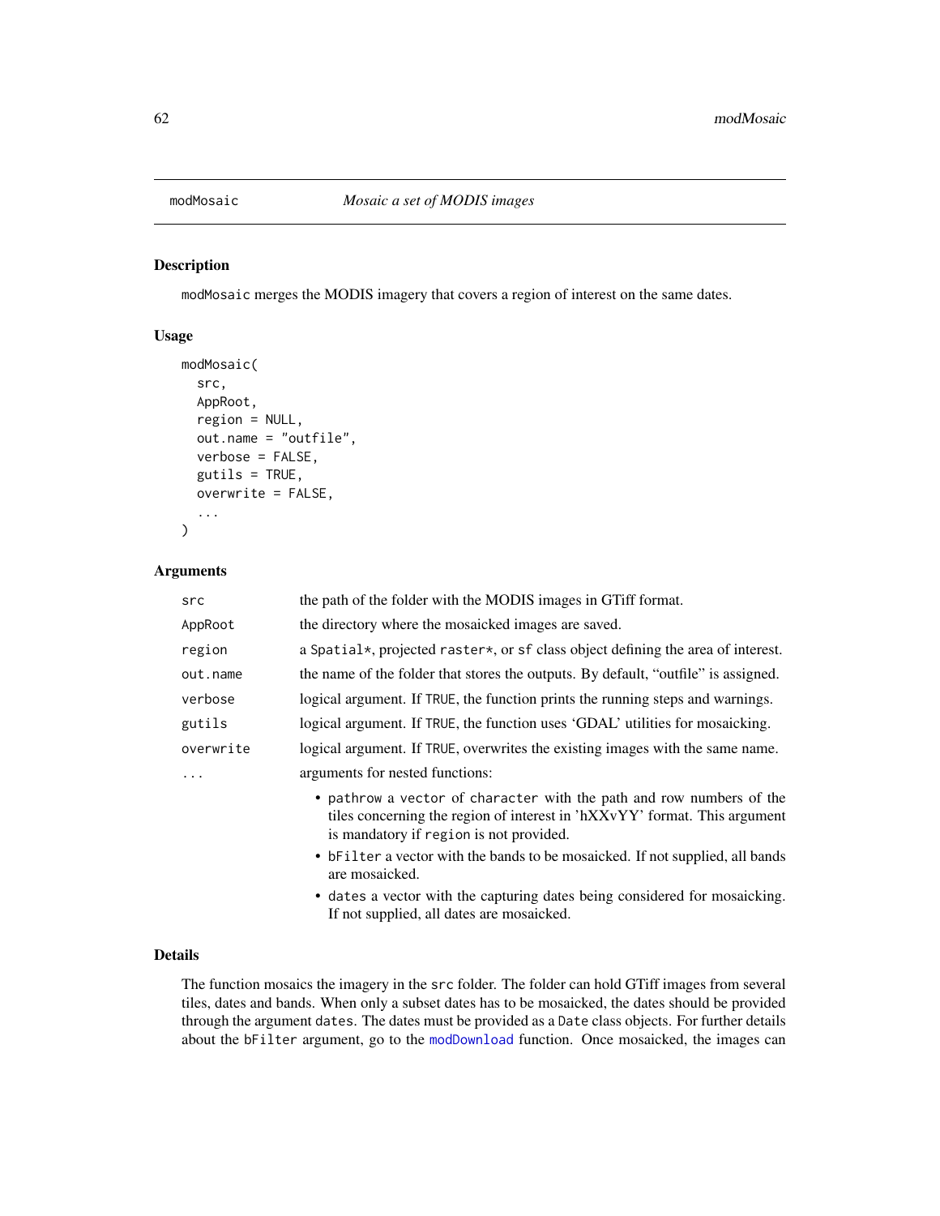## modMosaic — *Mosaic a set of MODIS images*

### Description

`modMosaic` merges the MODIS imagery that covers a region of interest on the same dates.

### Usage

```
modMosaic(
  src,
  AppRoot,
  region = NULL,
  out.name = "outfile",
  verbose = FALSE,
  gutils = TRUE,
  overwrite = FALSE,
  ...
)
```

### Arguments

| | |
|---|---|
| `src` | the path of the folder with the MODIS images in GTiff format. |
| `AppRoot` | the directory where the mosaicked images are saved. |
| `region` | a `Spatial*`, projected `raster*`, or `sf` class object defining the area of interest. |
| `out.name` | the name of the folder that stores the outputs. By default, "outfile" is assigned. |
| `verbose` | logical argument. If `TRUE`, the function prints the running steps and warnings. |
| `gutils` | logical argument. If `TRUE`, the function uses 'GDAL' utilities for mosaicking. |
| `overwrite` | logical argument. If `TRUE`, overwrites the existing images with the same name. |
| `...` | arguments for nested functions: |

- `pathrow` a `vector` of `character` with the path and row numbers of the tiles concerning the region of interest in 'hXXvYY' format. This argument is mandatory if `region` is not provided.
- `bFilter` a vector with the bands to be mosaicked. If not supplied, all bands are mosaicked.
- `dates` a vector with the capturing dates being considered for mosaicking. If not supplied, all dates are mosaicked.

### Details

The function mosaics the imagery in the `src` folder. The folder can hold GTiff images from several tiles, dates and bands. When only a subset dates has to be mosaicked, the dates should be provided through the argument `dates`. The dates must be provided as a `Date` class objects. For further details about the `bFilter` argument, go to the `modDownload` function. Once mosaicked, the images can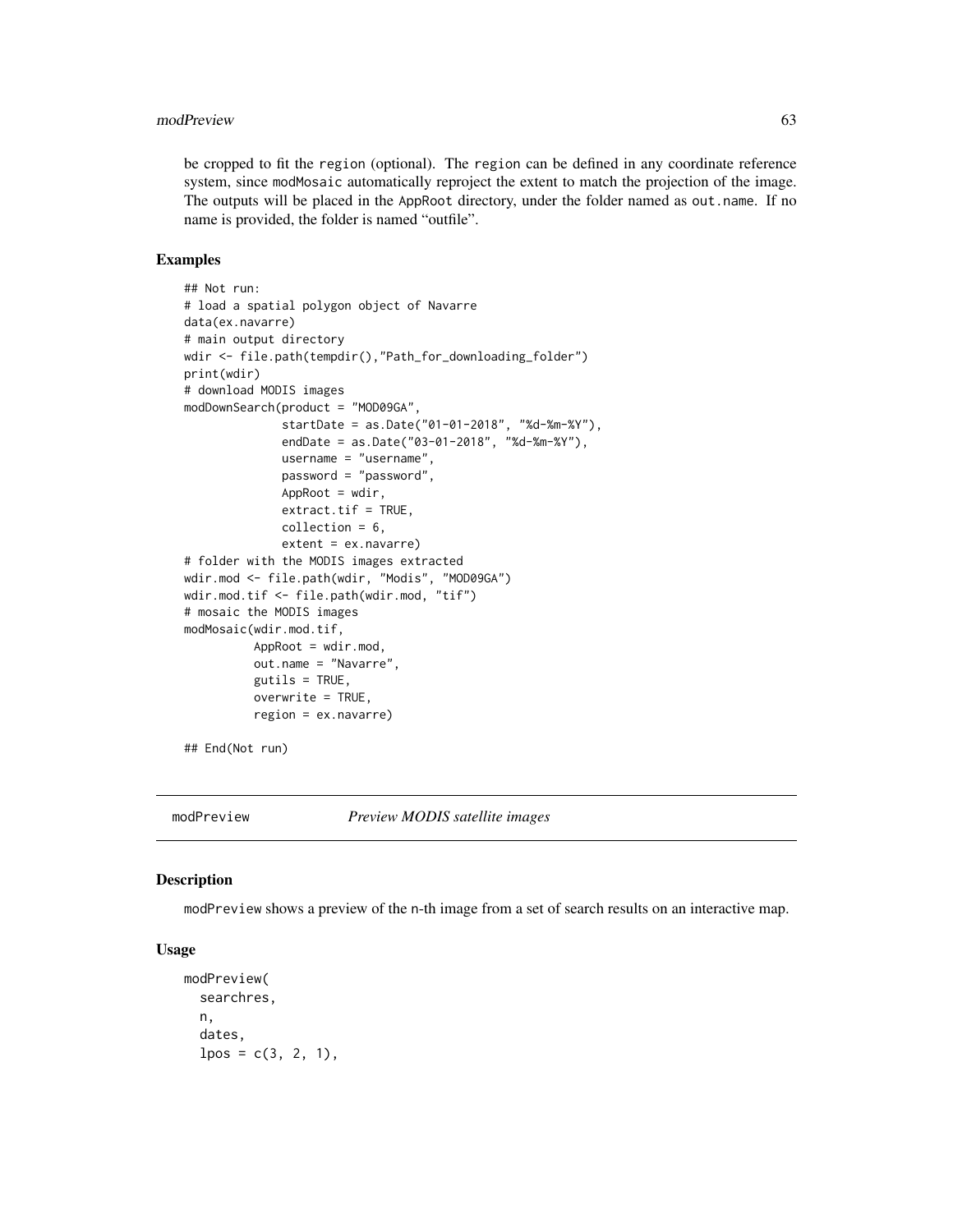be cropped to fit the `region` (optional). The `region` can be defined in any coordinate reference system, since `modMosaic` automatically reproject the extent to match the projection of the image. The outputs will be placed in the `AppRoot` directory, under the folder named as `out.name`. If no name is provided, the folder is named "outfile".

### Examples

```
## Not run:
# load a spatial polygon object of Navarre
data(ex.navarre)
# main output directory
wdir <- file.path(tempdir(),"Path_for_downloading_folder")
print(wdir)
# download MODIS images
modDownSearch(product = "MOD09GA",
              startDate = as.Date("01-01-2018", "%d-%m-%Y"),
              endDate = as.Date("03-01-2018", "%d-%m-%Y"),
              username = "username",
              password = "password",
              AppRoot = wdir,
              extract.tif = TRUE,
              collection = 6,
              extent = ex.navarre)
# folder with the MODIS images extracted
wdir.mod <- file.path(wdir, "Modis", "MOD09GA")
wdir.mod.tif <- file.path(wdir.mod, "tif")
# mosaic the MODIS images
modMosaic(wdir.mod.tif,
          AppRoot = wdir.mod,
          out.name = "Navarre",
          gutils = TRUE,
          overwrite = TRUE,
          region = ex.navarre)

## End(Not run)
```

## modPreview — *Preview MODIS satellite images*

### Description

`modPreview` shows a preview of the n-th image from a set of search results on an interactive map.

### Usage

```
modPreview(
  searchres,
  n,
  dates,
  lpos = c(3, 2, 1),
```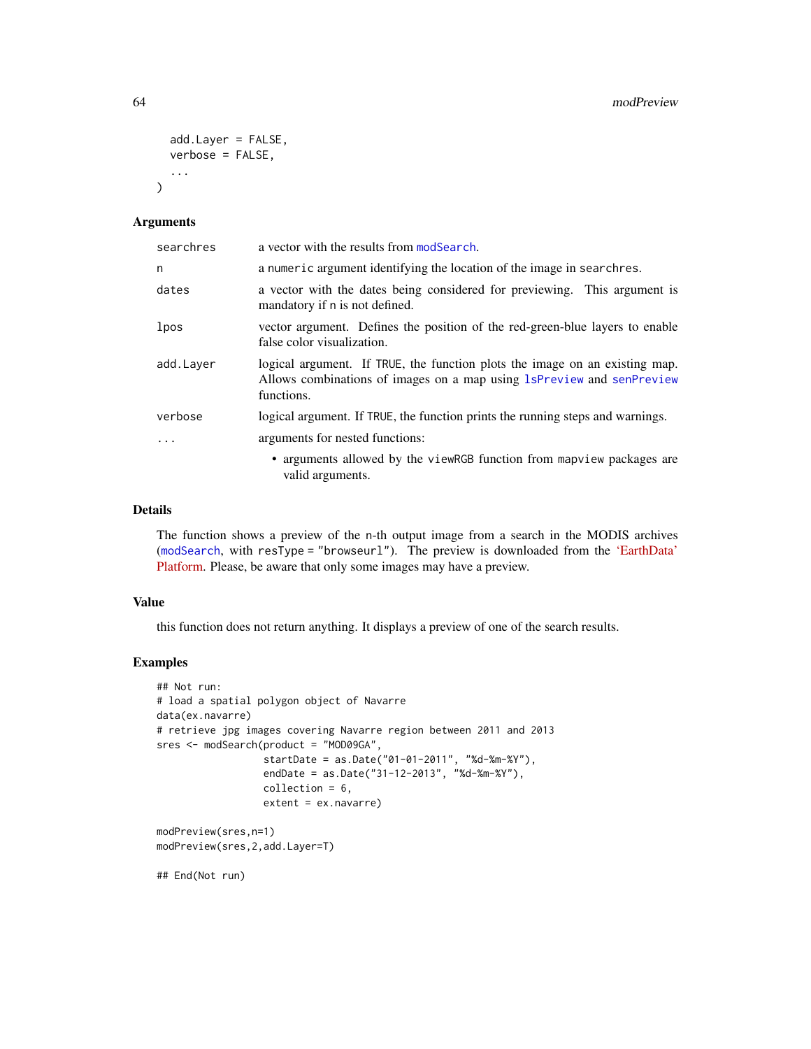```
  add.Layer = FALSE,
  verbose = FALSE,
  ...
)
```

### Arguments

| | |
|---|---|
| searchres | a vector with the results from modSearch. |
| n | a numeric argument identifying the location of the image in searchres. |
| dates | a vector with the dates being considered for previewing. This argument is mandatory if n is not defined. |
| lpos | vector argument. Defines the position of the red-green-blue layers to enable false color visualization. |
| add.Layer | logical argument. If TRUE, the function plots the image on an existing map. Allows combinations of images on a map using lsPreview and senPreview functions. |
| verbose | logical argument. If TRUE, the function prints the running steps and warnings. |
| ... | arguments for nested functions: <br> • arguments allowed by the viewRGB function from mapview packages are valid arguments. |

### Details

The function shows a preview of the n-th output image from a search in the MODIS archives (modSearch, with resType = "browseurl"). The preview is downloaded from the 'EarthData' Platform. Please, be aware that only some images may have a preview.

### Value

this function does not return anything. It displays a preview of one of the search results.

### Examples

```
## Not run:
# load a spatial polygon object of Navarre
data(ex.navarre)
# retrieve jpg images covering Navarre region between 2011 and 2013
sres <- modSearch(product = "MOD09GA",
                  startDate = as.Date("01-01-2011", "%d-%m-%Y"),
                  endDate = as.Date("31-12-2013", "%d-%m-%Y"),
                  collection = 6,
                  extent = ex.navarre)

modPreview(sres,n=1)
modPreview(sres,2,add.Layer=T)

## End(Not run)
```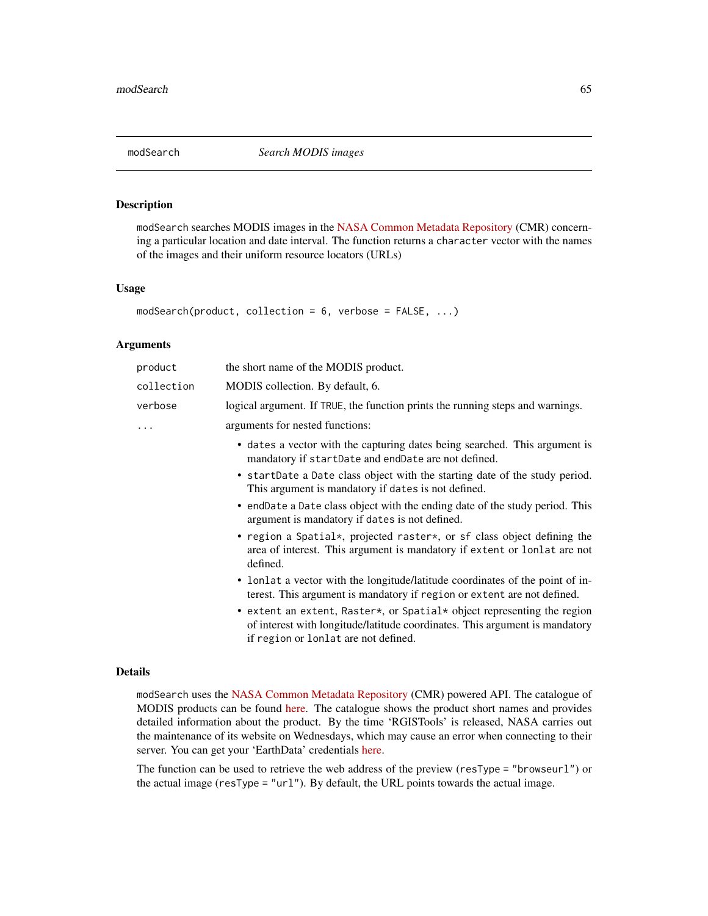## modSearch — *Search MODIS images*

### Description

modSearch searches MODIS images in the NASA Common Metadata Repository (CMR) concerning a particular location and date interval. The function returns a character vector with the names of the images and their uniform resource locators (URLs)

### Usage

```
modSearch(product, collection = 6, verbose = FALSE, ...)
```

### Arguments

| Argument | Description |
|---|---|
| product | the short name of the MODIS product. |
| collection | MODIS collection. By default, 6. |
| verbose | logical argument. If TRUE, the function prints the running steps and warnings. |
| ... | arguments for nested functions: |

- dates a vector with the capturing dates being searched. This argument is mandatory if startDate and endDate are not defined.
- startDate a Date class object with the starting date of the study period. This argument is mandatory if dates is not defined.
- endDate a Date class object with the ending date of the study period. This argument is mandatory if dates is not defined.
- region a Spatial*, projected raster*, or sf class object defining the area of interest. This argument is mandatory if extent or lonlat are not defined.
- lonlat a vector with the longitude/latitude coordinates of the point of interest. This argument is mandatory if region or extent are not defined.
- extent an extent, Raster*, or Spatial* object representing the region of interest with longitude/latitude coordinates. This argument is mandatory if region or lonlat are not defined.

### Details

modSearch uses the NASA Common Metadata Repository (CMR) powered API. The catalogue of MODIS products can be found here. The catalogue shows the product short names and provides detailed information about the product. By the time 'RGISTools' is released, NASA carries out the maintenance of its website on Wednesdays, which may cause an error when connecting to their server. You can get your 'EarthData' credentials here.

The function can be used to retrieve the web address of the preview (resType = "browseurl") or the actual image (resType = "url"). By default, the URL points towards the actual image.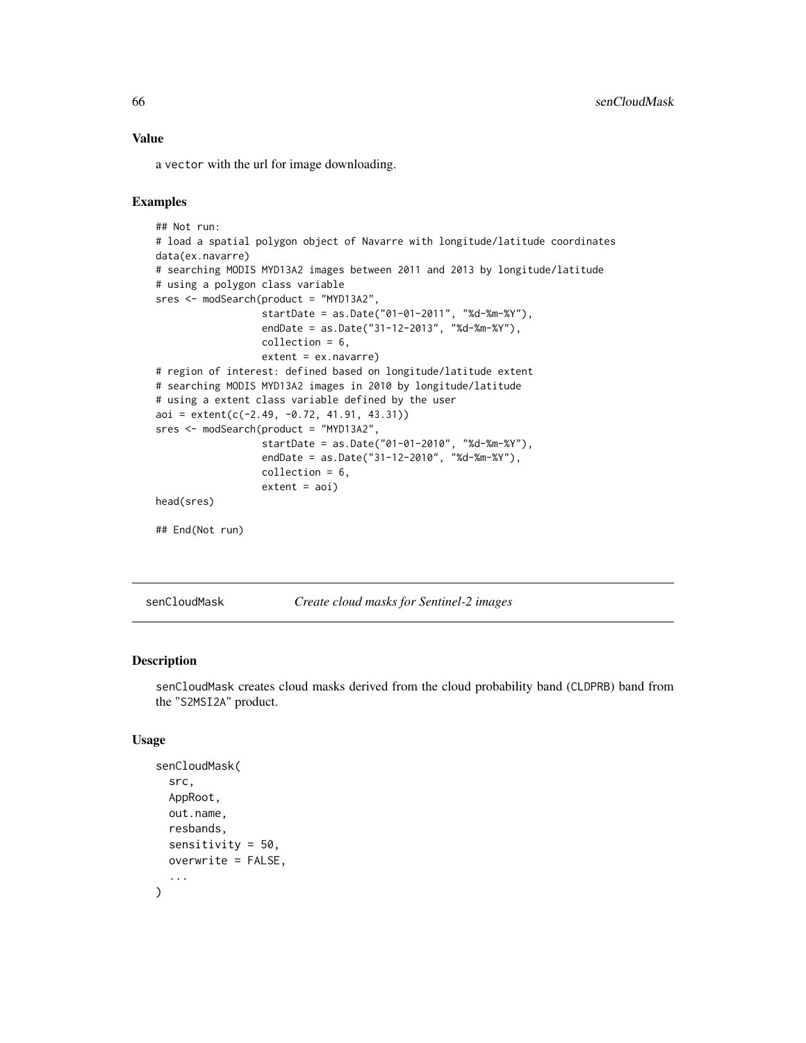### Value

a `vector` with the url for image downloading.

### Examples

```
## Not run:
# load a spatial polygon object of Navarre with longitude/latitude coordinates
data(ex.navarre)
# searching MODIS MYD13A2 images between 2011 and 2013 by longitude/latitude
# using a polygon class variable
sres <- modSearch(product = "MYD13A2",
                  startDate = as.Date("01-01-2011", "%d-%m-%Y"),
                  endDate = as.Date("31-12-2013", "%d-%m-%Y"),
                  collection = 6,
                  extent = ex.navarre)
# region of interest: defined based on longitude/latitude extent
# searching MODIS MYD13A2 images in 2010 by longitude/latitude
# using a extent class variable defined by the user
aoi = extent(c(-2.49, -0.72, 41.91, 43.31))
sres <- modSearch(product = "MYD13A2",
                  startDate = as.Date("01-01-2010", "%d-%m-%Y"),
                  endDate = as.Date("31-12-2010", "%d-%m-%Y"),
                  collection = 6,
                  extent = aoi)
head(sres)

## End(Not run)
```

---

## senCloudMask — *Create cloud masks for Sentinel-2 images*

---

### Description

`senCloudMask` creates cloud masks derived from the cloud probability band (`CLDPRB`) band from the "`S2MSI2A`" product.

### Usage

```
senCloudMask(
  src,
  AppRoot,
  out.name,
  resbands,
  sensitivity = 50,
  overwrite = FALSE,
  ...
)
```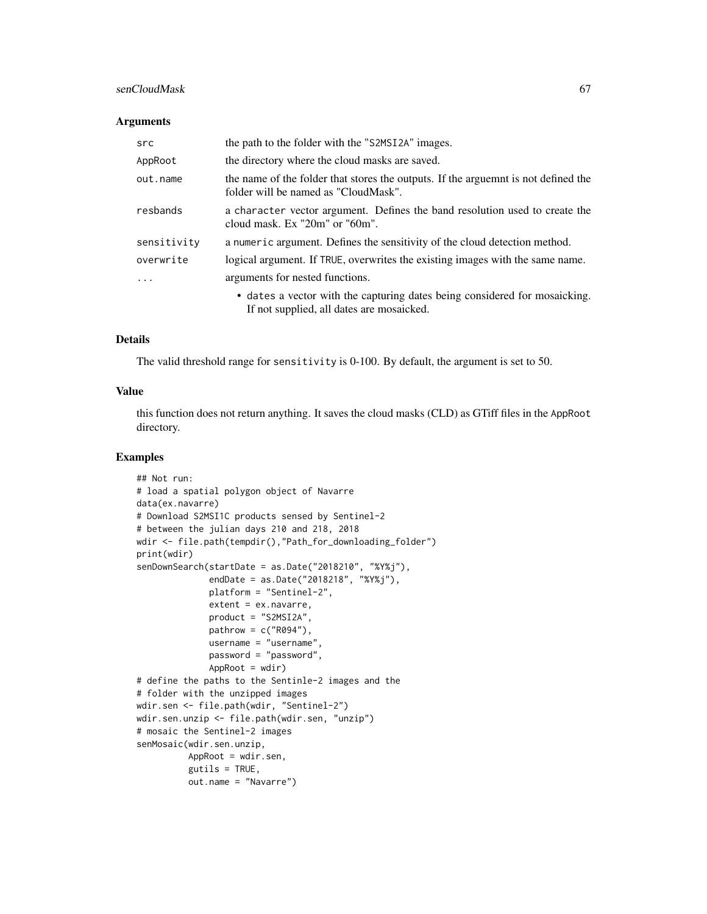### Arguments

| | |
|---|---|
| src | the path to the folder with the "S2MSI2A" images. |
| AppRoot | the directory where the cloud masks are saved. |
| out.name | the name of the folder that stores the outputs. If the arguemnt is not defined the folder will be named as "CloudMask". |
| resbands | a character vector argument. Defines the band resolution used to create the cloud mask. Ex "20m" or "60m". |
| sensitivity | a numeric argument. Defines the sensitivity of the cloud detection method. |
| overwrite | logical argument. If TRUE, overwrites the existing images with the same name. |
| ... | arguments for nested functions. <br> • dates a vector with the capturing dates being considered for mosaicking. If not supplied, all dates are mosaicked. |

### Details

The valid threshold range for sensitivity is 0-100. By default, the argument is set to 50.

### Value

this function does not return anything. It saves the cloud masks (CLD) as GTiff files in the AppRoot directory.

### Examples

```
## Not run:
# load a spatial polygon object of Navarre
data(ex.navarre)
# Download S2MSI1C products sensed by Sentinel-2
# between the julian days 210 and 218, 2018
wdir <- file.path(tempdir(),"Path_for_downloading_folder")
print(wdir)
senDownSearch(startDate = as.Date("2018210", "%Y%j"),
              endDate = as.Date("2018218", "%Y%j"),
              platform = "Sentinel-2",
              extent = ex.navarre,
              product = "S2MSI2A",
              pathrow = c("R094"),
              username = "username",
              password = "password",
              AppRoot = wdir)
# define the paths to the Sentinle-2 images and the
# folder with the unzipped images
wdir.sen <- file.path(wdir, "Sentinel-2")
wdir.sen.unzip <- file.path(wdir.sen, "unzip")
# mosaic the Sentinel-2 images
senMosaic(wdir.sen.unzip,
          AppRoot = wdir.sen,
          gutils = TRUE,
          out.name = "Navarre")
```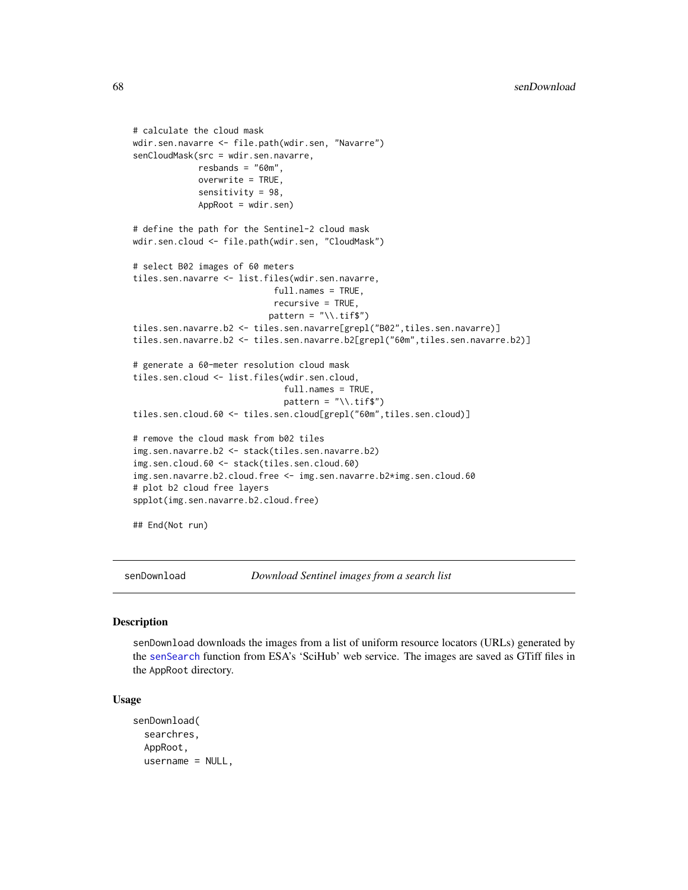```
# calculate the cloud mask
wdir.sen.navarre <- file.path(wdir.sen, "Navarre")
senCloudMask(src = wdir.sen.navarre,
             resbands = "60m",
             overwrite = TRUE,
             sensitivity = 98,
             AppRoot = wdir.sen)

# define the path for the Sentinel-2 cloud mask
wdir.sen.cloud <- file.path(wdir.sen, "CloudMask")

# select B02 images of 60 meters
tiles.sen.navarre <- list.files(wdir.sen.navarre,
                            full.names = TRUE,
                            recursive = TRUE,
                           pattern = "\\.tif$")
tiles.sen.navarre.b2 <- tiles.sen.navarre[grepl("B02",tiles.sen.navarre)]
tiles.sen.navarre.b2 <- tiles.sen.navarre.b2[grepl("60m",tiles.sen.navarre.b2)]

# generate a 60-meter resolution cloud mask
tiles.sen.cloud <- list.files(wdir.sen.cloud,
                              full.names = TRUE,
                              pattern = "\\.tif$")
tiles.sen.cloud.60 <- tiles.sen.cloud[grepl("60m",tiles.sen.cloud)]

# remove the cloud mask from b02 tiles
img.sen.navarre.b2 <- stack(tiles.sen.navarre.b2)
img.sen.cloud.60 <- stack(tiles.sen.cloud.60)
img.sen.navarre.b2.cloud.free <- img.sen.navarre.b2*img.sen.cloud.60
# plot b2 cloud free layers
spplot(img.sen.navarre.b2.cloud.free)

## End(Not run)
```

## senDownload *Download Sentinel images from a search list*

### Description

senDownload downloads the images from a list of uniform resource locators (URLs) generated by the senSearch function from ESA's 'SciHub' web service. The images are saved as GTiff files in the AppRoot directory.

### Usage

```
senDownload(
  searchres,
  AppRoot,
  username = NULL,
```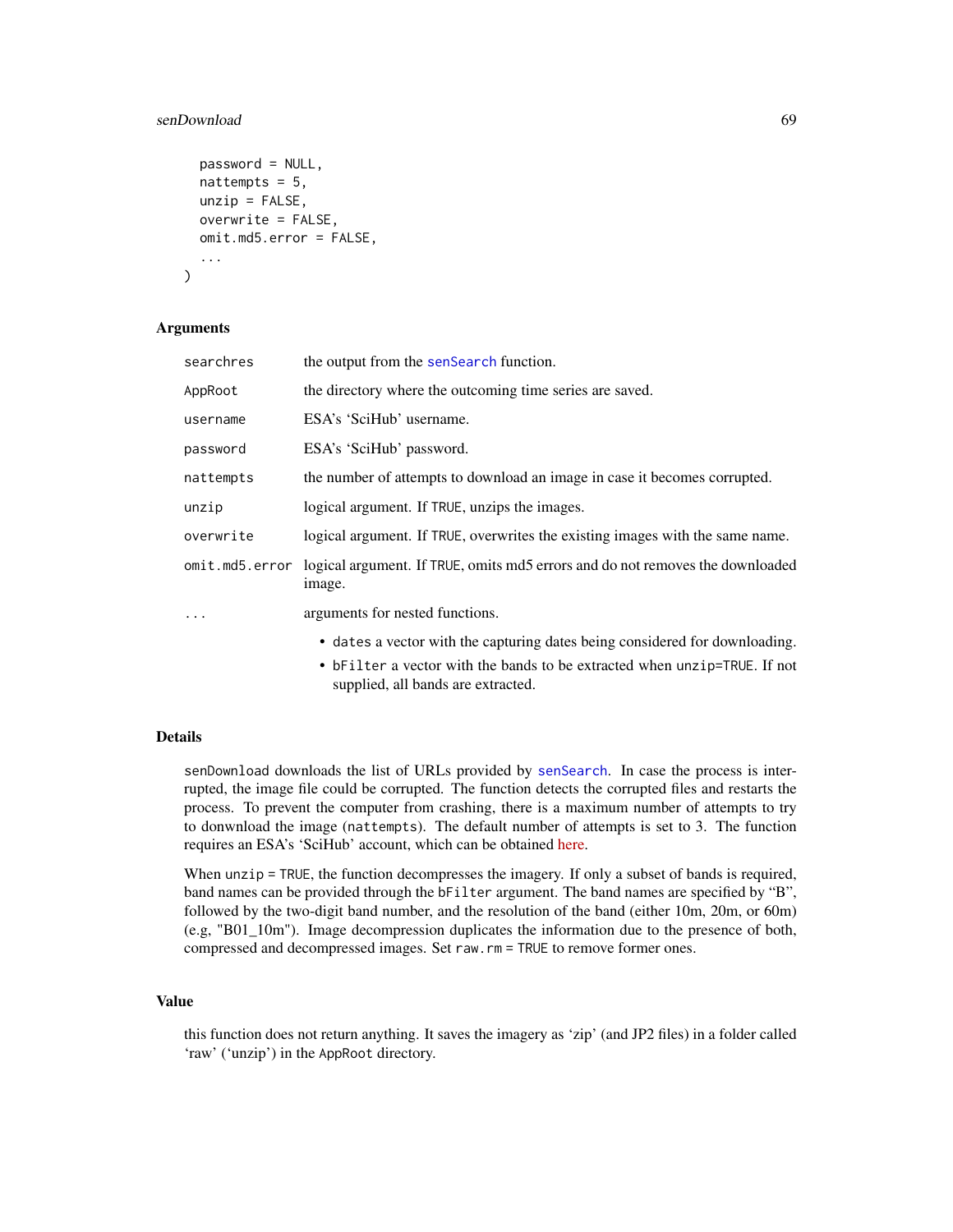```
  password = NULL,
  nattempts = 5,
  unzip = FALSE,
  overwrite = FALSE,
  omit.md5.error = FALSE,
  ...
)
```

## Arguments

| | |
|---|---|
| `searchres` | the output from the `senSearch` function. |
| `AppRoot` | the directory where the outcoming time series are saved. |
| `username` | ESA's 'SciHub' username. |
| `password` | ESA's 'SciHub' password. |
| `nattempts` | the number of attempts to download an image in case it becomes corrupted. |
| `unzip` | logical argument. If `TRUE`, unzips the images. |
| `overwrite` | logical argument. If `TRUE`, overwrites the existing images with the same name. |
| `omit.md5.error` | logical argument. If `TRUE`, omits md5 errors and do not removes the downloaded image. |
| `...` | arguments for nested functions. |

- `dates` a vector with the capturing dates being considered for downloading.
- `bFilter` a vector with the bands to be extracted when `unzip=TRUE`. If not supplied, all bands are extracted.

## Details

`senDownload` downloads the list of URLs provided by `senSearch`. In case the process is interrupted, the image file could be corrupted. The function detects the corrupted files and restarts the process. To prevent the computer from crashing, there is a maximum number of attempts to try to donwnload the image (`nattempts`). The default number of attempts is set to 3. The function requires an ESA's 'SciHub' account, which can be obtained here.

When `unzip = TRUE`, the function decompresses the imagery. If only a subset of bands is required, band names can be provided through the `bFilter` argument. The band names are specified by "B", followed by the two-digit band number, and the resolution of the band (either 10m, 20m, or 60m) (e.g, "B01_10m"). Image decompression duplicates the information due to the presence of both, compressed and decompressed images. Set `raw.rm = TRUE` to remove former ones.

## Value

this function does not return anything. It saves the imagery as 'zip' (and JP2 files) in a folder called 'raw' ('unzip') in the `AppRoot` directory.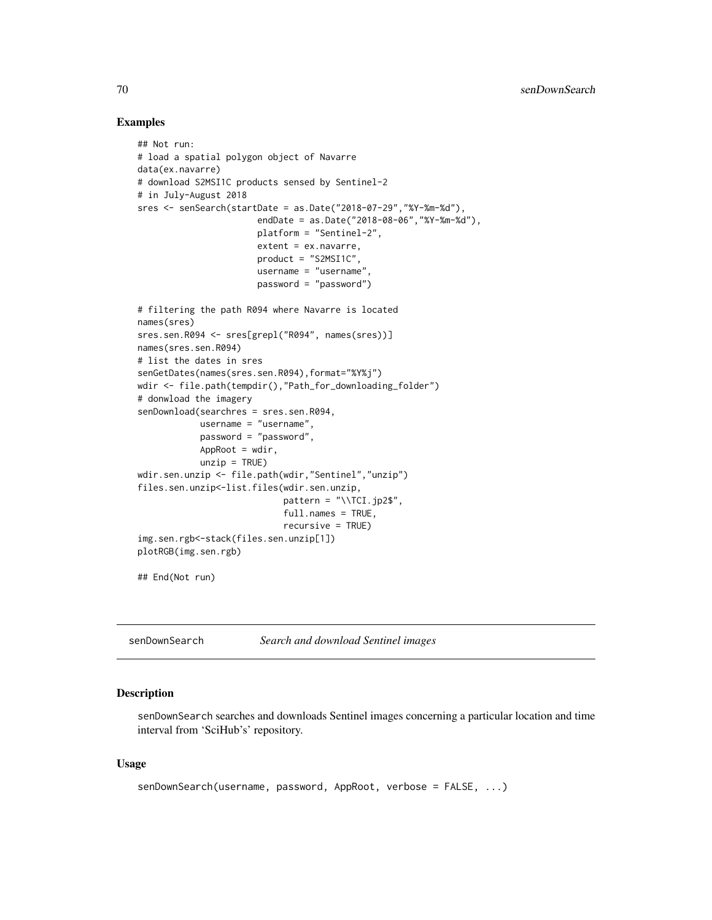### Examples

```
## Not run:
# load a spatial polygon object of Navarre
data(ex.navarre)
# download S2MSI1C products sensed by Sentinel-2
# in July-August 2018
sres <- senSearch(startDate = as.Date("2018-07-29","%Y-%m-%d"),
                       endDate = as.Date("2018-08-06","%Y-%m-%d"),
                       platform = "Sentinel-2",
                       extent = ex.navarre,
                       product = "S2MSI1C",
                       username = "username",
                       password = "password")

# filtering the path R094 where Navarre is located
names(sres)
sres.sen.R094 <- sres[grepl("R094", names(sres))]
names(sres.sen.R094)
# list the dates in sres
senGetDates(names(sres.sen.R094),format="%Y%j")
wdir <- file.path(tempdir(),"Path_for_downloading_folder")
# donwload the imagery
senDownload(searchres = sres.sen.R094,
            username = "username",
            password = "password",
            AppRoot = wdir,
            unzip = TRUE)
wdir.sen.unzip <- file.path(wdir,"Sentinel","unzip")
files.sen.unzip<-list.files(wdir.sen.unzip,
                            pattern = "\\TCI.jp2$",
                            full.names = TRUE,
                            recursive = TRUE)
img.sen.rgb<-stack(files.sen.unzip[1])
plotRGB(img.sen.rgb)

## End(Not run)
```

---

## senDownSearch *Search and download Sentinel images*

### Description

senDownSearch searches and downloads Sentinel images concerning a particular location and time interval from 'SciHub's' repository.

### Usage

```
senDownSearch(username, password, AppRoot, verbose = FALSE, ...)
```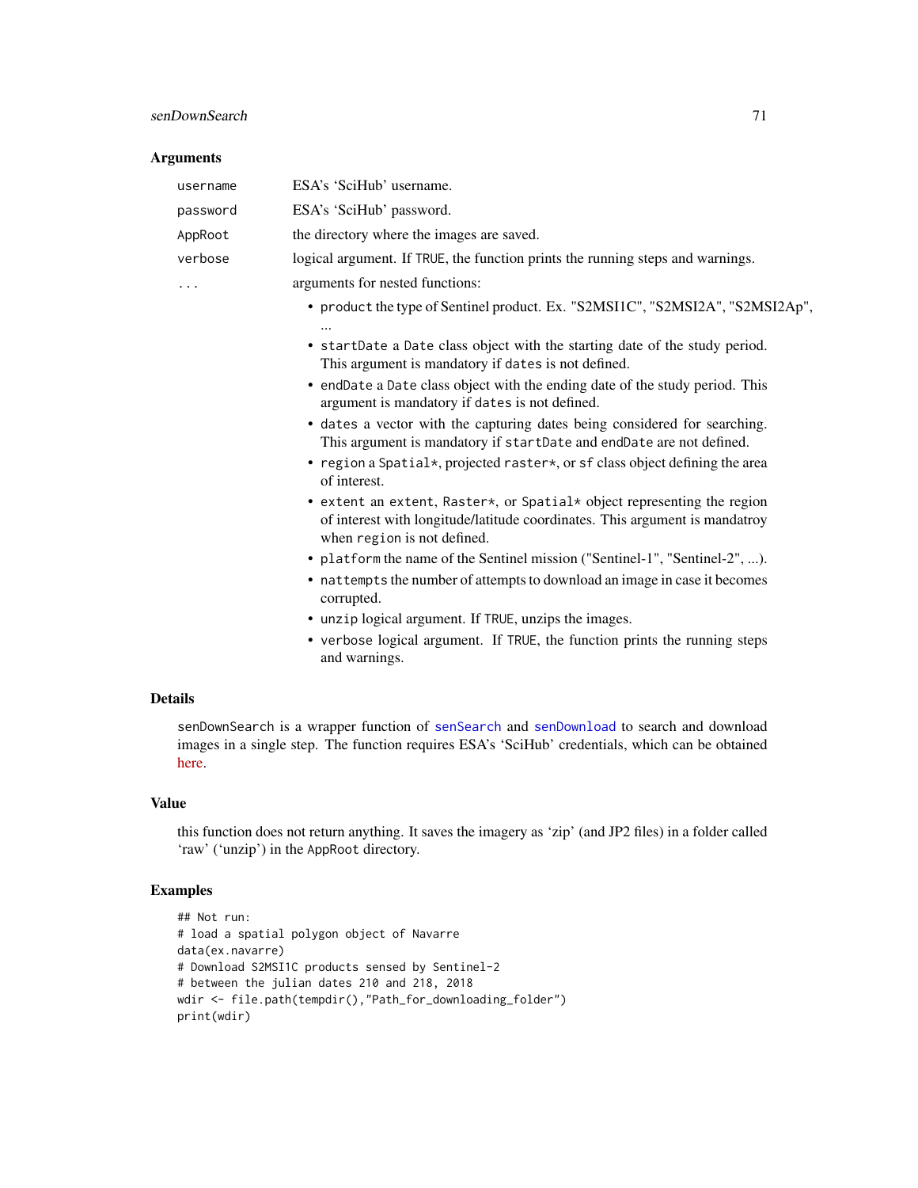### Arguments

| | |
|---|---|
| `username` | ESA's 'SciHub' username. |
| `password` | ESA's 'SciHub' password. |
| `AppRoot` | the directory where the images are saved. |
| `verbose` | logical argument. If `TRUE`, the function prints the running steps and warnings. |
| `...` | arguments for nested functions: |

- `product` the type of Sentinel product. Ex. "S2MSI1C", "S2MSI2A", "S2MSI2Ap", ...
- `startDate` a `Date` class object with the starting date of the study period. This argument is mandatory if `dates` is not defined.
- `endDate` a `Date` class object with the ending date of the study period. This argument is mandatory if `dates` is not defined.
- `dates` a vector with the capturing dates being considered for searching. This argument is mandatory if `startDate` and `endDate` are not defined.
- `region` a `Spatial*`, projected `raster*`, or `sf` class object defining the area of interest.
- `extent` an `extent`, `Raster*`, or `Spatial*` object representing the region of interest with longitude/latitude coordinates. This argument is mandatroy when `region` is not defined.
- `platform` the name of the Sentinel mission ("Sentinel-1", "Sentinel-2", ...).
- `nattempts` the number of attempts to download an image in case it becomes corrupted.
- `unzip` logical argument. If `TRUE`, unzips the images.
- `verbose` logical argument. If `TRUE`, the function prints the running steps and warnings.

### Details

`senDownSearch` is a wrapper function of `senSearch` and `senDownload` to search and download images in a single step. The function requires ESA's 'SciHub' credentials, which can be obtained here.

### Value

this function does not return anything. It saves the imagery as 'zip' (and JP2 files) in a folder called 'raw' ('unzip') in the `AppRoot` directory.

### Examples

```
## Not run:
# load a spatial polygon object of Navarre
data(ex.navarre)
# Download S2MSI1C products sensed by Sentinel-2
# between the julian dates 210 and 218, 2018
wdir <- file.path(tempdir(),"Path_for_downloading_folder")
print(wdir)
```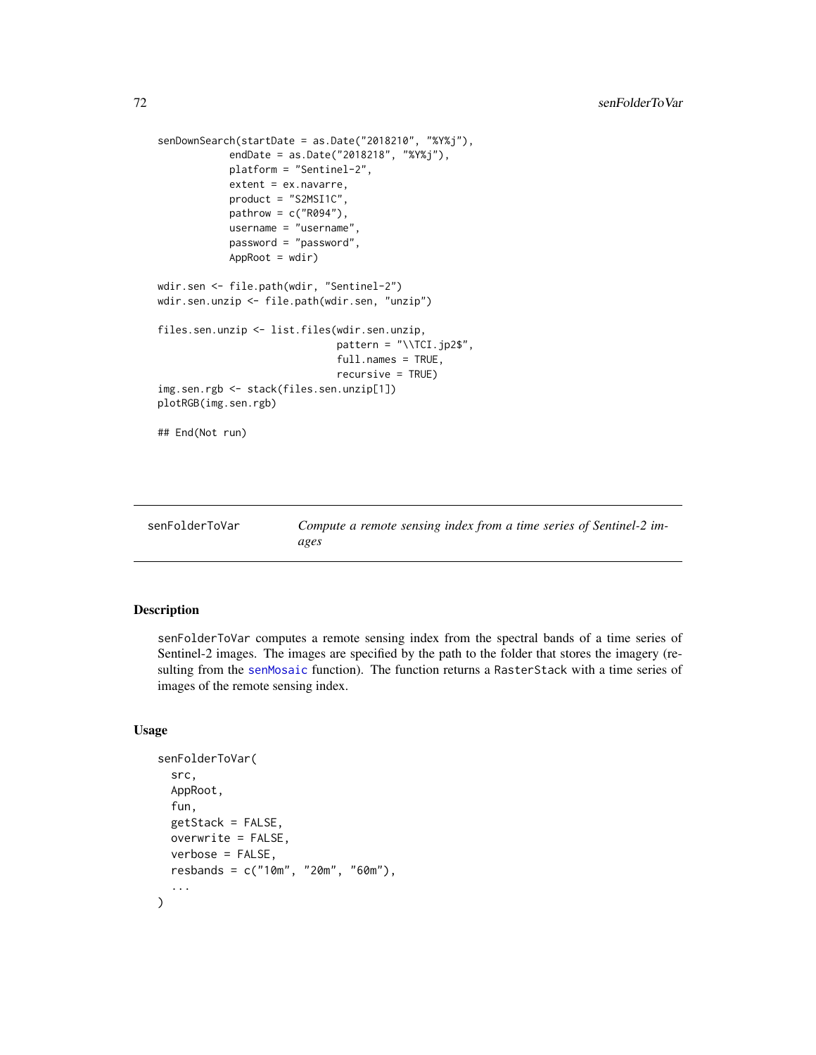```
senDownSearch(startDate = as.Date("2018210", "%Y%j"),
            endDate = as.Date("2018218", "%Y%j"),
            platform = "Sentinel-2",
            extent = ex.navarre,
            product = "S2MSI1C",
            pathrow = c("R094"),
            username = "username",
            password = "password",
            AppRoot = wdir)

wdir.sen <- file.path(wdir, "Sentinel-2")
wdir.sen.unzip <- file.path(wdir.sen, "unzip")

files.sen.unzip <- list.files(wdir.sen.unzip,
                              pattern = "\\TCI.jp2$",
                              full.names = TRUE,
                              recursive = TRUE)
img.sen.rgb <- stack(files.sen.unzip[1])
plotRGB(img.sen.rgb)

## End(Not run)
```

## senFolderToVar — *Compute a remote sensing index from a time series of Sentinel-2 images*

### Description

senFolderToVar computes a remote sensing index from the spectral bands of a time series of Sentinel-2 images. The images are specified by the path to the folder that stores the imagery (resulting from the senMosaic function). The function returns a RasterStack with a time series of images of the remote sensing index.

### Usage

```
senFolderToVar(
  src,
  AppRoot,
  fun,
  getStack = FALSE,
  overwrite = FALSE,
  verbose = FALSE,
  resbands = c("10m", "20m", "60m"),
  ...
)
```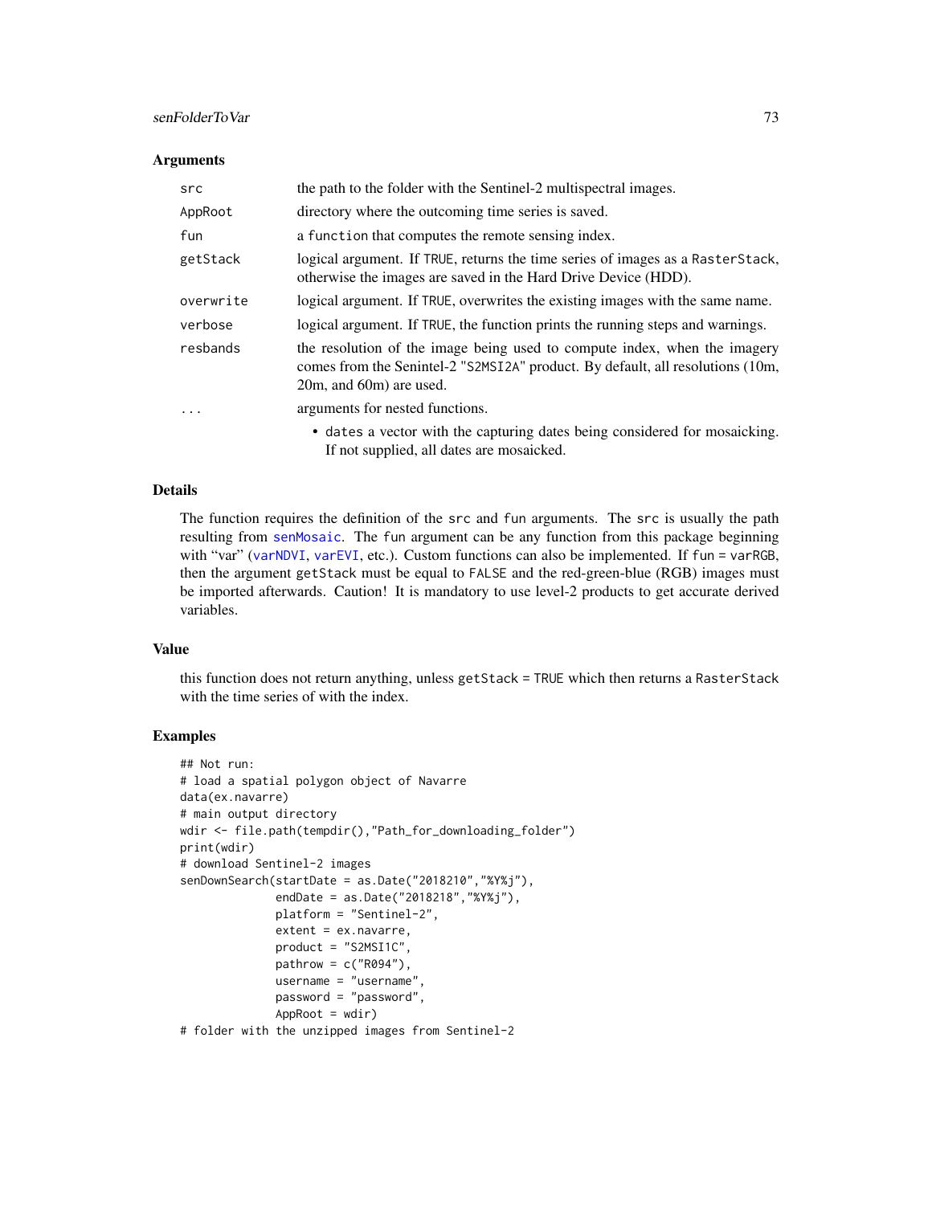### Arguments

| | |
|---|---|
| `src` | the path to the folder with the Sentinel-2 multispectral images. |
| `AppRoot` | directory where the outcoming time series is saved. |
| `fun` | a `function` that computes the remote sensing index. |
| `getStack` | logical argument. If `TRUE`, returns the time series of images as a `RasterStack`, otherwise the images are saved in the Hard Drive Device (HDD). |
| `overwrite` | logical argument. If `TRUE`, overwrites the existing images with the same name. |
| `verbose` | logical argument. If `TRUE`, the function prints the running steps and warnings. |
| `resbands` | the resolution of the image being used to compute index, when the imagery comes from the Senintel-2 "`S2MSI2A`" product. By default, all resolutions (10m, 20m, and 60m) are used. |
| `...` | arguments for nested functions. <br> • `dates` a vector with the capturing dates being considered for mosaicking. If not supplied, all dates are mosaicked. |

### Details

The function requires the definition of the `src` and `fun` arguments. The `src` is usually the path resulting from `senMosaic`. The `fun` argument can be any function from this package beginning with "var" (`varNDVI`, `varEVI`, etc.). Custom functions can also be implemented. If `fun = varRGB`, then the argument `getStack` must be equal to `FALSE` and the red-green-blue (RGB) images must be imported afterwards. Caution! It is mandatory to use level-2 products to get accurate derived variables.

### Value

this function does not return anything, unless `getStack = TRUE` which then returns a `RasterStack` with the time series of with the index.

### Examples

```
## Not run:
# load a spatial polygon object of Navarre
data(ex.navarre)
# main output directory
wdir <- file.path(tempdir(),"Path_for_downloading_folder")
print(wdir)
# download Sentinel-2 images
senDownSearch(startDate = as.Date("2018210","%Y%j"),
              endDate = as.Date("2018218","%Y%j"),
              platform = "Sentinel-2",
              extent = ex.navarre,
              product = "S2MSI1C",
              pathrow = c("R094"),
              username = "username",
              password = "password",
              AppRoot = wdir)
# folder with the unzipped images from Sentinel-2
```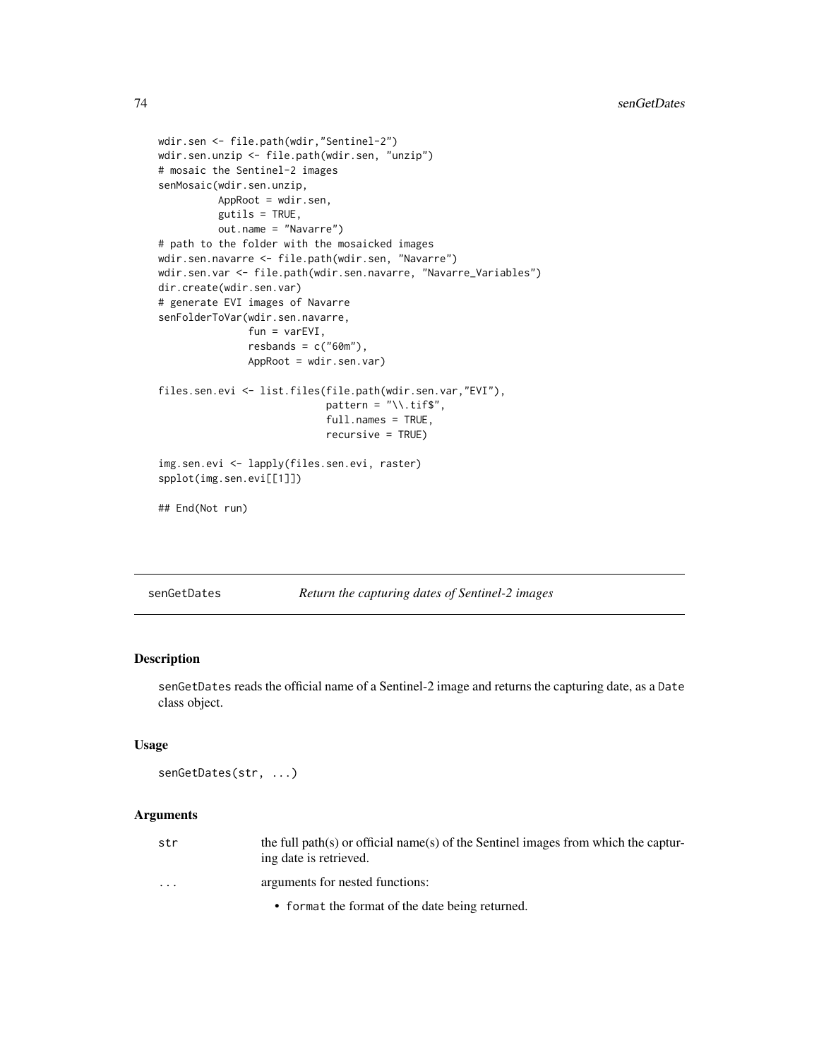```
wdir.sen <- file.path(wdir,"Sentinel-2")
wdir.sen.unzip <- file.path(wdir.sen, "unzip")
# mosaic the Sentinel-2 images
senMosaic(wdir.sen.unzip,
          AppRoot = wdir.sen,
          gutils = TRUE,
          out.name = "Navarre")
# path to the folder with the mosaicked images
wdir.sen.navarre <- file.path(wdir.sen, "Navarre")
wdir.sen.var <- file.path(wdir.sen.navarre, "Navarre_Variables")
dir.create(wdir.sen.var)
# generate EVI images of Navarre
senFolderToVar(wdir.sen.navarre,
               fun = varEVI,
               resbands = c("60m"),
               AppRoot = wdir.sen.var)

files.sen.evi <- list.files(file.path(wdir.sen.var,"EVI"),
                            pattern = "\\.tif$",
                            full.names = TRUE,
                            recursive = TRUE)

img.sen.evi <- lapply(files.sen.evi, raster)
spplot(img.sen.evi[[1]])

## End(Not run)
```

## senGetDates — *Return the capturing dates of Sentinel-2 images*

### Description

senGetDates reads the official name of a Sentinel-2 image and returns the capturing date, as a Date class object.

### Usage

```
senGetDates(str, ...)
```

### Arguments

| | |
|---|---|
| str | the full path(s) or official name(s) of the Sentinel images from which the capturing date is retrieved. |
| ... | arguments for nested functions:<br>• format the format of the date being returned. |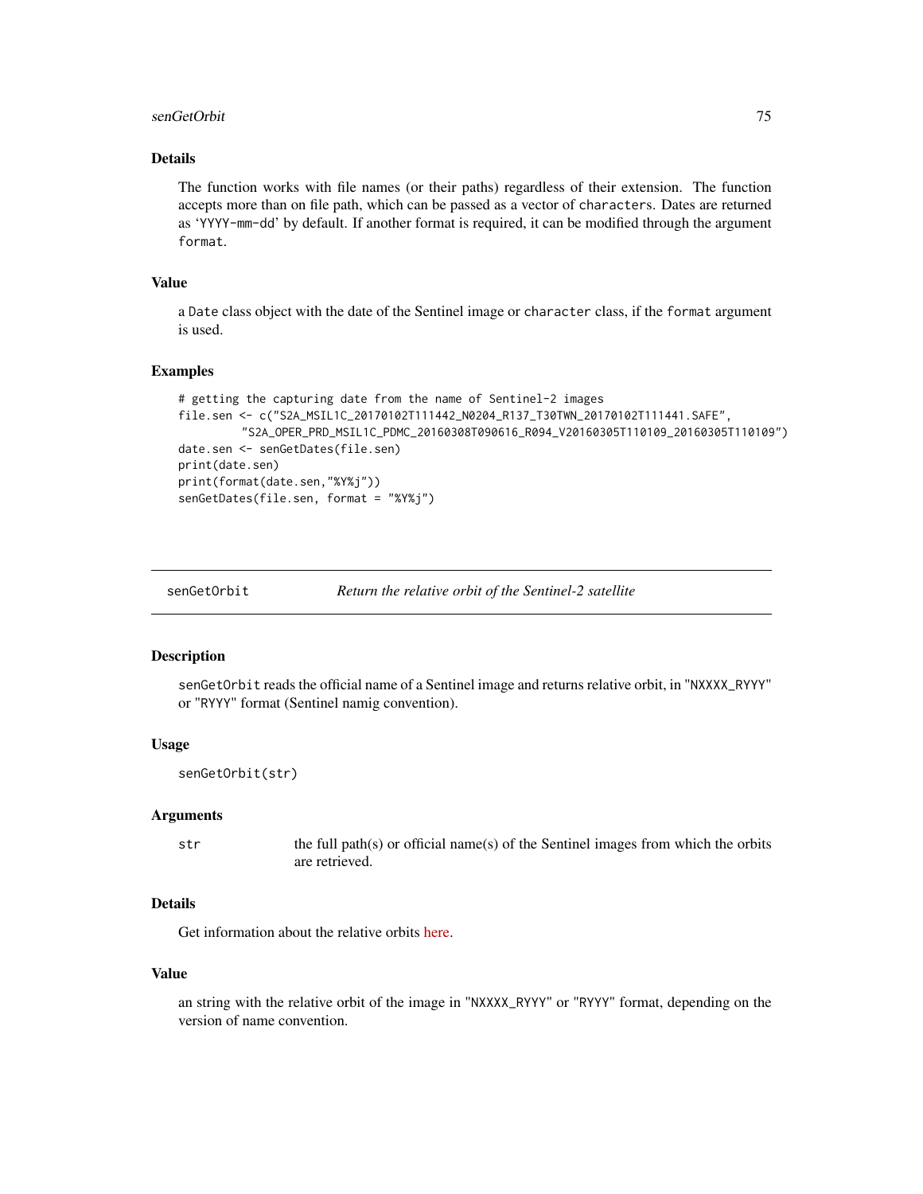### Details

The function works with file names (or their paths) regardless of their extension. The function accepts more than on file path, which can be passed as a vector of `characters`. Dates are returned as 'YYYY-mm-dd' by default. If another format is required, it can be modified through the argument `format`.

### Value

a `Date` class object with the date of the Sentinel image or `character` class, if the `format` argument is used.

### Examples

```
# getting the capturing date from the name of Sentinel-2 images
file.sen <- c("S2A_MSIL1C_20170102T111442_N0204_R137_T30TWN_20170102T111441.SAFE",
         "S2A_OPER_PRD_MSIL1C_PDMC_20160308T090616_R094_V20160305T110109_20160305T110109")
date.sen <- senGetDates(file.sen)
print(date.sen)
print(format(date.sen,"%Y%j"))
senGetDates(file.sen, format = "%Y%j")
```

---

## senGetOrbit — *Return the relative orbit of the Sentinel-2 satellite*

### Description

`senGetOrbit` reads the official name of a Sentinel image and returns relative orbit, in "NXXXX_RYYY" or "RYYY" format (Sentinel namig convention).

### Usage

```
senGetOrbit(str)
```

### Arguments

| | |
|---|---|
| str | the full path(s) or official name(s) of the Sentinel images from which the orbits are retrieved. |

### Details

Get information about the relative orbits here.

### Value

an string with the relative orbit of the image in "NXXXX_RYYY" or "RYYY" format, depending on the version of name convention.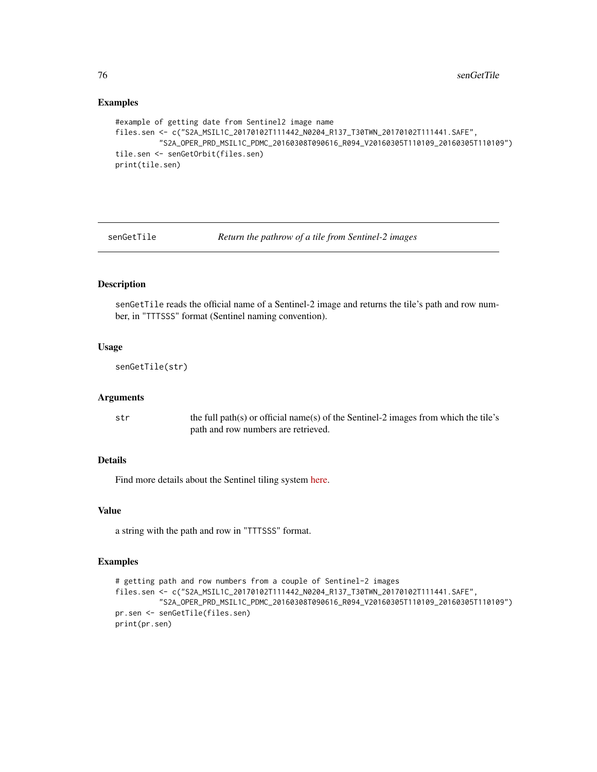## Examples

```
#example of getting date from Sentinel2 image name
files.sen <- c("S2A_MSIL1C_20170102T111442_N0204_R137_T30TWN_20170102T111441.SAFE",
          "S2A_OPER_PRD_MSIL1C_PDMC_20160308T090616_R094_V20160305T110109_20160305T110109")
tile.sen <- senGetOrbit(files.sen)
print(tile.sen)
```

---

`senGetTile` *Return the pathrow of a tile from Sentinel-2 images*

---

## Description

`senGetTile` reads the official name of a Sentinel-2 image and returns the tile's path and row number, in "TTTSSS" format (Sentinel naming convention).

## Usage

```
senGetTile(str)
```

## Arguments

| | |
|---|---|
| `str` | the full path(s) or official name(s) of the Sentinel-2 images from which the tile's path and row numbers are retrieved. |

## Details

Find more details about the Sentinel tiling system here.

## Value

a string with the path and row in "TTTSSS" format.

## Examples

```
# getting path and row numbers from a couple of Sentinel-2 images
files.sen <- c("S2A_MSIL1C_20170102T111442_N0204_R137_T30TWN_20170102T111441.SAFE",
          "S2A_OPER_PRD_MSIL1C_PDMC_20160308T090616_R094_V20160305T110109_20160305T110109")
pr.sen <- senGetTile(files.sen)
print(pr.sen)
```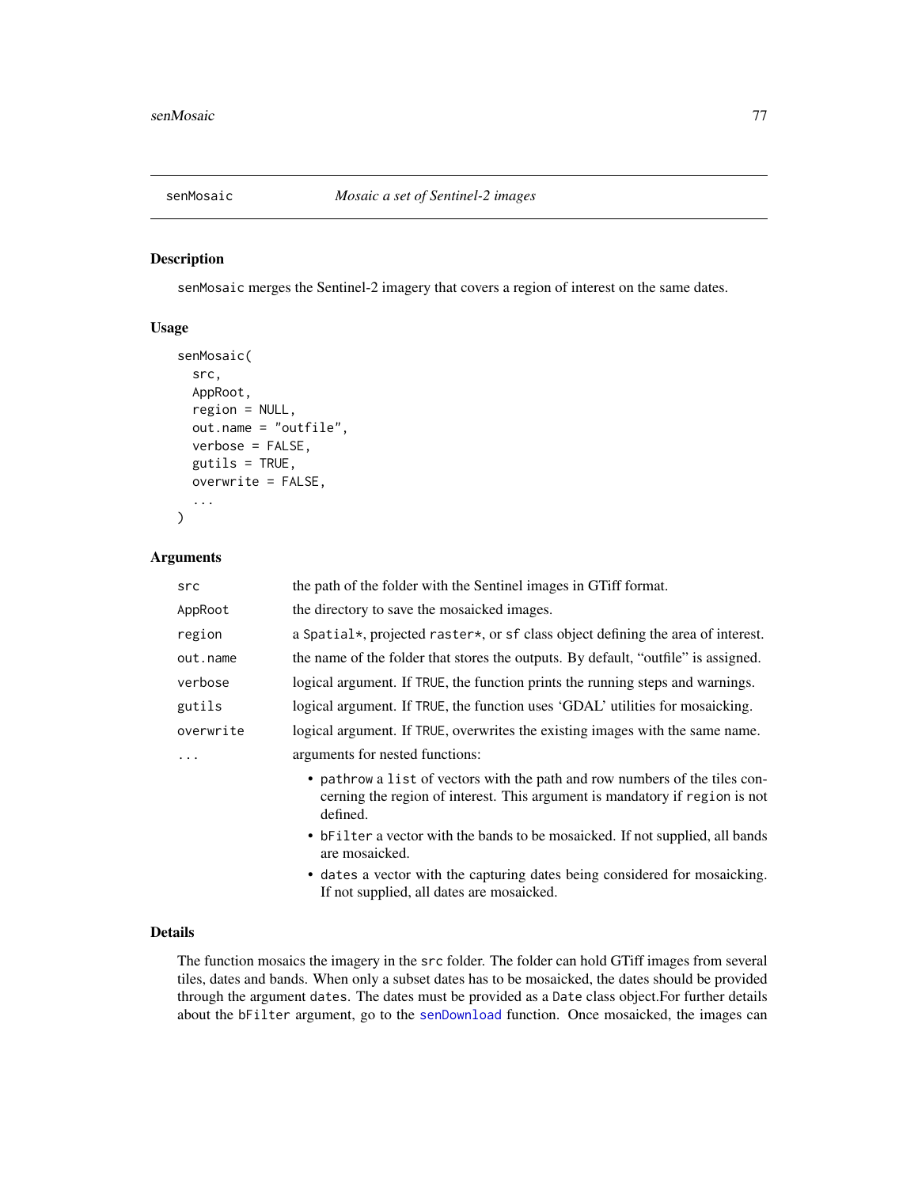## senMosaic — *Mosaic a set of Sentinel-2 images*

### Description

`senMosaic` merges the Sentinel-2 imagery that covers a region of interest on the same dates.

### Usage

```
senMosaic(
  src,
  AppRoot,
  region = NULL,
  out.name = "outfile",
  verbose = FALSE,
  gutils = TRUE,
  overwrite = FALSE,
  ...
)
```

### Arguments

| | |
|---|---|
| `src` | the path of the folder with the Sentinel images in GTiff format. |
| `AppRoot` | the directory to save the mosaicked images. |
| `region` | a `Spatial*`, projected `raster*`, or `sf` class object defining the area of interest. |
| `out.name` | the name of the folder that stores the outputs. By default, "outfile" is assigned. |
| `verbose` | logical argument. If `TRUE`, the function prints the running steps and warnings. |
| `gutils` | logical argument. If `TRUE`, the function uses 'GDAL' utilities for mosaicking. |
| `overwrite` | logical argument. If `TRUE`, overwrites the existing images with the same name. |
| `...` | arguments for nested functions: |

- `pathrow` a `list` of vectors with the path and row numbers of the tiles concerning the region of interest. This argument is mandatory if `region` is not defined.
- `bFilter` a vector with the bands to be mosaicked. If not supplied, all bands are mosaicked.
- `dates` a vector with the capturing dates being considered for mosaicking. If not supplied, all dates are mosaicked.

### Details

The function mosaics the imagery in the `src` folder. The folder can hold GTiff images from several tiles, dates and bands. When only a subset dates has to be mosaicked, the dates should be provided through the argument `dates`. The dates must be provided as a `Date` class object.For further details about the `bFilter` argument, go to the `senDownload` function. Once mosaicked, the images can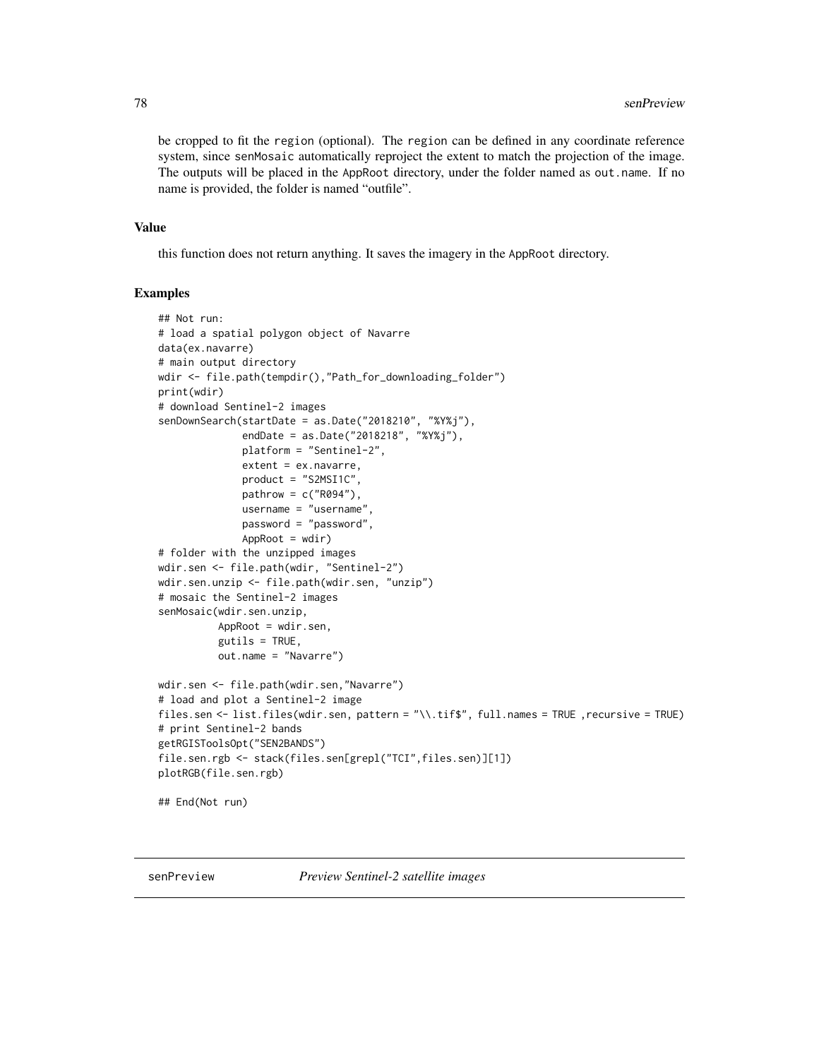be cropped to fit the region (optional). The region can be defined in any coordinate reference system, since senMosaic automatically reproject the extent to match the projection of the image. The outputs will be placed in the AppRoot directory, under the folder named as out.name. If no name is provided, the folder is named "outfile".

## Value

this function does not return anything. It saves the imagery in the AppRoot directory.

## Examples

```
## Not run:
# load a spatial polygon object of Navarre
data(ex.navarre)
# main output directory
wdir <- file.path(tempdir(),"Path_for_downloading_folder")
print(wdir)
# download Sentinel-2 images
senDownSearch(startDate = as.Date("2018210", "%Y%j"),
              endDate = as.Date("2018218", "%Y%j"),
              platform = "Sentinel-2",
              extent = ex.navarre,
              product = "S2MSI1C",
              pathrow = c("R094"),
              username = "username",
              password = "password",
              AppRoot = wdir)
# folder with the unzipped images
wdir.sen <- file.path(wdir, "Sentinel-2")
wdir.sen.unzip <- file.path(wdir.sen, "unzip")
# mosaic the Sentinel-2 images
senMosaic(wdir.sen.unzip,
          AppRoot = wdir.sen,
          gutils = TRUE,
          out.name = "Navarre")

wdir.sen <- file.path(wdir.sen,"Navarre")
# load and plot a Sentinel-2 image
files.sen <- list.files(wdir.sen, pattern = "\\.tif$", full.names = TRUE ,recursive = TRUE)
# print Sentinel-2 bands
getRGISToolsOpt("SEN2BANDS")
file.sen.rgb <- stack(files.sen[grepl("TCI",files.sen)][1])
plotRGB(file.sen.rgb)

## End(Not run)
```

---

senPreview *Preview Sentinel-2 satellite images*

---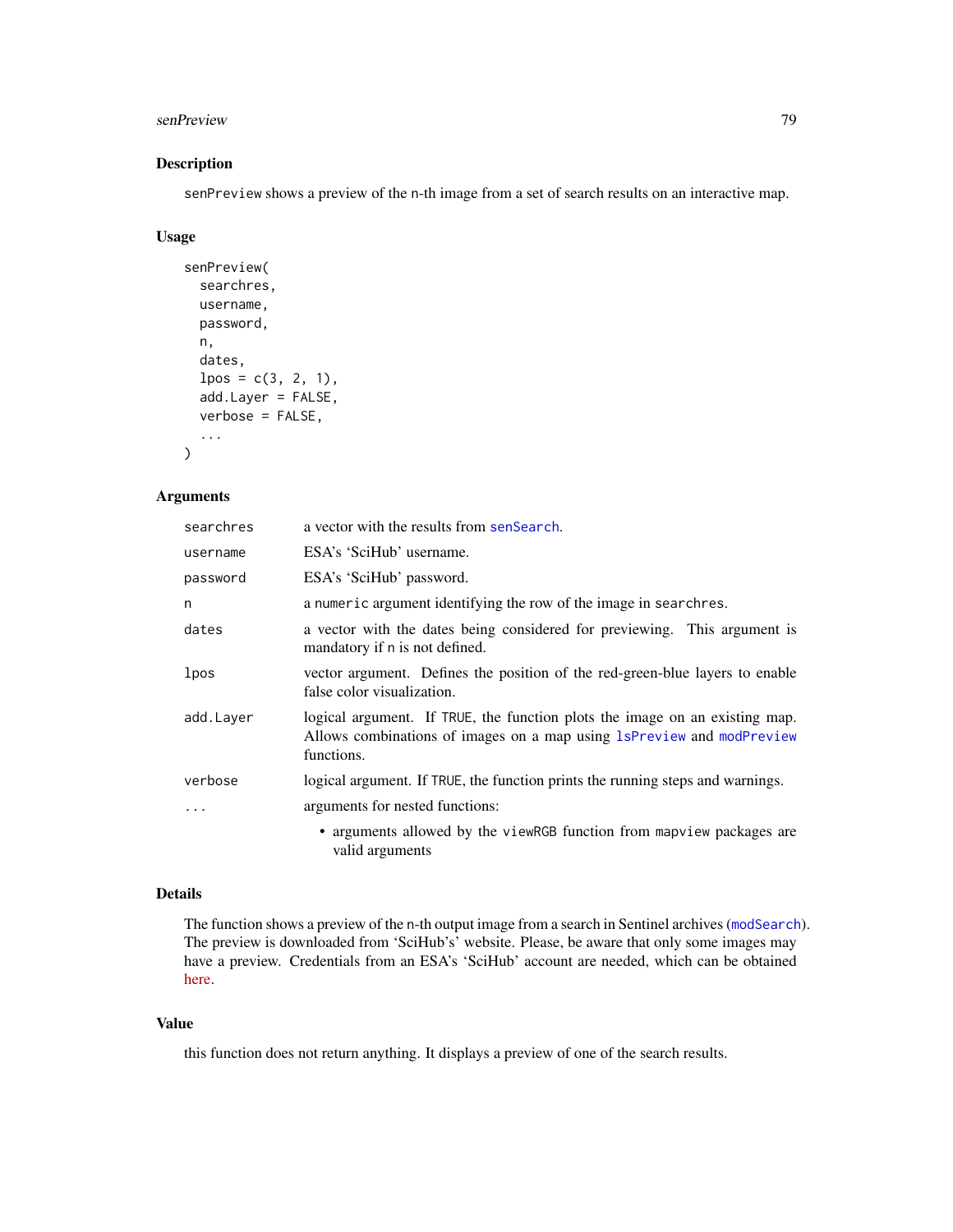## Description

`senPreview` shows a preview of the `n`-th image from a set of search results on an interactive map.

## Usage

```
senPreview(
  searchres,
  username,
  password,
  n,
  dates,
  lpos = c(3, 2, 1),
  add.Layer = FALSE,
  verbose = FALSE,
  ...
)
```

## Arguments

| | |
|---|---|
| `searchres` | a vector with the results from `senSearch`. |
| `username` | ESA's 'SciHub' username. |
| `password` | ESA's 'SciHub' password. |
| `n` | a `numeric` argument identifying the row of the image in `searchres`. |
| `dates` | a vector with the dates being considered for previewing. This argument is mandatory if `n` is not defined. |
| `lpos` | vector argument. Defines the position of the red-green-blue layers to enable false color visualization. |
| `add.Layer` | logical argument. If `TRUE`, the function plots the image on an existing map. Allows combinations of images on a map using `lsPreview` and `modPreview` functions. |
| `verbose` | logical argument. If `TRUE`, the function prints the running steps and warnings. |
| `...` | arguments for nested functions:<br>• arguments allowed by the `viewRGB` function from `mapview` packages are valid arguments |

## Details

The function shows a preview of the `n`-th output image from a search in Sentinel archives (`modSearch`). The preview is downloaded from 'SciHub's' website. Please, be aware that only some images may have a preview. Credentials from an ESA's 'SciHub' account are needed, which can be obtained here.

## Value

this function does not return anything. It displays a preview of one of the search results.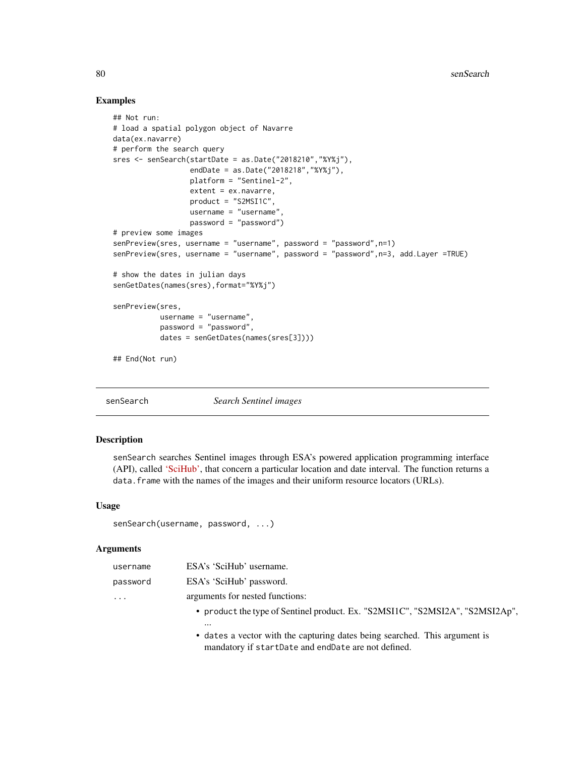## Examples

```
## Not run:
# load a spatial polygon object of Navarre
data(ex.navarre)
# perform the search query
sres <- senSearch(startDate = as.Date("2018210","%Y%j"),
                  endDate = as.Date("2018218","%Y%j"),
                  platform = "Sentinel-2",
                  extent = ex.navarre,
                  product = "S2MSI1C",
                  username = "username",
                  password = "password")
# preview some images
senPreview(sres, username = "username", password = "password",n=1)
senPreview(sres, username = "username", password = "password",n=3, add.Layer =TRUE)

# show the dates in julian days
senGetDates(names(sres),format="%Y%j")

senPreview(sres,
           username = "username",
           password = "password",
           dates = senGetDates(names(sres[3])))

## End(Not run)
```

---

`senSearch` *Search Sentinel images*

---

## Description

`senSearch` searches Sentinel images through ESA's powered application programming interface (API), called 'SciHub', that concern a particular location and date interval. The function returns a `data.frame` with the names of the images and their uniform resource locators (URLs).

## Usage

```
senSearch(username, password, ...)
```

## Arguments

| | |
|---|---|
| `username` | ESA's 'SciHub' username. |
| `password` | ESA's 'SciHub' password. |
| `...` | arguments for nested functions:<br>• `product` the type of Sentinel product. Ex. "S2MSI1C", "S2MSI2A", "S2MSI2Ap", ...<br>• `dates` a vector with the capturing dates being searched. This argument is mandatory if `startDate` and `endDate` are not defined. |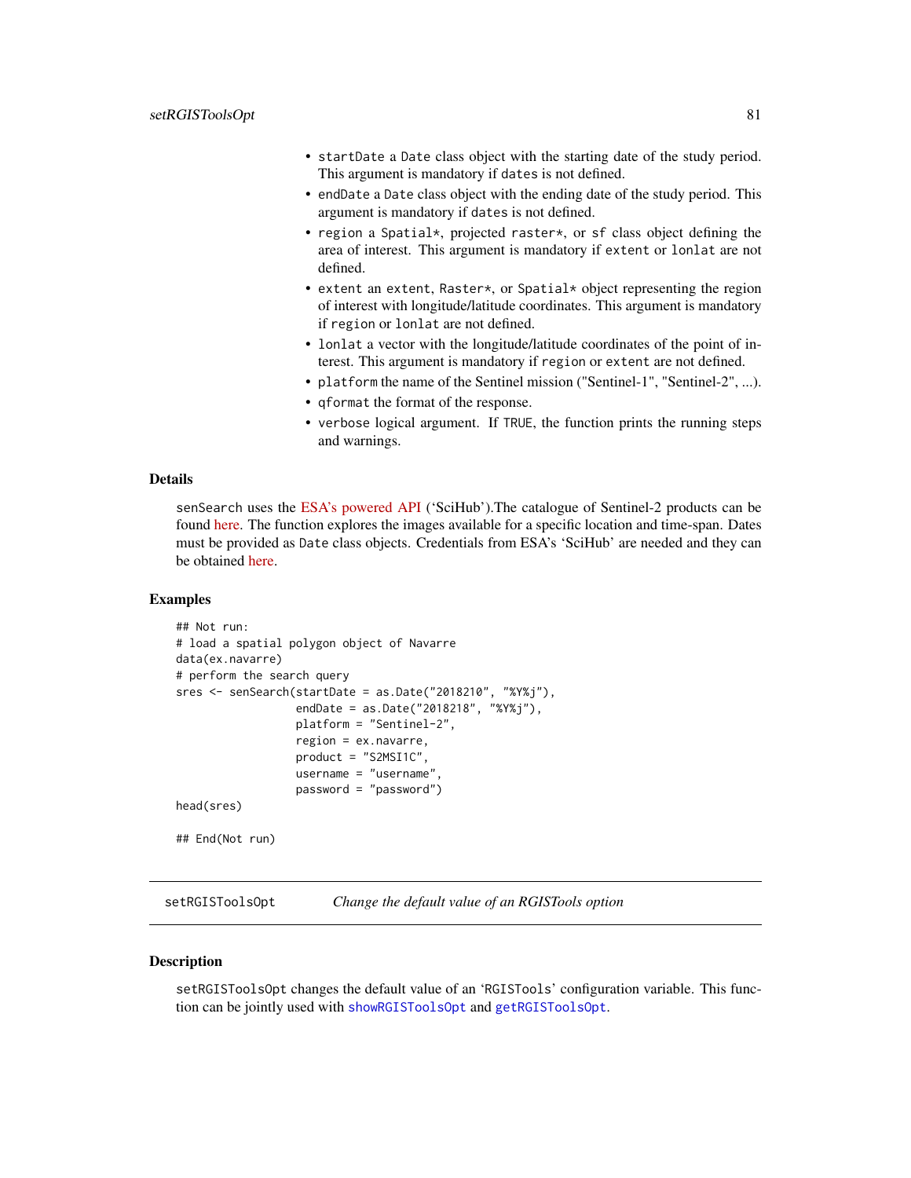- `startDate` a `Date` class object with the starting date of the study period. This argument is mandatory if `dates` is not defined.
- `endDate` a `Date` class object with the ending date of the study period. This argument is mandatory if `dates` is not defined.
- `region` a `Spatial*`, projected `raster*`, or `sf` class object defining the area of interest. This argument is mandatory if `extent` or `lonlat` are not defined.
- `extent` an `extent`, `Raster*`, or `Spatial*` object representing the region of interest with longitude/latitude coordinates. This argument is mandatory if `region` or `lonlat` are not defined.
- `lonlat` a vector with the longitude/latitude coordinates of the point of interest. This argument is mandatory if `region` or `extent` are not defined.
- `platform` the name of the Sentinel mission ("Sentinel-1", "Sentinel-2", ...).
- `qformat` the format of the response.
- `verbose` logical argument. If `TRUE`, the function prints the running steps and warnings.

### Details

`senSearch` uses the ESA's powered API ('SciHub').The catalogue of Sentinel-2 products can be found here. The function explores the images available for a specific location and time-span. Dates must be provided as `Date` class objects. Credentials from ESA's 'SciHub' are needed and they can be obtained here.

### Examples

```
## Not run:
# load a spatial polygon object of Navarre
data(ex.navarre)
# perform the search query
sres <- senSearch(startDate = as.Date("2018210", "%Y%j"),
                  endDate = as.Date("2018218", "%Y%j"),
                  platform = "Sentinel-2",
                  region = ex.navarre,
                  product = "S2MSI1C",
                  username = "username",
                  password = "password")
head(sres)

## End(Not run)
```

---

## setRGISToolsOpt    *Change the default value of an RGISTools option*

### Description

`setRGISToolsOpt` changes the default value of an 'RGISTools' configuration variable. This function can be jointly used with `showRGISToolsOpt` and `getRGISToolsOpt`.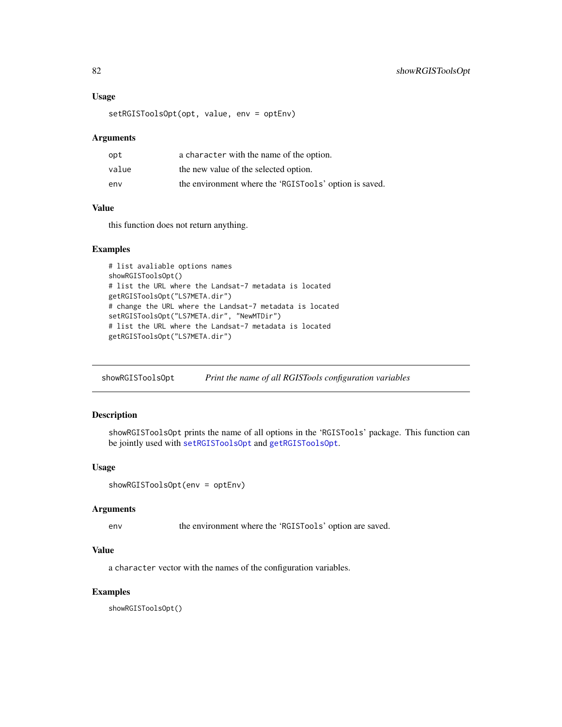## Usage

```
setRGISToolsOpt(opt, value, env = optEnv)
```

## Arguments

| | |
|---|---|
| opt | a character with the name of the option. |
| value | the new value of the selected option. |
| env | the environment where the 'RGISTools' option is saved. |

## Value

this function does not return anything.

## Examples

```
# list avaliable options names
showRGISToolsOpt()
# list the URL where the Landsat-7 metadata is located
getRGISToolsOpt("LS7META.dir")
# change the URL where the Landsat-7 metadata is located
setRGISToolsOpt("LS7META.dir", "NewMTDir")
# list the URL where the Landsat-7 metadata is located
getRGISToolsOpt("LS7META.dir")
```

---

# showRGISToolsOpt    *Print the name of all RGISTools configuration variables*

---

## Description

showRGISToolsOpt prints the name of all options in the 'RGISTools' package. This function can be jointly used with setRGISToolsOpt and getRGISToolsOpt.

## Usage

```
showRGISToolsOpt(env = optEnv)
```

## Arguments

| | |
|---|---|
| env | the environment where the 'RGISTools' option are saved. |

## Value

a character vector with the names of the configuration variables.

## Examples

```
showRGISToolsOpt()
```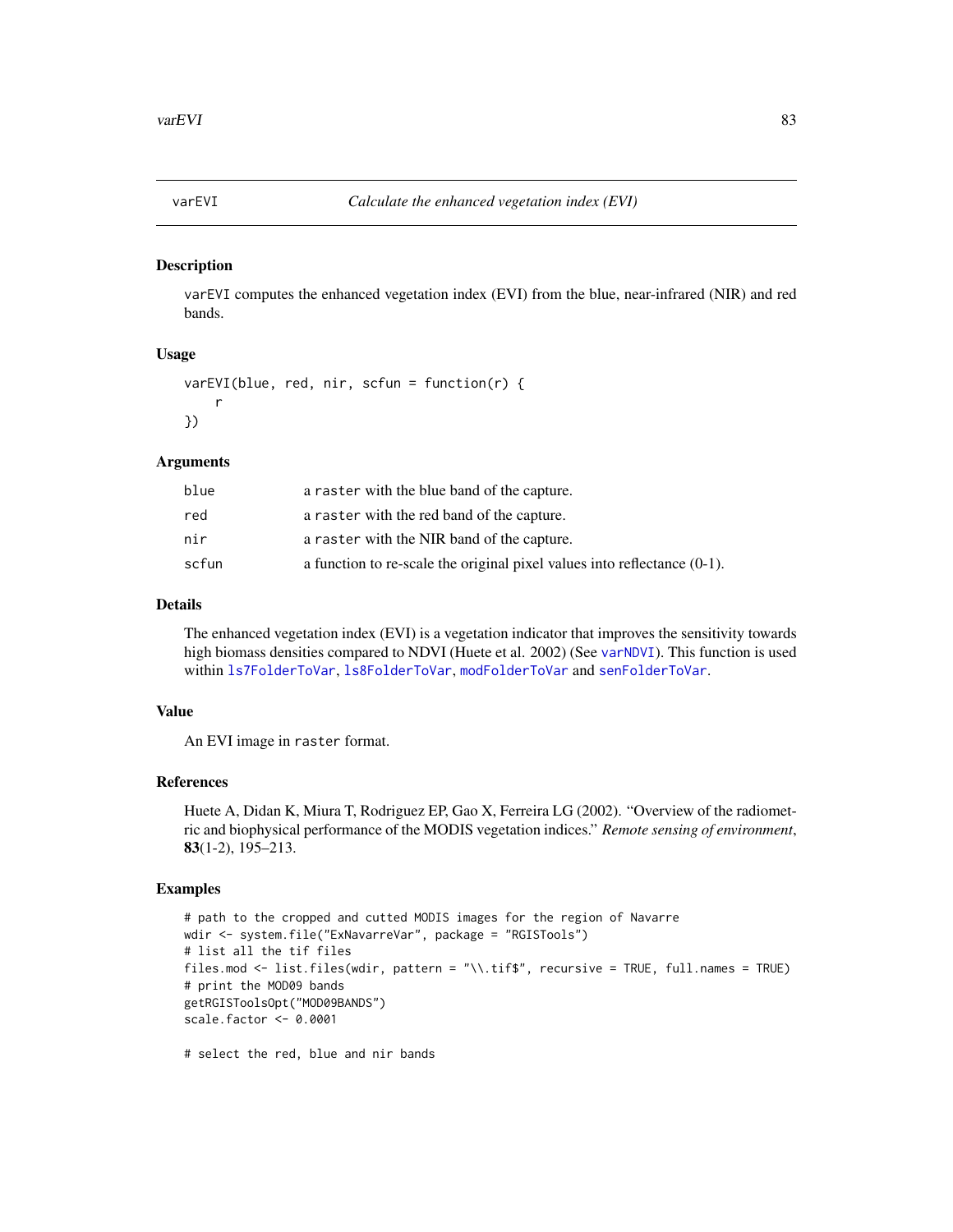varEVI — *Calculate the enhanced vegetation index (EVI)*

### Description

varEVI computes the enhanced vegetation index (EVI) from the blue, near-infrared (NIR) and red bands.

### Usage

```
varEVI(blue, red, nir, scfun = function(r) {
    r
})
```

### Arguments

| | |
|---|---|
| blue | a raster with the blue band of the capture. |
| red | a raster with the red band of the capture. |
| nir | a raster with the NIR band of the capture. |
| scfun | a function to re-scale the original pixel values into reflectance (0-1). |

### Details

The enhanced vegetation index (EVI) is a vegetation indicator that improves the sensitivity towards high biomass densities compared to NDVI (Huete et al. 2002) (See varNDVI). This function is used within ls7FolderToVar, ls8FolderToVar, modFolderToVar and senFolderToVar.

### Value

An EVI image in raster format.

### References

Huete A, Didan K, Miura T, Rodriguez EP, Gao X, Ferreira LG (2002). "Overview of the radiometric and biophysical performance of the MODIS vegetation indices." *Remote sensing of environment*, **83**(1-2), 195–213.

### Examples

```
# path to the cropped and cutted MODIS images for the region of Navarre
wdir <- system.file("ExNavarreVar", package = "RGISTools")
# list all the tif files
files.mod <- list.files(wdir, pattern = "\\.tif$", recursive = TRUE, full.names = TRUE)
# print the MOD09 bands
getRGISToolsOpt("MOD09BANDS")
scale.factor <- 0.0001

# select the red, blue and nir bands
```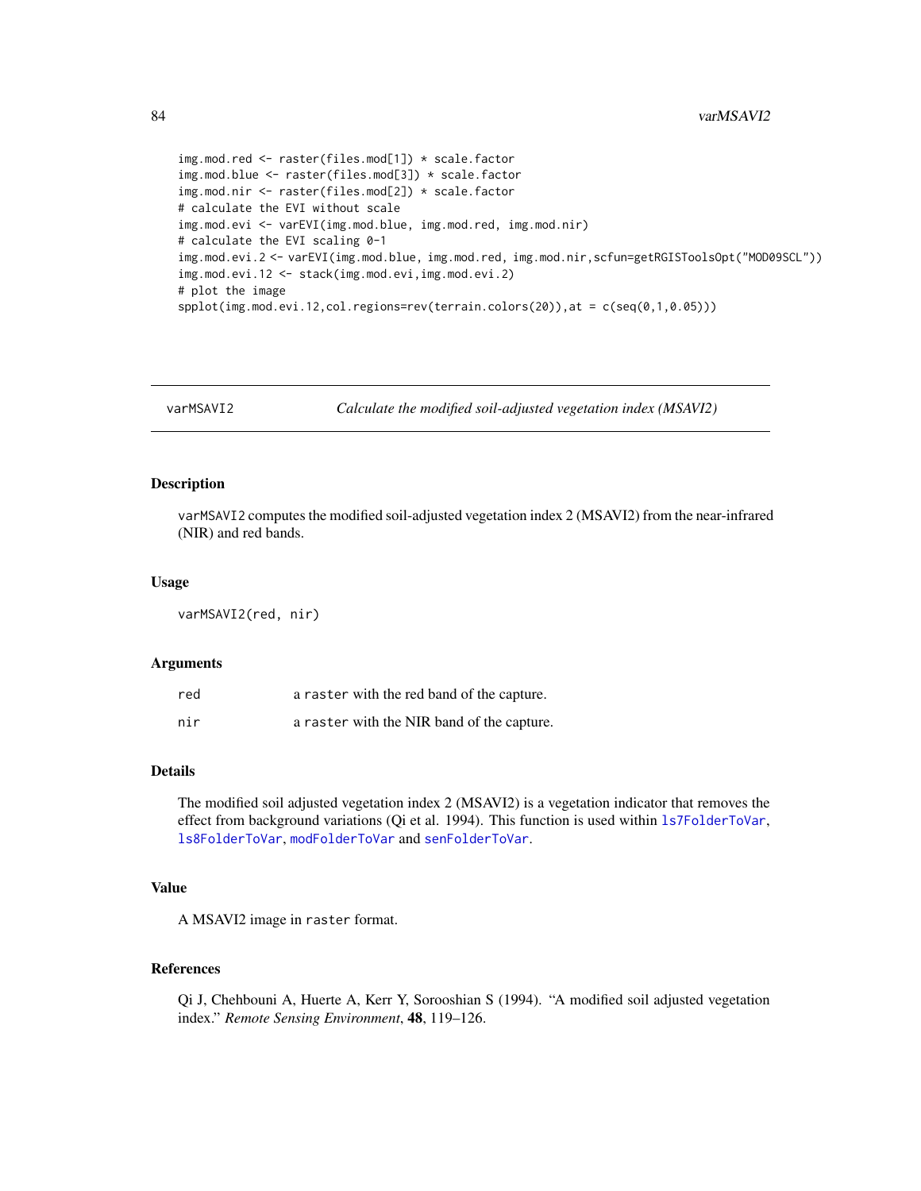```
img.mod.red <- raster(files.mod[1]) * scale.factor
img.mod.blue <- raster(files.mod[3]) * scale.factor
img.mod.nir <- raster(files.mod[2]) * scale.factor
# calculate the EVI without scale
img.mod.evi <- varEVI(img.mod.blue, img.mod.red, img.mod.nir)
# calculate the EVI scaling 0-1
img.mod.evi.2 <- varEVI(img.mod.blue, img.mod.red, img.mod.nir,scfun=getRGISToolsOpt("MOD09SCL"))
img.mod.evi.12 <- stack(img.mod.evi,img.mod.evi.2)
# plot the image
spplot(img.mod.evi.12,col.regions=rev(terrain.colors(20)),at = c(seq(0,1,0.05)))
```

---

## varMSAVI2 — *Calculate the modified soil-adjusted vegetation index (MSAVI2)*

### Description

varMSAVI2 computes the modified soil-adjusted vegetation index 2 (MSAVI2) from the near-infrared (NIR) and red bands.

### Usage

```
varMSAVI2(red, nir)
```

### Arguments

| | |
|---|---|
| red | a raster with the red band of the capture. |
| nir | a raster with the NIR band of the capture. |

### Details

The modified soil adjusted vegetation index 2 (MSAVI2) is a vegetation indicator that removes the effect from background variations (Qi et al. 1994). This function is used within ls7FolderToVar, ls8FolderToVar, modFolderToVar and senFolderToVar.

### Value

A MSAVI2 image in raster format.

### References

Qi J, Chehbouni A, Huerte A, Kerr Y, Sorooshian S (1994). "A modified soil adjusted vegetation index." *Remote Sensing Environment*, **48**, 119–126.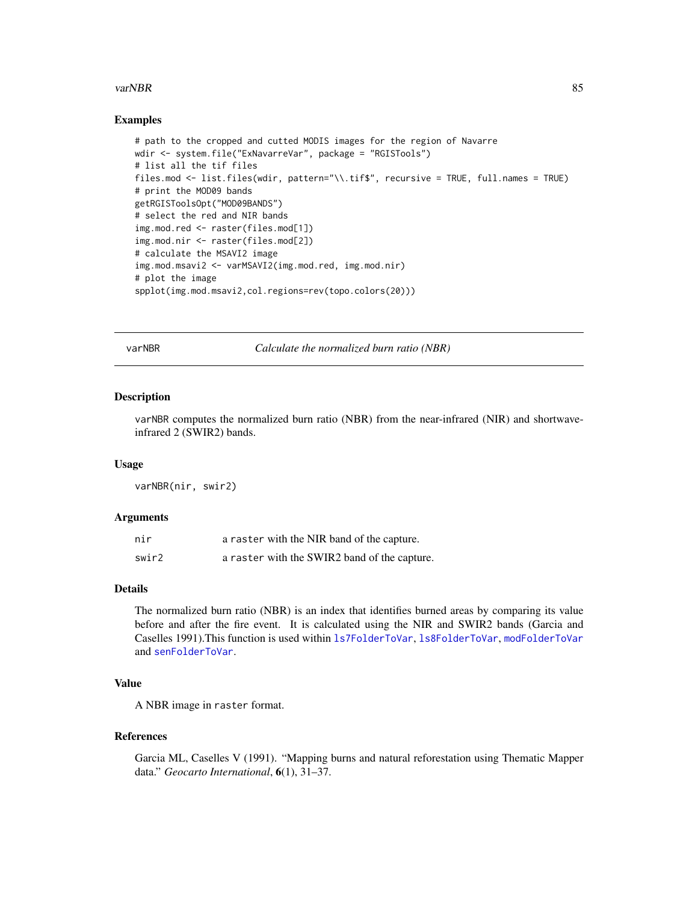### Examples

```
# path to the cropped and cutted MODIS images for the region of Navarre
wdir <- system.file("ExNavarreVar", package = "RGISTools")
# list all the tif files
files.mod <- list.files(wdir, pattern="\\.tif$", recursive = TRUE, full.names = TRUE)
# print the MOD09 bands
getRGISToolsOpt("MOD09BANDS")
# select the red and NIR bands
img.mod.red <- raster(files.mod[1])
img.mod.nir <- raster(files.mod[2])
# calculate the MSAVI2 image
img.mod.msavi2 <- varMSAVI2(img.mod.red, img.mod.nir)
# plot the image
spplot(img.mod.msavi2,col.regions=rev(topo.colors(20)))
```

---

## varNBR — *Calculate the normalized burn ratio (NBR)*

### Description

`varNBR` computes the normalized burn ratio (NBR) from the near-infrared (NIR) and shortwave-infrared 2 (SWIR2) bands.

### Usage

```
varNBR(nir, swir2)
```

### Arguments

| | |
|---|---|
| `nir` | a `raster` with the NIR band of the capture. |
| `swir2` | a `raster` with the SWIR2 band of the capture. |

### Details

The normalized burn ratio (NBR) is an index that identifies burned areas by comparing its value before and after the fire event. It is calculated using the NIR and SWIR2 bands (Garcia and Caselles 1991).This function is used within `ls7FolderToVar`, `ls8FolderToVar`, `modFolderToVar` and `senFolderToVar`.

### Value

A NBR image in `raster` format.

### References

Garcia ML, Caselles V (1991). "Mapping burns and natural reforestation using Thematic Mapper data." *Geocarto International*, **6**(1), 31–37.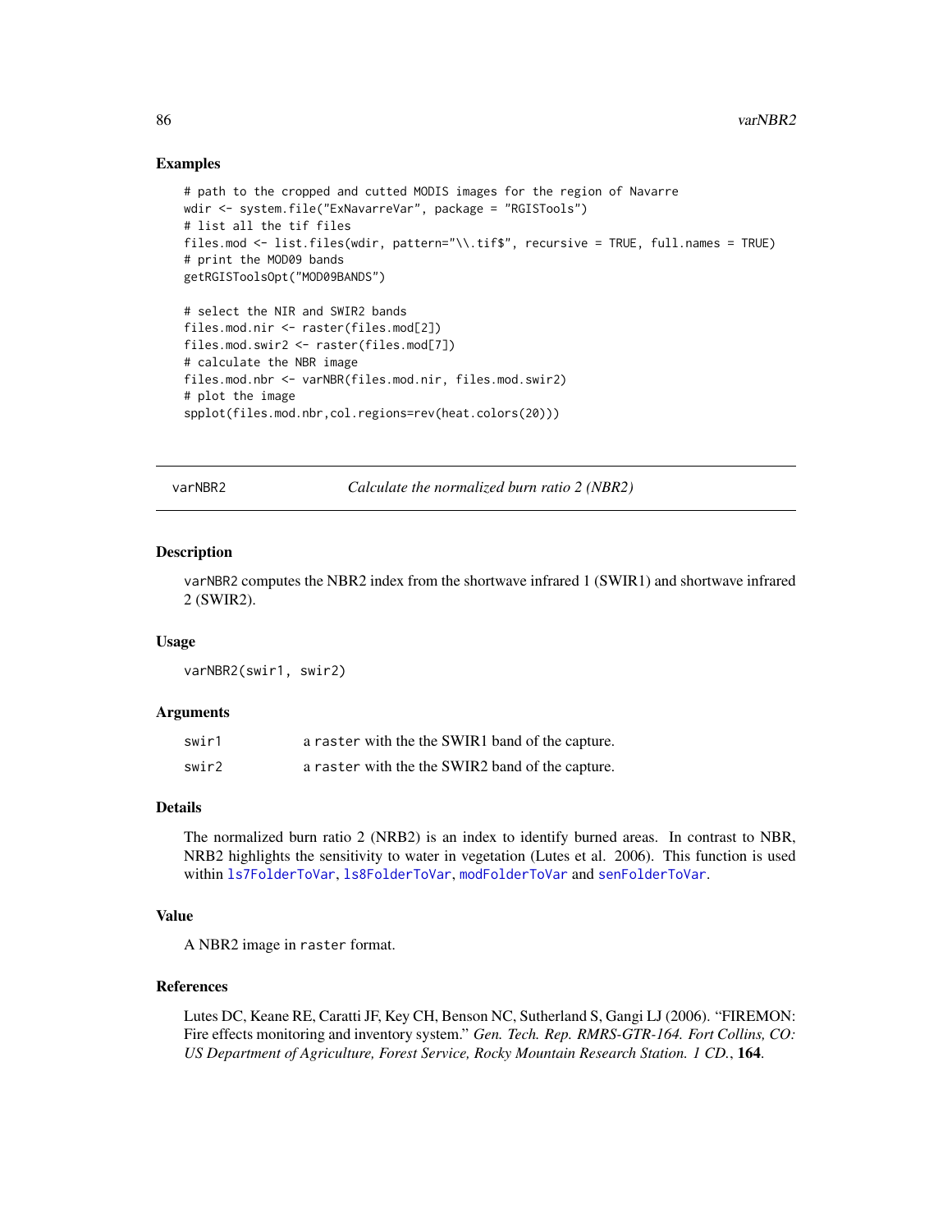## Examples

```
# path to the cropped and cutted MODIS images for the region of Navarre
wdir <- system.file("ExNavarreVar", package = "RGISTools")
# list all the tif files
files.mod <- list.files(wdir, pattern="\\.tif$", recursive = TRUE, full.names = TRUE)
# print the MOD09 bands
getRGISToolsOpt("MOD09BANDS")

# select the NIR and SWIR2 bands
files.mod.nir <- raster(files.mod[2])
files.mod.swir2 <- raster(files.mod[7])
# calculate the NBR image
files.mod.nbr <- varNBR(files.mod.nir, files.mod.swir2)
# plot the image
spplot(files.mod.nbr,col.regions=rev(heat.colors(20)))
```

---

# varNBR2 — *Calculate the normalized burn ratio 2 (NBR2)*

---

## Description

varNBR2 computes the NBR2 index from the shortwave infrared 1 (SWIR1) and shortwave infrared 2 (SWIR2).

## Usage

```
varNBR2(swir1, swir2)
```

## Arguments

| | |
|---|---|
| swir1 | a raster with the the SWIR1 band of the capture. |
| swir2 | a raster with the the SWIR2 band of the capture. |

## Details

The normalized burn ratio 2 (NRB2) is an index to identify burned areas. In contrast to NBR, NRB2 highlights the sensitivity to water in vegetation (Lutes et al. 2006). This function is used within ls7FolderToVar, ls8FolderToVar, modFolderToVar and senFolderToVar.

## Value

A NBR2 image in raster format.

## References

Lutes DC, Keane RE, Caratti JF, Key CH, Benson NC, Sutherland S, Gangi LJ (2006). "FIREMON: Fire effects monitoring and inventory system." *Gen. Tech. Rep. RMRS-GTR-164. Fort Collins, CO: US Department of Agriculture, Forest Service, Rocky Mountain Research Station. 1 CD.*, **164**.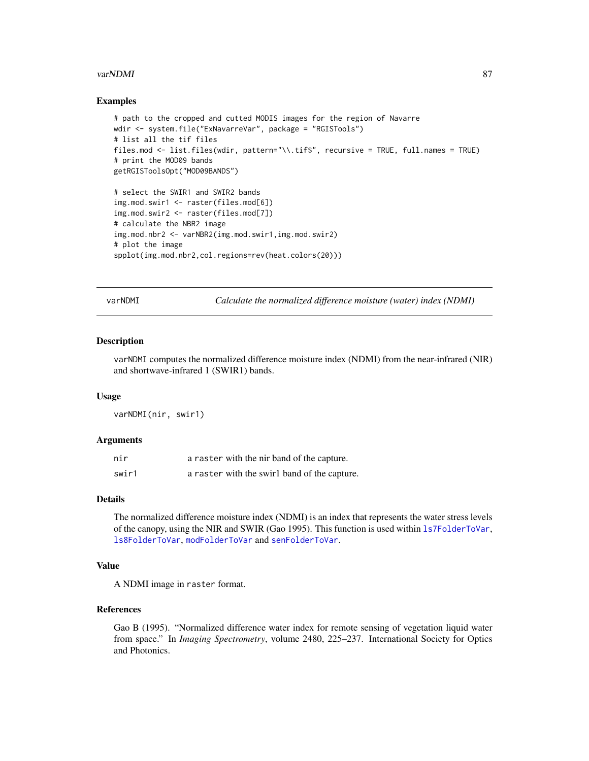## Examples

```
# path to the cropped and cutted MODIS images for the region of Navarre
wdir <- system.file("ExNavarreVar", package = "RGISTools")
# list all the tif files
files.mod <- list.files(wdir, pattern="\\.tif$", recursive = TRUE, full.names = TRUE)
# print the MOD09 bands
getRGISToolsOpt("MOD09BANDS")

# select the SWIR1 and SWIR2 bands
img.mod.swir1 <- raster(files.mod[6])
img.mod.swir2 <- raster(files.mod[7])
# calculate the NBR2 image
img.mod.nbr2 <- varNBR2(img.mod.swir1,img.mod.swir2)
# plot the image
spplot(img.mod.nbr2,col.regions=rev(heat.colors(20)))
```

---

# varNDMI — *Calculate the normalized difference moisture (water) index (NDMI)*

## Description

`varNDMI` computes the normalized difference moisture index (NDMI) from the near-infrared (NIR) and shortwave-infrared 1 (SWIR1) bands.

## Usage

```
varNDMI(nir, swir1)
```

## Arguments

| | |
|---|---|
| `nir` | a `raster` with the nir band of the capture. |
| `swir1` | a `raster` with the swir1 band of the capture. |

## Details

The normalized difference moisture index (NDMI) is an index that represents the water stress levels of the canopy, using the NIR and SWIR (Gao 1995). This function is used within `ls7FolderToVar`, `ls8FolderToVar`, `modFolderToVar` and `senFolderToVar`.

## Value

A NDMI image in `raster` format.

## References

Gao B (1995). "Normalized difference water index for remote sensing of vegetation liquid water from space." In *Imaging Spectrometry*, volume 2480, 225–237. International Society for Optics and Photonics.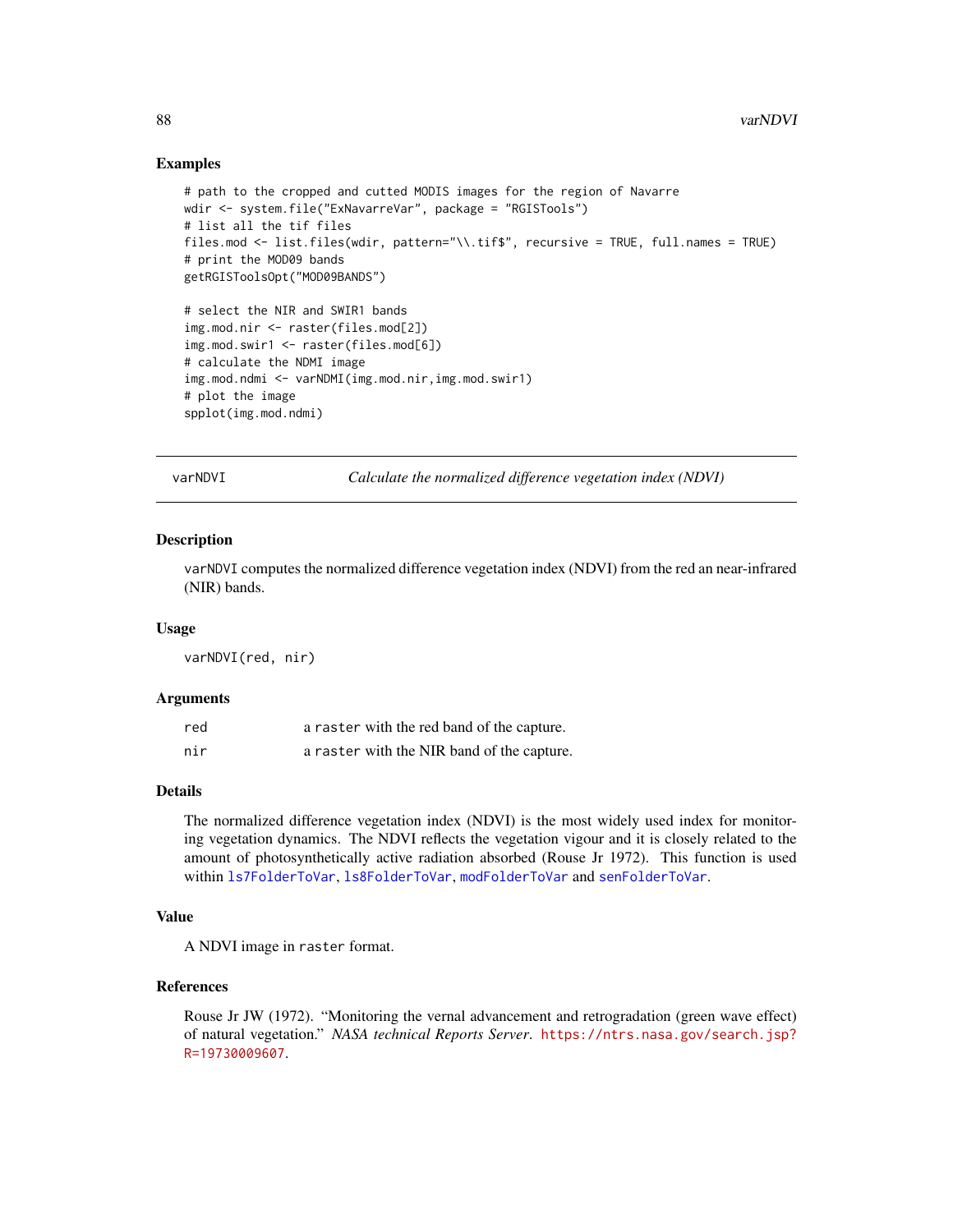### Examples

```
# path to the cropped and cutted MODIS images for the region of Navarre
wdir <- system.file("ExNavarreVar", package = "RGISTools")
# list all the tif files
files.mod <- list.files(wdir, pattern="\\.tif$", recursive = TRUE, full.names = TRUE)
# print the MOD09 bands
getRGISToolsOpt("MOD09BANDS")

# select the NIR and SWIR1 bands
img.mod.nir <- raster(files.mod[2])
img.mod.swir1 <- raster(files.mod[6])
# calculate the NDMI image
img.mod.ndmi <- varNDMI(img.mod.nir,img.mod.swir1)
# plot the image
spplot(img.mod.ndmi)
```

---

## varNDVI — *Calculate the normalized difference vegetation index (NDVI)*

---

### Description

`varNDVI` computes the normalized difference vegetation index (NDVI) from the red an near-infrared (NIR) bands.

### Usage

```
varNDVI(red, nir)
```

### Arguments

| | |
|---|---|
| `red` | a `raster` with the red band of the capture. |
| `nir` | a `raster` with the NIR band of the capture. |

### Details

The normalized difference vegetation index (NDVI) is the most widely used index for monitoring vegetation dynamics. The NDVI reflects the vegetation vigour and it is closely related to the amount of photosynthetically active radiation absorbed (Rouse Jr 1972). This function is used within `ls7FolderToVar`, `ls8FolderToVar`, `modFolderToVar` and `senFolderToVar`.

### Value

A NDVI image in `raster` format.

### References

Rouse Jr JW (1972). "Monitoring the vernal advancement and retrogradation (green wave effect) of natural vegetation." *NASA technical Reports Server*. https://ntrs.nasa.gov/search.jsp?R=19730009607.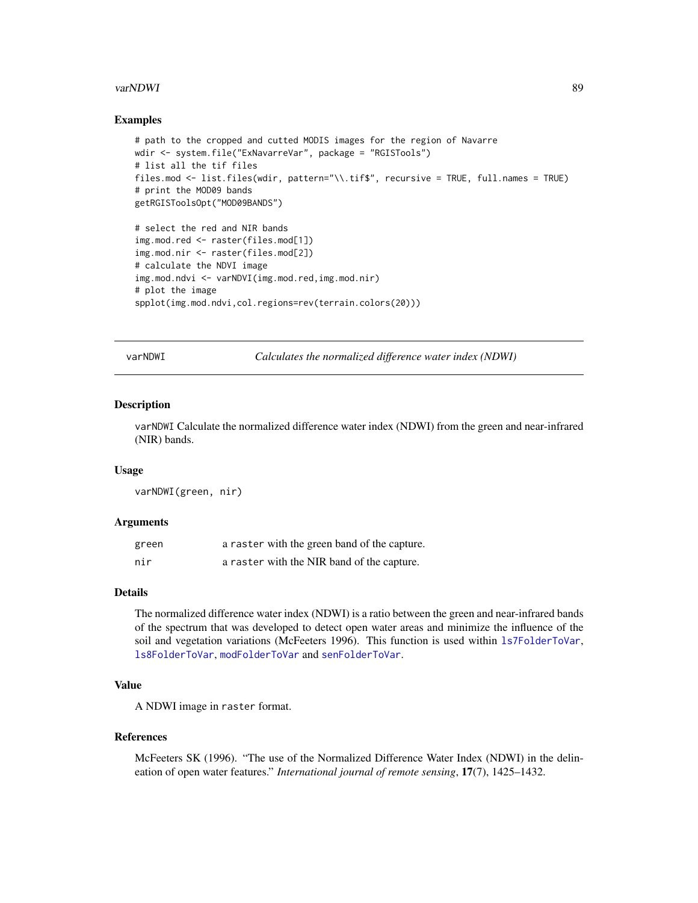## Examples

```
# path to the cropped and cutted MODIS images for the region of Navarre
wdir <- system.file("ExNavarreVar", package = "RGISTools")
# list all the tif files
files.mod <- list.files(wdir, pattern="\\.tif$", recursive = TRUE, full.names = TRUE)
# print the MOD09 bands
getRGISToolsOpt("MOD09BANDS")

# select the red and NIR bands
img.mod.red <- raster(files.mod[1])
img.mod.nir <- raster(files.mod[2])
# calculate the NDVI image
img.mod.ndvi <- varNDVI(img.mod.red,img.mod.nir)
# plot the image
spplot(img.mod.ndvi,col.regions=rev(terrain.colors(20)))
```

---

# varNDWI — *Calculates the normalized difference water index (NDWI)*

## Description

`varNDWI` Calculate the normalized difference water index (NDWI) from the green and near-infrared (NIR) bands.

## Usage

```
varNDWI(green, nir)
```

## Arguments

| | |
|---|---|
| `green` | a `raster` with the green band of the capture. |
| `nir` | a `raster` with the NIR band of the capture. |

## Details

The normalized difference water index (NDWI) is a ratio between the green and near-infrared bands of the spectrum that was developed to detect open water areas and minimize the influence of the soil and vegetation variations (McFeeters 1996). This function is used within `ls7FolderToVar`, `ls8FolderToVar`, `modFolderToVar` and `senFolderToVar`.

## Value

A NDWI image in `raster` format.

## References

McFeeters SK (1996). "The use of the Normalized Difference Water Index (NDWI) in the delineation of open water features." *International journal of remote sensing*, **17**(7), 1425–1432.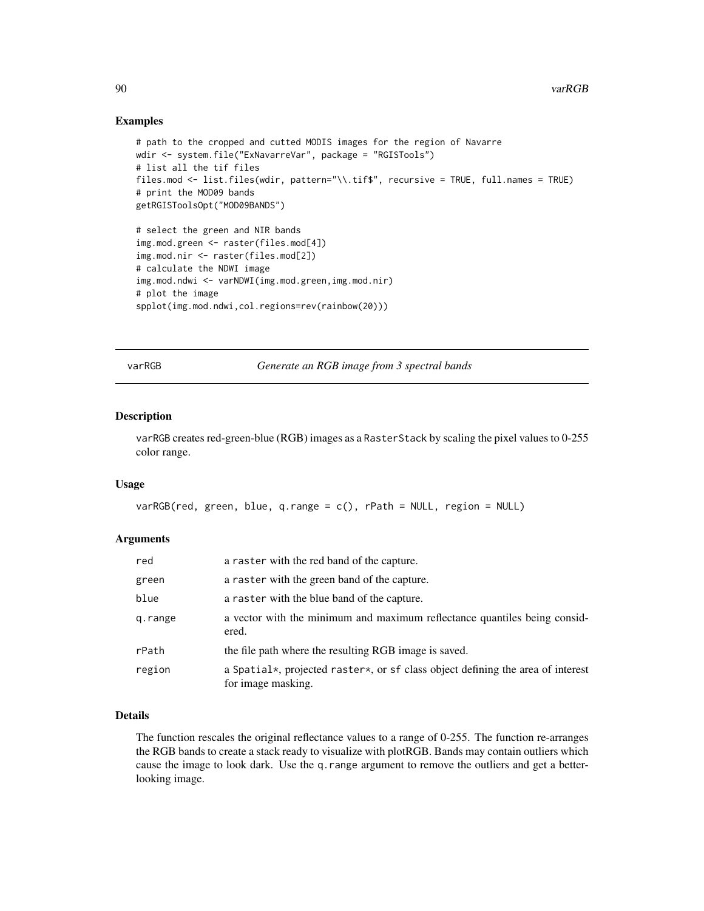### Examples

```
# path to the cropped and cutted MODIS images for the region of Navarre
wdir <- system.file("ExNavarreVar", package = "RGISTools")
# list all the tif files
files.mod <- list.files(wdir, pattern="\\.tif$", recursive = TRUE, full.names = TRUE)
# print the MOD09 bands
getRGISToolsOpt("MOD09BANDS")

# select the green and NIR bands
img.mod.green <- raster(files.mod[4])
img.mod.nir <- raster(files.mod[2])
# calculate the NDWI image
img.mod.ndwi <- varNDWI(img.mod.green,img.mod.nir)
# plot the image
spplot(img.mod.ndwi,col.regions=rev(rainbow(20)))
```

---

## varRGB — *Generate an RGB image from 3 spectral bands*

### Description

varRGB creates red-green-blue (RGB) images as a RasterStack by scaling the pixel values to 0-255 color range.

### Usage

```
varRGB(red, green, blue, q.range = c(), rPath = NULL, region = NULL)
```

### Arguments

| | |
|---|---|
| red | a raster with the red band of the capture. |
| green | a raster with the green band of the capture. |
| blue | a raster with the blue band of the capture. |
| q.range | a vector with the minimum and maximum reflectance quantiles being considered. |
| rPath | the file path where the resulting RGB image is saved. |
| region | a Spatial*, projected raster*, or sf class object defining the area of interest for image masking. |

### Details

The function rescales the original reflectance values to a range of 0-255. The function re-arranges the RGB bands to create a stack ready to visualize with plotRGB. Bands may contain outliers which cause the image to look dark. Use the q.range argument to remove the outliers and get a better-looking image.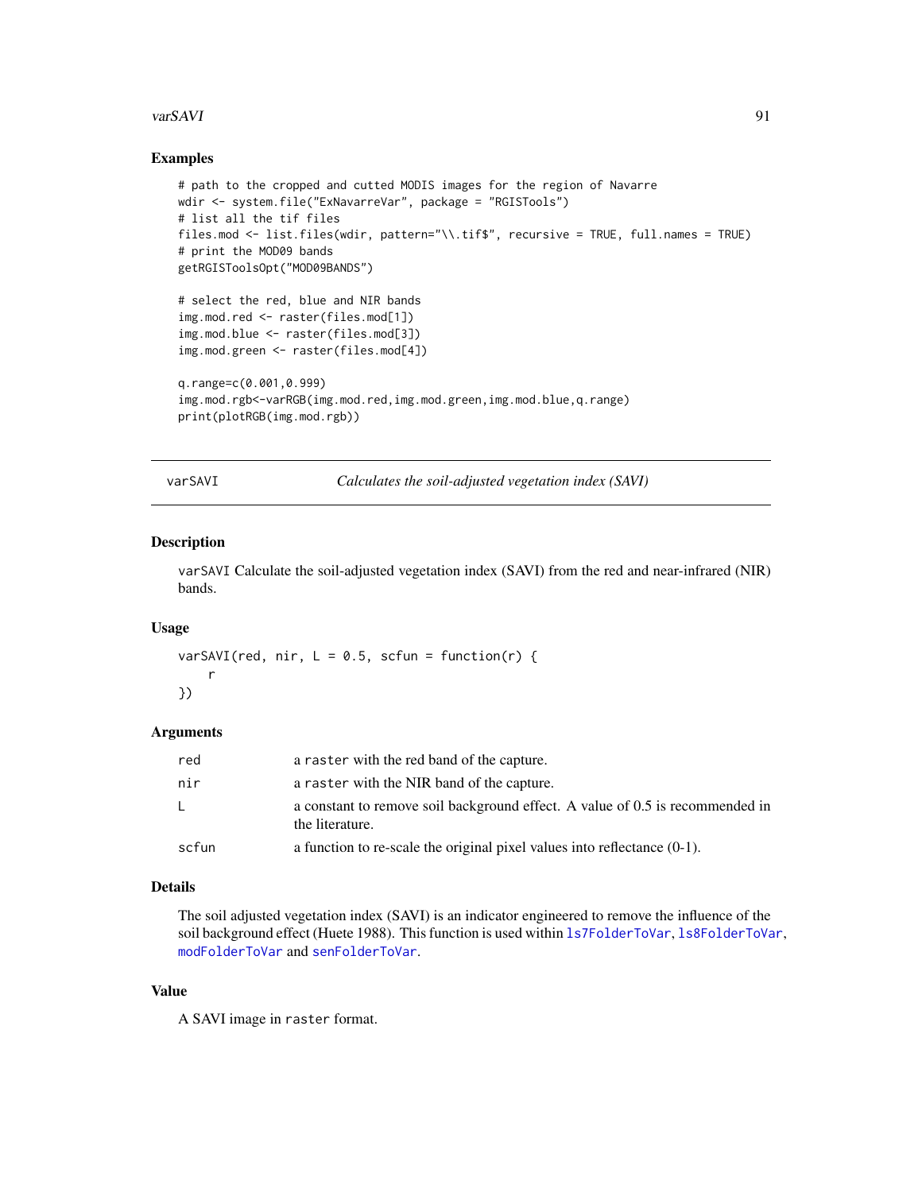## Examples

```
# path to the cropped and cutted MODIS images for the region of Navarre
wdir <- system.file("ExNavarreVar", package = "RGISTools")
# list all the tif files
files.mod <- list.files(wdir, pattern="\\.tif$", recursive = TRUE, full.names = TRUE)
# print the MOD09 bands
getRGISToolsOpt("MOD09BANDS")

# select the red, blue and NIR bands
img.mod.red <- raster(files.mod[1])
img.mod.blue <- raster(files.mod[3])
img.mod.green <- raster(files.mod[4])

q.range=c(0.001,0.999)
img.mod.rgb<-varRGB(img.mod.red,img.mod.green,img.mod.blue,q.range)
print(plotRGB(img.mod.rgb))
```

---

# varSAVI — *Calculates the soil-adjusted vegetation index (SAVI)*

## Description

varSAVI Calculate the soil-adjusted vegetation index (SAVI) from the red and near-infrared (NIR) bands.

## Usage

```
varSAVI(red, nir, L = 0.5, scfun = function(r) {
    r
})
```

## Arguments

| | |
|---|---|
| red | a raster with the red band of the capture. |
| nir | a raster with the NIR band of the capture. |
| L | a constant to remove soil background effect. A value of 0.5 is recommended in the literature. |
| scfun | a function to re-scale the original pixel values into reflectance (0-1). |

## Details

The soil adjusted vegetation index (SAVI) is an indicator engineered to remove the influence of the soil background effect (Huete 1988). This function is used within ls7FolderToVar, ls8FolderToVar, modFolderToVar and senFolderToVar.

## Value

A SAVI image in raster format.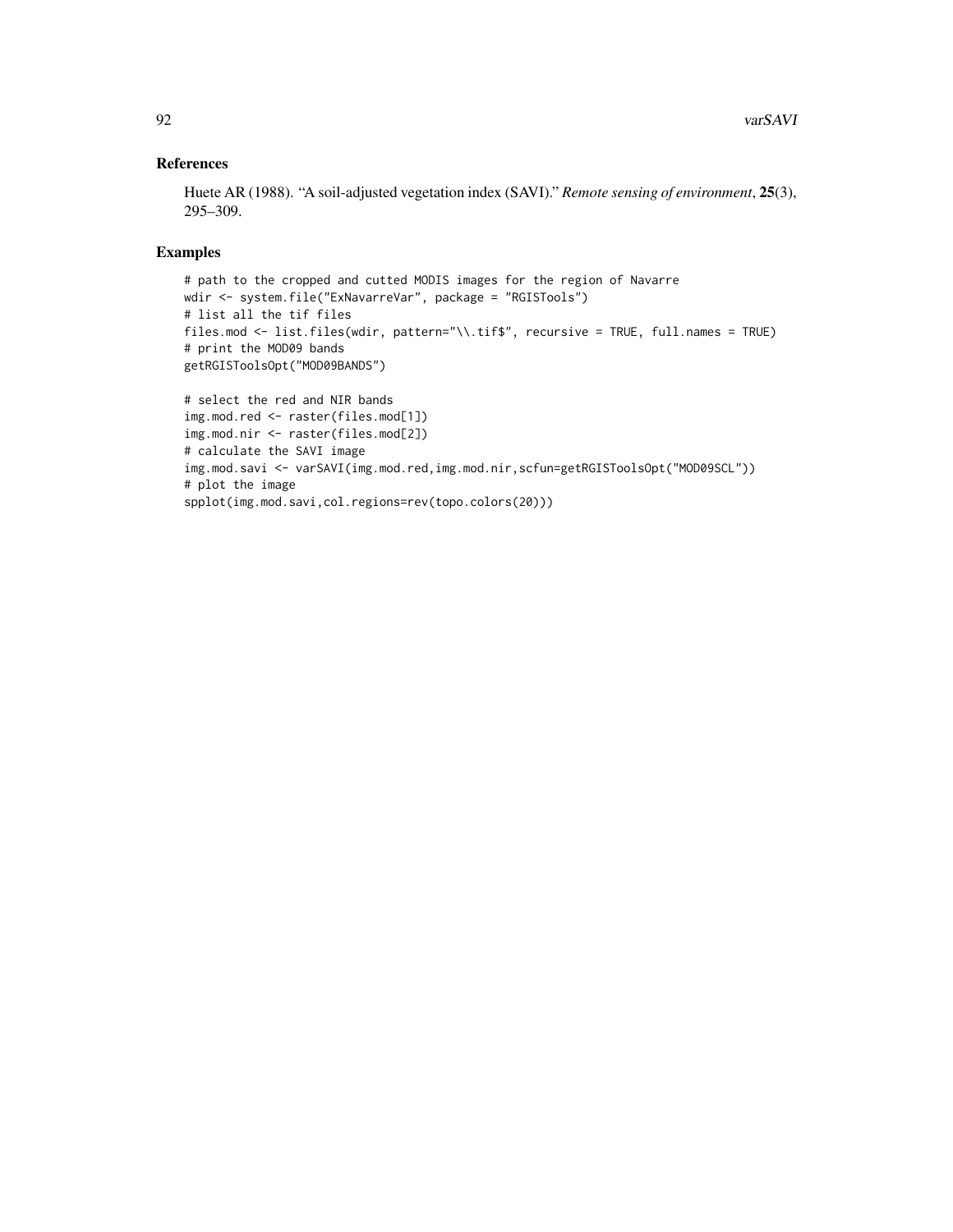## References

Huete AR (1988). "A soil-adjusted vegetation index (SAVI)." *Remote sensing of environment*, **25**(3), 295–309.

## Examples

```
# path to the cropped and cutted MODIS images for the region of Navarre
wdir <- system.file("ExNavarreVar", package = "RGISTools")
# list all the tif files
files.mod <- list.files(wdir, pattern="\\.tif$", recursive = TRUE, full.names = TRUE)
# print the MOD09 bands
getRGISToolsOpt("MOD09BANDS")

# select the red and NIR bands
img.mod.red <- raster(files.mod[1])
img.mod.nir <- raster(files.mod[2])
# calculate the SAVI image
img.mod.savi <- varSAVI(img.mod.red,img.mod.nir,scfun=getRGISToolsOpt("MOD09SCL"))
# plot the image
spplot(img.mod.savi,col.regions=rev(topo.colors(20)))
```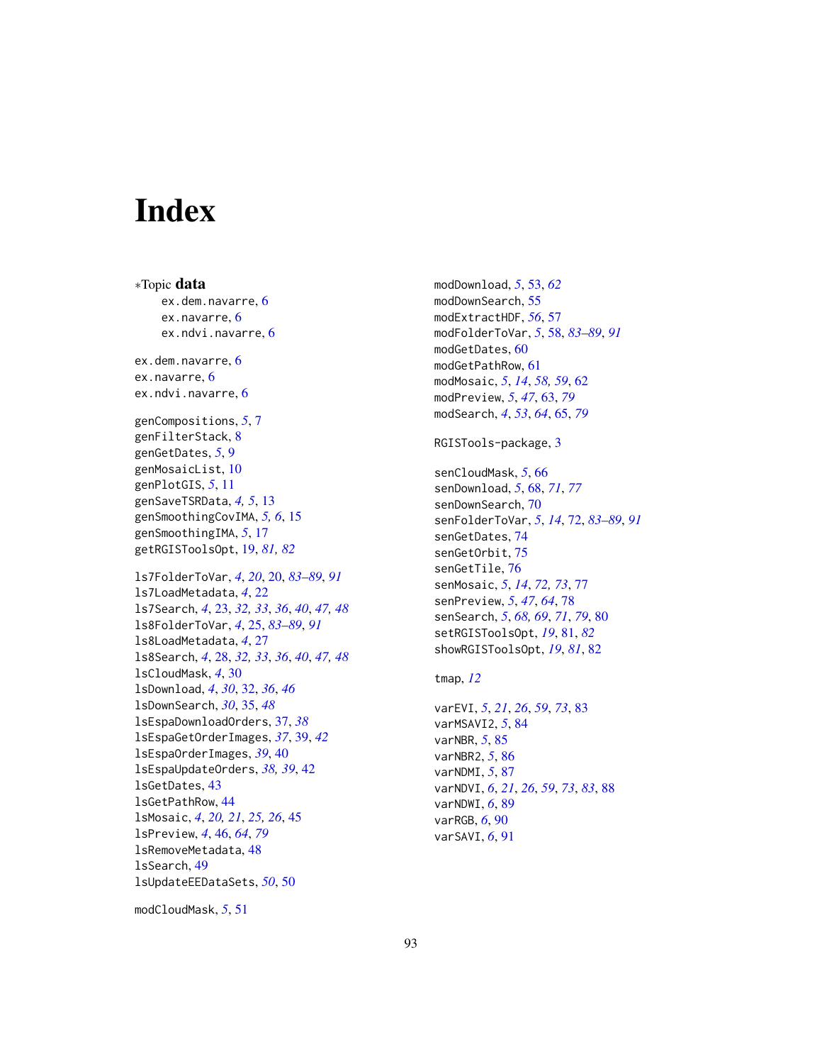# Index

∗Topic **data**

- ex.dem.navarre, 6
- ex.navarre, 6
- ex.ndvi.navarre, 6

ex.dem.navarre, 6
ex.navarre, 6
ex.ndvi.navarre, 6

genCompositions, *5*, 7
genFilterStack, 8
genGetDates, *5*, 9
genMosaicList, 10
genPlotGIS, *5*, 11
genSaveTSRData, *4, 5*, 13
genSmoothingCovIMA, *5, 6*, 15
genSmoothingIMA, *5*, 17
getRGISToolsOpt, 19, *81, 82*

ls7FolderToVar, *4*, *20*, 20, *83–89*, *91*
ls7LoadMetadata, *4*, 22
ls7Search, *4*, 23, *32, 33*, *36*, *40*, *47, 48*
ls8FolderToVar, *4*, 25, *83–89*, *91*
ls8LoadMetadata, *4*, 27
ls8Search, *4*, 28, *32, 33*, *36*, *40*, *47, 48*
lsCloudMask, *4*, 30
lsDownload, *4*, *30*, 32, *36*, *46*
lsDownSearch, *30*, 35, *48*
lsEspaDownloadOrders, 37, *38*
lsEspaGetOrderImages, *37*, 39, *42*
lsEspaOrderImages, *39*, 40
lsEspaUpdateOrders, *38, 39*, 42
lsGetDates, 43
lsGetPathRow, 44
lsMosaic, *4*, *20, 21*, *25, 26*, 45
lsPreview, *4*, 46, *64*, *79*
lsRemoveMetadata, 48
lsSearch, 49
lsUpdateEEDataSets, *50*, 50

modCloudMask, *5*, 51
modDownload, *5*, 53, *62*
modDownSearch, 55
modExtractHDF, *56*, 57
modFolderToVar, *5*, 58, *83–89*, *91*
modGetDates, 60
modGetPathRow, 61
modMosaic, *5*, *14*, *58, 59*, 62
modPreview, *5*, *47*, 63, *79*
modSearch, *4*, *53*, *64*, 65, *79*

RGISTools-package, 3

senCloudMask, *5*, 66
senDownload, *5*, 68, *71*, *77*
senDownSearch, 70
senFolderToVar, *5*, *14*, 72, *83–89*, *91*
senGetDates, 74
senGetOrbit, 75
senGetTile, 76
senMosaic, *5*, *14*, *72, 73*, 77
senPreview, *5*, *47*, *64*, 78
senSearch, *5*, *68, 69*, *71*, *79*, 80
setRGISToolsOpt, *19*, 81, *82*
showRGISToolsOpt, *19*, *81*, 82

tmap, *12*

varEVI, *5*, *21*, *26*, *59*, *73*, 83
varMSAVI2, *5*, 84
varNBR, *5*, 85
varNBR2, *5*, 86
varNDMI, *5*, 87
varNDVI, *6*, *21*, *26*, *59*, *73*, *83*, 88
varNDWI, *6*, 89
varRGB, *6*, 90
varSAVI, *6*, 91